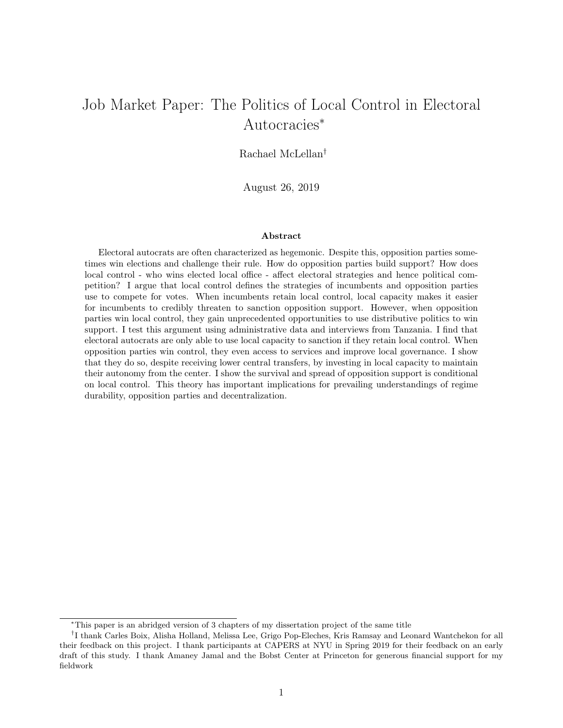# Job Market Paper: The Politics of Local Control in Electoral Autocracies*

Rachael McLellan†

August 26, 2019

### Abstract

Electoral autocrats are often characterized as hegemonic. Despite this, opposition parties sometimes win elections and challenge their rule. How do opposition parties build support? How does local control - who wins elected local office - affect electoral strategies and hence political competition? I argue that local control defines the strategies of incumbents and opposition parties use to compete for votes. When incumbents retain local control, local capacity makes it easier for incumbents to credibly threaten to sanction opposition support. However, when opposition parties win local control, they gain unprecedented opportunities to use distributive politics to win support. I test this argument using administrative data and interviews from Tanzania. I find that electoral autocrats are only able to use local capacity to sanction if they retain local control. When opposition parties win control, they even access to services and improve local governance. I show that they do so, despite receiving lower central transfers, by investing in local capacity to maintain their autonomy from the center. I show the survival and spread of opposition support is conditional on local control. This theory has important implications for prevailing understandings of regime durability, opposition parties and decentralization.

---

*This paper is an abridged version of 3 chapters of my dissertation project of the same title

†I thank Carles Boix, Alisha Holland, Melissa Lee, Grigo Pop-Eleches, Kris Ramsay and Leonard Wantchekon for all their feedback on this project. I thank participants at CAPERS at NYU in Spring 2019 for their feedback on an early draft of this study. I thank Amaney Jamal and the Bobst Center at Princeton for generous financial support for my fieldwork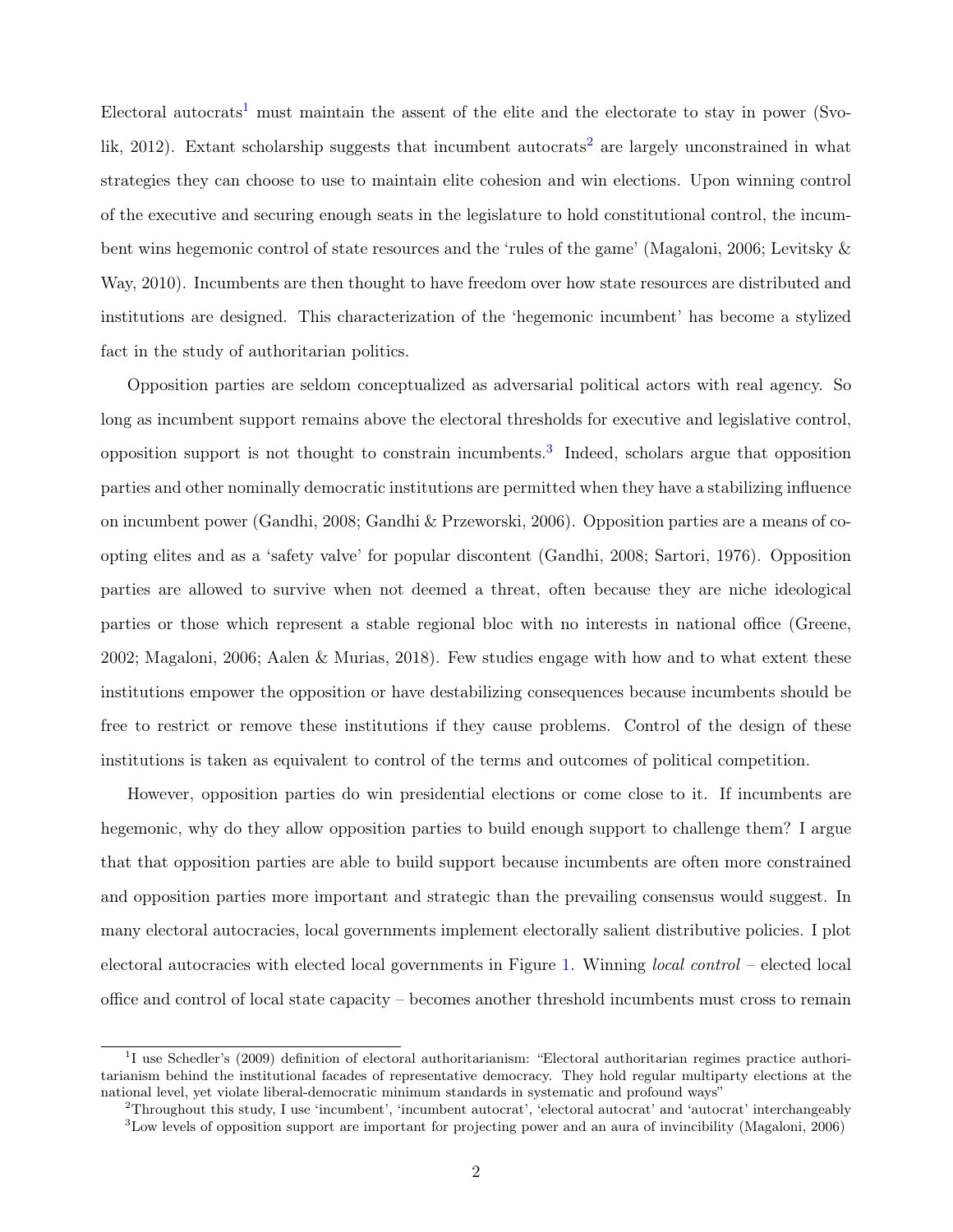Electoral autocrats[1] must maintain the assent of the elite and the electorate to stay in power (Svolik, 2012). Extant scholarship suggests that incumbent autocrats[2] are largely unconstrained in what strategies they can choose to use to maintain elite cohesion and win elections. Upon winning control of the executive and securing enough seats in the legislature to hold constitutional control, the incumbent wins hegemonic control of state resources and the 'rules of the game' (Magaloni, 2006; Levitsky & Way, 2010). Incumbents are then thought to have freedom over how state resources are distributed and institutions are designed. This characterization of the 'hegemonic incumbent' has become a stylized fact in the study of authoritarian politics.

Opposition parties are seldom conceptualized as adversarial political actors with real agency. So long as incumbent support remains above the electoral thresholds for executive and legislative control, opposition support is not thought to constrain incumbents.[3] Indeed, scholars argue that opposition parties and other nominally democratic institutions are permitted when they have a stabilizing influence on incumbent power (Gandhi, 2008; Gandhi & Przeworski, 2006). Opposition parties are a means of coopting elites and as a 'safety valve' for popular discontent (Gandhi, 2008; Sartori, 1976). Opposition parties are allowed to survive when not deemed a threat, often because they are niche ideological parties or those which represent a stable regional bloc with no interests in national office (Greene, 2002; Magaloni, 2006; Aalen & Murias, 2018). Few studies engage with how and to what extent these institutions empower the opposition or have destabilizing consequences because incumbents should be free to restrict or remove these institutions if they cause problems. Control of the design of these institutions is taken as equivalent to control of the terms and outcomes of political competition.

However, opposition parties do win presidential elections or come close to it. If incumbents are hegemonic, why do they allow opposition parties to build enough support to challenge them? I argue that that opposition parties are able to build support because incumbents are often more constrained and opposition parties more important and strategic than the prevailing consensus would suggest. In many electoral autocracies, local governments implement electorally salient distributive policies. I plot electoral autocracies with elected local governments in Figure 1. Winning *local control* – elected local office and control of local state capacity – becomes another threshold incumbents must cross to remain

---

[1] I use Schedler's (2009) definition of electoral authoritarianism: "Electoral authoritarian regimes practice authoritarianism behind the institutional facades of representative democracy. They hold regular multiparty elections at the national level, yet violate liberal-democratic minimum standards in systematic and profound ways"

[2] Throughout this study, I use 'incumbent', 'incumbent autocrat', 'electoral autocrat' and 'autocrat' interchangeably

[3] Low levels of opposition support are important for projecting power and an aura of invincibility (Magaloni, 2006)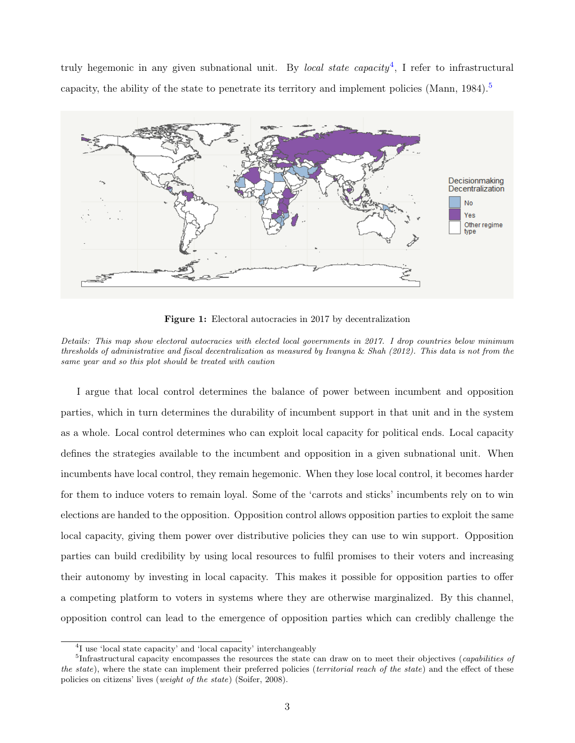truly hegemonic in any given subnational unit. By *local state capacity*[4], I refer to infrastructural capacity, the ability of the state to penetrate its territory and implement policies (Mann, 1984).[5]

**Figure 1:** Electoral autocracies in 2017 by decentralization

*Details: This map show electoral autocracies with elected local governments in 2017. I drop countries below minimum thresholds of administrative and fiscal decentralization as measured by Ivanyna & Shah (2012). This data is not from the same year and so this plot should be treated with caution*

I argue that local control determines the balance of power between incumbent and opposition parties, which in turn determines the durability of incumbent support in that unit and in the system as a whole. Local control determines who can exploit local capacity for political ends. Local capacity defines the strategies available to the incumbent and opposition in a given subnational unit. When incumbents have local control, they remain hegemonic. When they lose local control, it becomes harder for them to induce voters to remain loyal. Some of the 'carrots and sticks' incumbents rely on to win elections are handed to the opposition. Opposition control allows opposition parties to exploit the same local capacity, giving them power over distributive policies they can use to win support. Opposition parties can build credibility by using local resources to fulfil promises to their voters and increasing their autonomy by investing in local capacity. This makes it possible for opposition parties to offer a competing platform to voters in systems where they are otherwise marginalized. By this channel, opposition control can lead to the emergence of opposition parties which can credibly challenge the

[4] I use 'local state capacity' and 'local capacity' interchangeably

[5] Infrastructural capacity encompasses the resources the state can draw on to meet their objectives (*capabilities of the state*), where the state can implement their preferred policies (*territorial reach of the state*) and the effect of these policies on citizens' lives (*weight of the state*) (Soifer, 2008).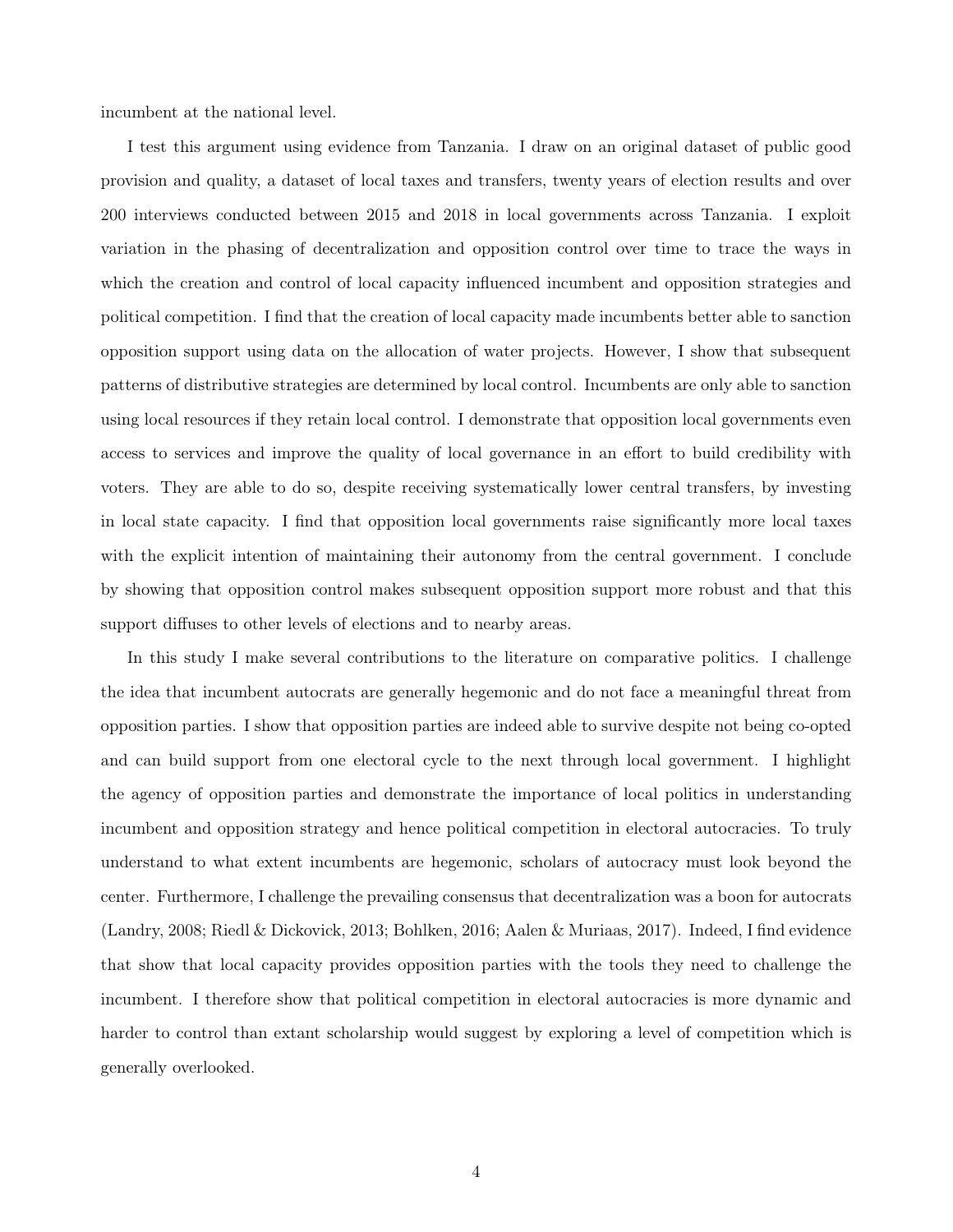incumbent at the national level.

I test this argument using evidence from Tanzania. I draw on an original dataset of public good provision and quality, a dataset of local taxes and transfers, twenty years of election results and over 200 interviews conducted between 2015 and 2018 in local governments across Tanzania. I exploit variation in the phasing of decentralization and opposition control over time to trace the ways in which the creation and control of local capacity influenced incumbent and opposition strategies and political competition. I find that the creation of local capacity made incumbents better able to sanction opposition support using data on the allocation of water projects. However, I show that subsequent patterns of distributive strategies are determined by local control. Incumbents are only able to sanction using local resources if they retain local control. I demonstrate that opposition local governments even access to services and improve the quality of local governance in an effort to build credibility with voters. They are able to do so, despite receiving systematically lower central transfers, by investing in local state capacity. I find that opposition local governments raise significantly more local taxes with the explicit intention of maintaining their autonomy from the central government. I conclude by showing that opposition control makes subsequent opposition support more robust and that this support diffuses to other levels of elections and to nearby areas.

In this study I make several contributions to the literature on comparative politics. I challenge the idea that incumbent autocrats are generally hegemonic and do not face a meaningful threat from opposition parties. I show that opposition parties are indeed able to survive despite not being co-opted and can build support from one electoral cycle to the next through local government. I highlight the agency of opposition parties and demonstrate the importance of local politics in understanding incumbent and opposition strategy and hence political competition in electoral autocracies. To truly understand to what extent incumbents are hegemonic, scholars of autocracy must look beyond the center. Furthermore, I challenge the prevailing consensus that decentralization was a boon for autocrats (Landry, 2008; Riedl & Dickovick, 2013; Bohlken, 2016; Aalen & Muriaas, 2017). Indeed, I find evidence that show that local capacity provides opposition parties with the tools they need to challenge the incumbent. I therefore show that political competition in electoral autocracies is more dynamic and harder to control than extant scholarship would suggest by exploring a level of competition which is generally overlooked.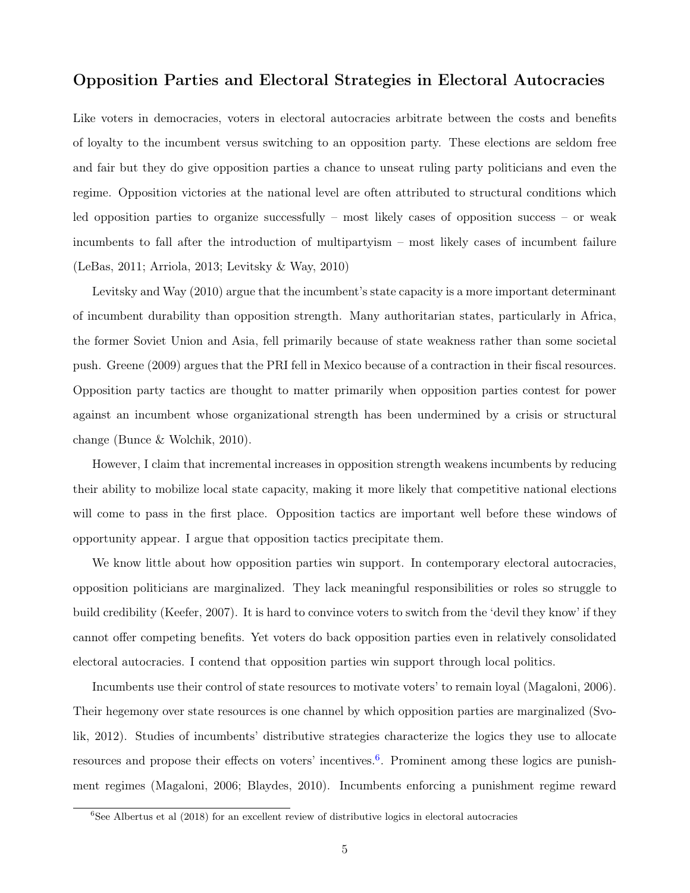## Opposition Parties and Electoral Strategies in Electoral Autocracies

Like voters in democracies, voters in electoral autocracies arbitrate between the costs and benefits of loyalty to the incumbent versus switching to an opposition party. These elections are seldom free and fair but they do give opposition parties a chance to unseat ruling party politicians and even the regime. Opposition victories at the national level are often attributed to structural conditions which led opposition parties to organize successfully – most likely cases of opposition success – or weak incumbents to fall after the introduction of multipartyism – most likely cases of incumbent failure (LeBas, 2011; Arriola, 2013; Levitsky & Way, 2010)

Levitsky and Way (2010) argue that the incumbent's state capacity is a more important determinant of incumbent durability than opposition strength. Many authoritarian states, particularly in Africa, the former Soviet Union and Asia, fell primarily because of state weakness rather than some societal push. Greene (2009) argues that the PRI fell in Mexico because of a contraction in their fiscal resources. Opposition party tactics are thought to matter primarily when opposition parties contest for power against an incumbent whose organizational strength has been undermined by a crisis or structural change (Bunce & Wolchik, 2010).

However, I claim that incremental increases in opposition strength weakens incumbents by reducing their ability to mobilize local state capacity, making it more likely that competitive national elections will come to pass in the first place. Opposition tactics are important well before these windows of opportunity appear. I argue that opposition tactics precipitate them.

We know little about how opposition parties win support. In contemporary electoral autocracies, opposition politicians are marginalized. They lack meaningful responsibilities or roles so struggle to build credibility (Keefer, 2007). It is hard to convince voters to switch from the 'devil they know' if they cannot offer competing benefits. Yet voters do back opposition parties even in relatively consolidated electoral autocracies. I contend that opposition parties win support through local politics.

Incumbents use their control of state resources to motivate voters' to remain loyal (Magaloni, 2006). Their hegemony over state resources is one channel by which opposition parties are marginalized (Svolik, 2012). Studies of incumbents' distributive strategies characterize the logics they use to allocate resources and propose their effects on voters' incentives.[6]. Prominent among these logics are punishment regimes (Magaloni, 2006; Blaydes, 2010). Incumbents enforcing a punishment regime reward

[6] See Albertus et al (2018) for an excellent review of distributive logics in electoral autocracies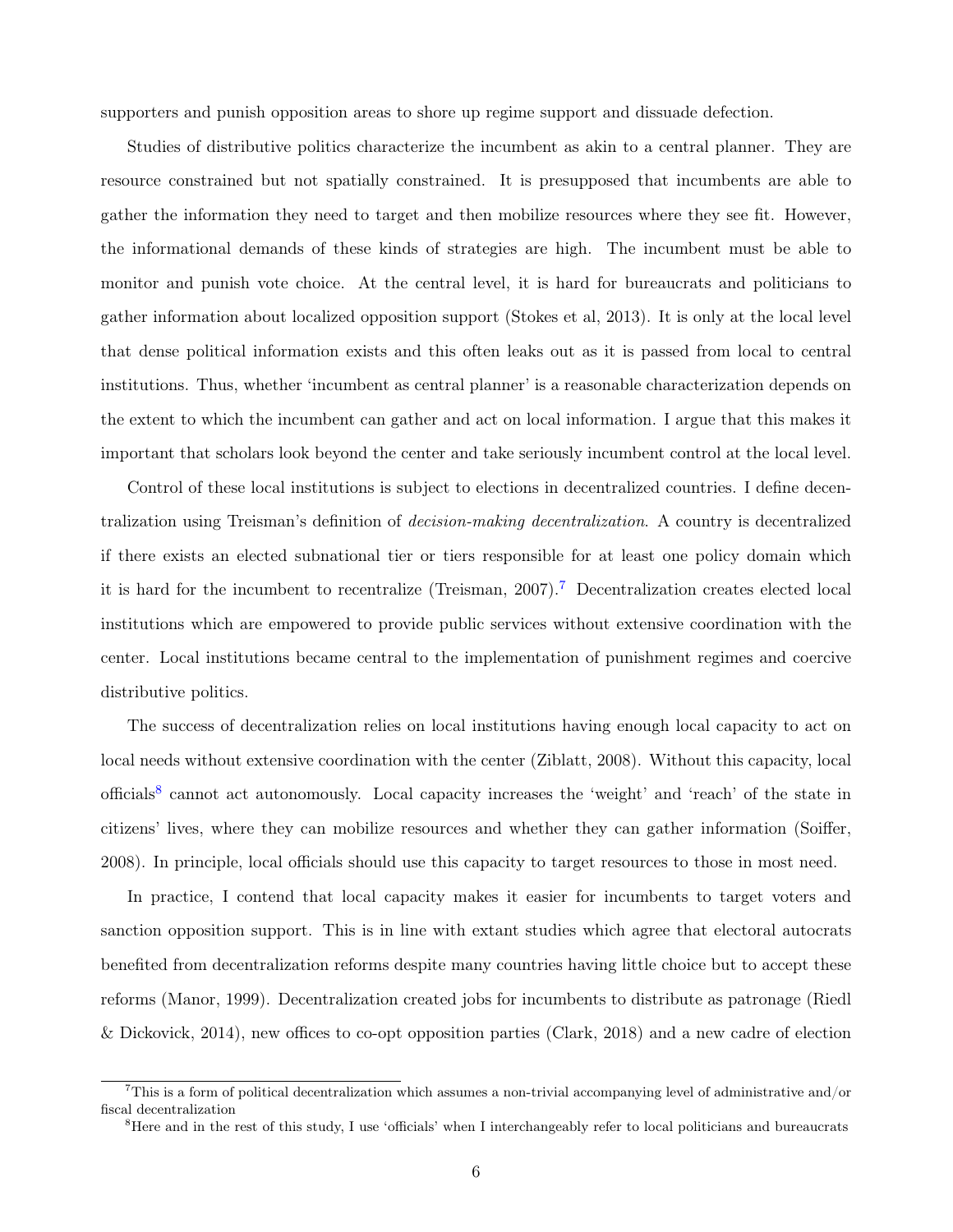supporters and punish opposition areas to shore up regime support and dissuade defection.

Studies of distributive politics characterize the incumbent as akin to a central planner. They are resource constrained but not spatially constrained. It is presupposed that incumbents are able to gather the information they need to target and then mobilize resources where they see fit. However, the informational demands of these kinds of strategies are high. The incumbent must be able to monitor and punish vote choice. At the central level, it is hard for bureaucrats and politicians to gather information about localized opposition support (Stokes et al, 2013). It is only at the local level that dense political information exists and this often leaks out as it is passed from local to central institutions. Thus, whether 'incumbent as central planner' is a reasonable characterization depends on the extent to which the incumbent can gather and act on local information. I argue that this makes it important that scholars look beyond the center and take seriously incumbent control at the local level.

Control of these local institutions is subject to elections in decentralized countries. I define decentralization using Treisman's definition of *decision-making decentralization*. A country is decentralized if there exists an elected subnational tier or tiers responsible for at least one policy domain which it is hard for the incumbent to recentralize (Treisman, 2007).[7] Decentralization creates elected local institutions which are empowered to provide public services without extensive coordination with the center. Local institutions became central to the implementation of punishment regimes and coercive distributive politics.

The success of decentralization relies on local institutions having enough local capacity to act on local needs without extensive coordination with the center (Ziblatt, 2008). Without this capacity, local officials[8] cannot act autonomously. Local capacity increases the 'weight' and 'reach' of the state in citizens' lives, where they can mobilize resources and whether they can gather information (Soiffer, 2008). In principle, local officials should use this capacity to target resources to those in most need.

In practice, I contend that local capacity makes it easier for incumbents to target voters and sanction opposition support. This is in line with extant studies which agree that electoral autocrats benefited from decentralization reforms despite many countries having little choice but to accept these reforms (Manor, 1999). Decentralization created jobs for incumbents to distribute as patronage (Riedl & Dickovick, 2014), new offices to co-opt opposition parties (Clark, 2018) and a new cadre of election

[7] This is a form of political decentralization which assumes a non-trivial accompanying level of administrative and/or fiscal decentralization

[8] Here and in the rest of this study, I use 'officials' when I interchangeably refer to local politicians and bureaucrats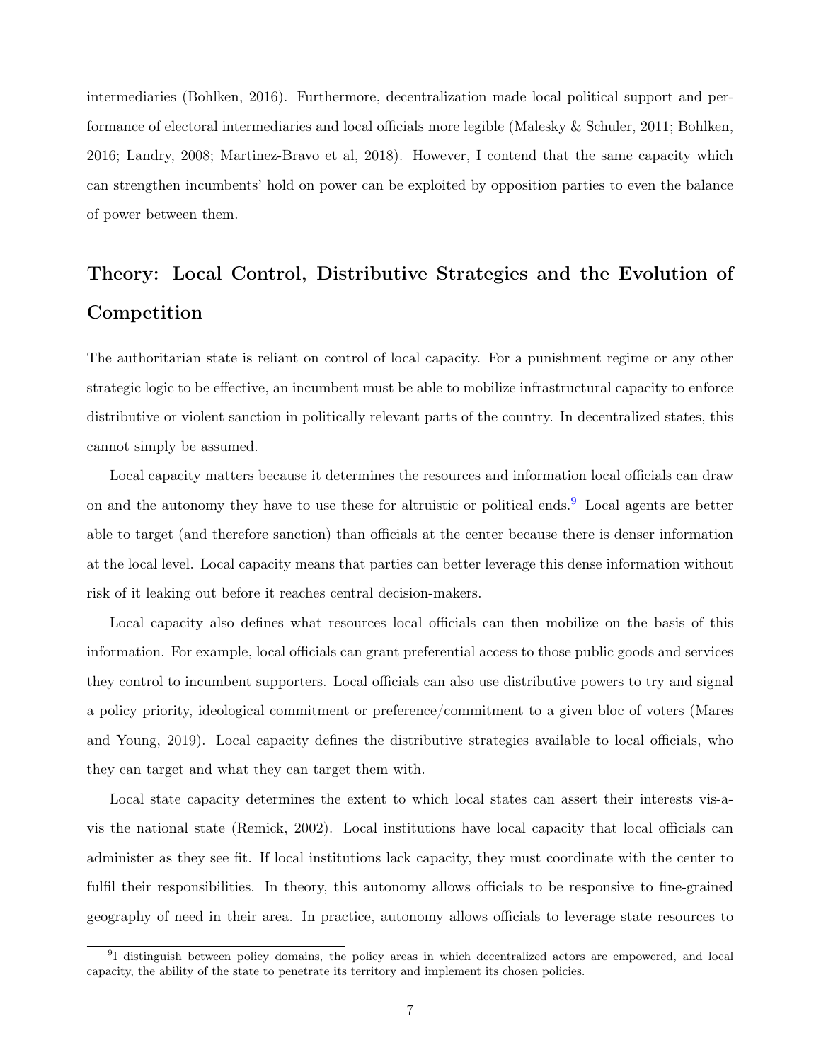intermediaries (Bohlken, 2016). Furthermore, decentralization made local political support and performance of electoral intermediaries and local officials more legible (Malesky & Schuler, 2011; Bohlken, 2016; Landry, 2008; Martinez-Bravo et al, 2018). However, I contend that the same capacity which can strengthen incumbents' hold on power can be exploited by opposition parties to even the balance of power between them.

## Theory: Local Control, Distributive Strategies and the Evolution of Competition

The authoritarian state is reliant on control of local capacity. For a punishment regime or any other strategic logic to be effective, an incumbent must be able to mobilize infrastructural capacity to enforce distributive or violent sanction in politically relevant parts of the country. In decentralized states, this cannot simply be assumed.

Local capacity matters because it determines the resources and information local officials can draw on and the autonomy they have to use these for altruistic or political ends.[9] Local agents are better able to target (and therefore sanction) than officials at the center because there is denser information at the local level. Local capacity means that parties can better leverage this dense information without risk of it leaking out before it reaches central decision-makers.

Local capacity also defines what resources local officials can then mobilize on the basis of this information. For example, local officials can grant preferential access to those public goods and services they control to incumbent supporters. Local officials can also use distributive powers to try and signal a policy priority, ideological commitment or preference/commitment to a given bloc of voters (Mares and Young, 2019). Local capacity defines the distributive strategies available to local officials, who they can target and what they can target them with.

Local state capacity determines the extent to which local states can assert their interests vis-a-vis the national state (Remick, 2002). Local institutions have local capacity that local officials can administer as they see fit. If local institutions lack capacity, they must coordinate with the center to fulfil their responsibilities. In theory, this autonomy allows officials to be responsive to fine-grained geography of need in their area. In practice, autonomy allows officials to leverage state resources to

[9] I distinguish between policy domains, the policy areas in which decentralized actors are empowered, and local capacity, the ability of the state to penetrate its territory and implement its chosen policies.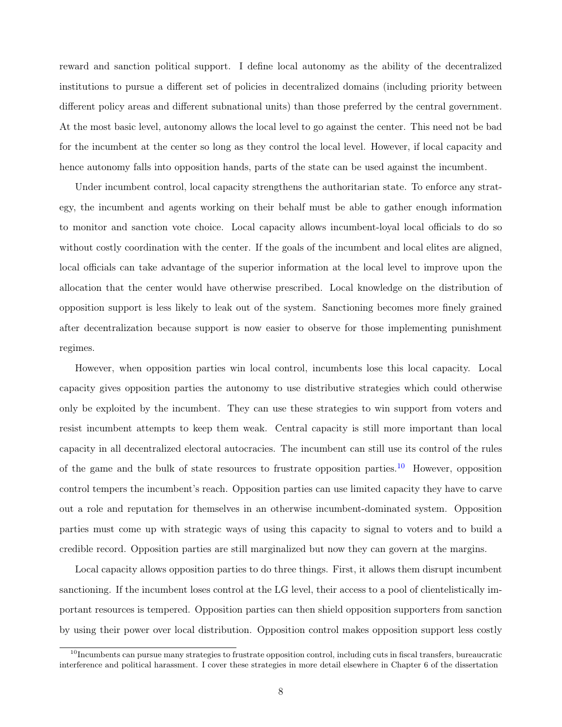reward and sanction political support. I define local autonomy as the ability of the decentralized institutions to pursue a different set of policies in decentralized domains (including priority between different policy areas and different subnational units) than those preferred by the central government. At the most basic level, autonomy allows the local level to go against the center. This need not be bad for the incumbent at the center so long as they control the local level. However, if local capacity and hence autonomy falls into opposition hands, parts of the state can be used against the incumbent.

Under incumbent control, local capacity strengthens the authoritarian state. To enforce any strategy, the incumbent and agents working on their behalf must be able to gather enough information to monitor and sanction vote choice. Local capacity allows incumbent-loyal local officials to do so without costly coordination with the center. If the goals of the incumbent and local elites are aligned, local officials can take advantage of the superior information at the local level to improve upon the allocation that the center would have otherwise prescribed. Local knowledge on the distribution of opposition support is less likely to leak out of the system. Sanctioning becomes more finely grained after decentralization because support is now easier to observe for those implementing punishment regimes.

However, when opposition parties win local control, incumbents lose this local capacity. Local capacity gives opposition parties the autonomy to use distributive strategies which could otherwise only be exploited by the incumbent. They can use these strategies to win support from voters and resist incumbent attempts to keep them weak. Central capacity is still more important than local capacity in all decentralized electoral autocracies. The incumbent can still use its control of the rules of the game and the bulk of state resources to frustrate opposition parties.[10] However, opposition control tempers the incumbent's reach. Opposition parties can use limited capacity they have to carve out a role and reputation for themselves in an otherwise incumbent-dominated system. Opposition parties must come up with strategic ways of using this capacity to signal to voters and to build a credible record. Opposition parties are still marginalized but now they can govern at the margins.

Local capacity allows opposition parties to do three things. First, it allows them disrupt incumbent sanctioning. If the incumbent loses control at the LG level, their access to a pool of clientelistically important resources is tempered. Opposition parties can then shield opposition supporters from sanction by using their power over local distribution. Opposition control makes opposition support less costly

[10] Incumbents can pursue many strategies to frustrate opposition control, including cuts in fiscal transfers, bureaucratic interference and political harassment. I cover these strategies in more detail elsewhere in Chapter 6 of the dissertation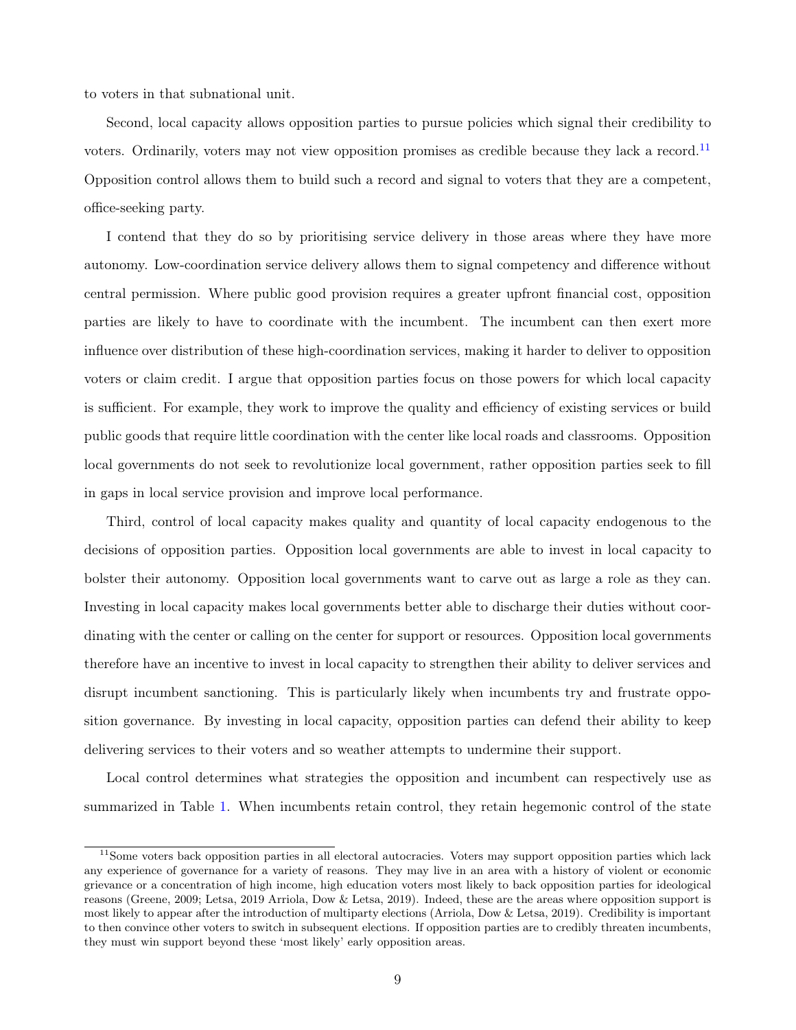to voters in that subnational unit.

Second, local capacity allows opposition parties to pursue policies which signal their credibility to voters. Ordinarily, voters may not view opposition promises as credible because they lack a record.[11] Opposition control allows them to build such a record and signal to voters that they are a competent, office-seeking party.

I contend that they do so by prioritising service delivery in those areas where they have more autonomy. Low-coordination service delivery allows them to signal competency and difference without central permission. Where public good provision requires a greater upfront financial cost, opposition parties are likely to have to coordinate with the incumbent. The incumbent can then exert more influence over distribution of these high-coordination services, making it harder to deliver to opposition voters or claim credit. I argue that opposition parties focus on those powers for which local capacity is sufficient. For example, they work to improve the quality and efficiency of existing services or build public goods that require little coordination with the center like local roads and classrooms. Opposition local governments do not seek to revolutionize local government, rather opposition parties seek to fill in gaps in local service provision and improve local performance.

Third, control of local capacity makes quality and quantity of local capacity endogenous to the decisions of opposition parties. Opposition local governments are able to invest in local capacity to bolster their autonomy. Opposition local governments want to carve out as large a role as they can. Investing in local capacity makes local governments better able to discharge their duties without coordinating with the center or calling on the center for support or resources. Opposition local governments therefore have an incentive to invest in local capacity to strengthen their ability to deliver services and disrupt incumbent sanctioning. This is particularly likely when incumbents try and frustrate opposition governance. By investing in local capacity, opposition parties can defend their ability to keep delivering services to their voters and so weather attempts to undermine their support.

Local control determines what strategies the opposition and incumbent can respectively use as summarized in Table 1. When incumbents retain control, they retain hegemonic control of the state

[11] Some voters back opposition parties in all electoral autocracies. Voters may support opposition parties which lack any experience of governance for a variety of reasons. They may live in an area with a history of violent or economic grievance or a concentration of high income, high education voters most likely to back opposition parties for ideological reasons (Greene, 2009; Letsa, 2019 Arriola, Dow & Letsa, 2019). Indeed, these are the areas where opposition support is most likely to appear after the introduction of multiparty elections (Arriola, Dow & Letsa, 2019). Credibility is important to then convince other voters to switch in subsequent elections. If opposition parties are to credibly threaten incumbents, they must win support beyond these 'most likely' early opposition areas.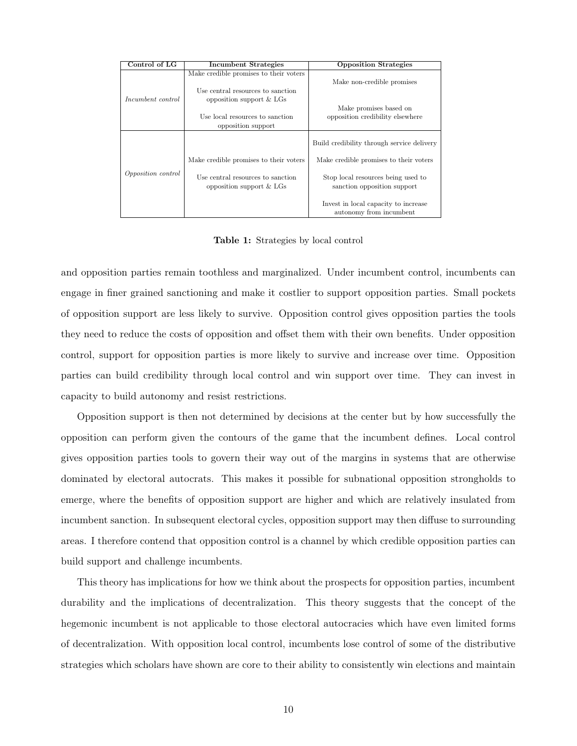| Control of LG | Incumbent Strategies | Opposition Strategies |
|---|---|---|
| *Incumbent control* | Make credible promises to their voters<br><br>Use central resources to sanction opposition support & LGs<br><br>Use local resources to sanction opposition support | Make non-credible promises<br><br>Make promises based on opposition credibility elsewhere |
| *Opposition control* | Make credible promises to their voters<br><br>Use central resources to sanction opposition support & LGs | Build credibility through service delivery<br><br>Make credible promises to their voters<br><br>Stop local resources being used to sanction opposition support<br><br>Invest in local capacity to increase autonomy from incumbent |

**Table 1:** Strategies by local control

and opposition parties remain toothless and marginalized. Under incumbent control, incumbents can engage in finer grained sanctioning and make it costlier to support opposition parties. Small pockets of opposition support are less likely to survive. Opposition control gives opposition parties the tools they need to reduce the costs of opposition and offset them with their own benefits. Under opposition control, support for opposition parties is more likely to survive and increase over time. Opposition parties can build credibility through local control and win support over time. They can invest in capacity to build autonomy and resist restrictions.

Opposition support is then not determined by decisions at the center but by how successfully the opposition can perform given the contours of the game that the incumbent defines. Local control gives opposition parties tools to govern their way out of the margins in systems that are otherwise dominated by electoral autocrats. This makes it possible for subnational opposition strongholds to emerge, where the benefits of opposition support are higher and which are relatively insulated from incumbent sanction. In subsequent electoral cycles, opposition support may then diffuse to surrounding areas. I therefore contend that opposition control is a channel by which credible opposition parties can build support and challenge incumbents.

This theory has implications for how we think about the prospects for opposition parties, incumbent durability and the implications of decentralization. This theory suggests that the concept of the hegemonic incumbent is not applicable to those electoral autocracies which have even limited forms of decentralization. With opposition local control, incumbents lose control of some of the distributive strategies which scholars have shown are core to their ability to consistently win elections and maintain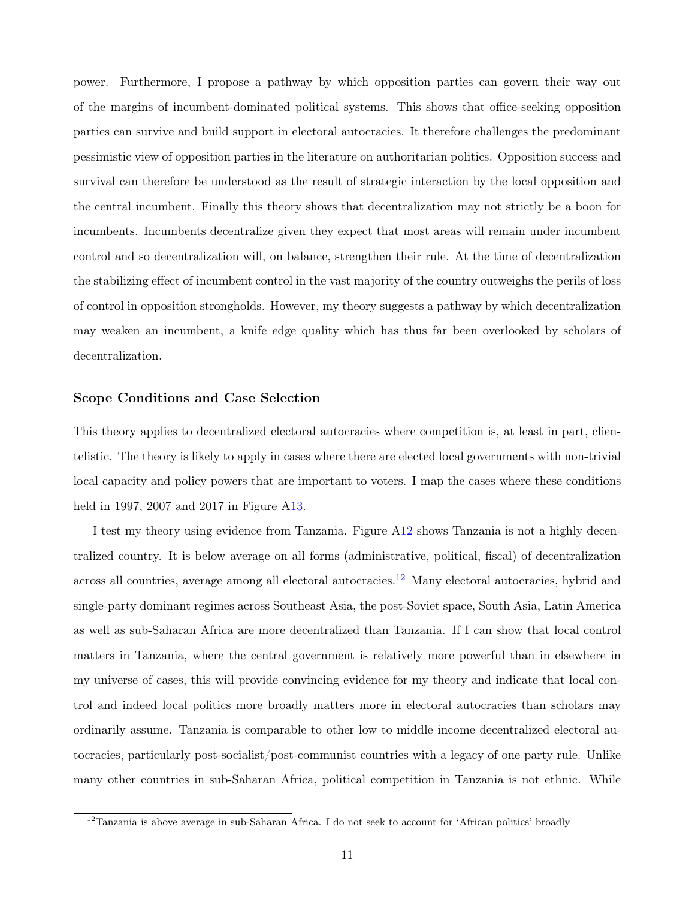power. Furthermore, I propose a pathway by which opposition parties can govern their way out of the margins of incumbent-dominated political systems. This shows that office-seeking opposition parties can survive and build support in electoral autocracies. It therefore challenges the predominant pessimistic view of opposition parties in the literature on authoritarian politics. Opposition success and survival can therefore be understood as the result of strategic interaction by the local opposition and the central incumbent. Finally this theory shows that decentralization may not strictly be a boon for incumbents. Incumbents decentralize given they expect that most areas will remain under incumbent control and so decentralization will, on balance, strengthen their rule. At the time of decentralization the stabilizing effect of incumbent control in the vast majority of the country outweighs the perils of loss of control in opposition strongholds. However, my theory suggests a pathway by which decentralization may weaken an incumbent, a knife edge quality which has thus far been overlooked by scholars of decentralization.

### Scope Conditions and Case Selection

This theory applies to decentralized electoral autocracies where competition is, at least in part, clientelistic. The theory is likely to apply in cases where there are elected local governments with non-trivial local capacity and policy powers that are important to voters. I map the cases where these conditions held in 1997, 2007 and 2017 in Figure A13.

I test my theory using evidence from Tanzania. Figure A12 shows Tanzania is not a highly decentralized country. It is below average on all forms (administrative, political, fiscal) of decentralization across all countries, average among all electoral autocracies.[12] Many electoral autocracies, hybrid and single-party dominant regimes across Southeast Asia, the post-Soviet space, South Asia, Latin America as well as sub-Saharan Africa are more decentralized than Tanzania. If I can show that local control matters in Tanzania, where the central government is relatively more powerful than in elsewhere in my universe of cases, this will provide convincing evidence for my theory and indicate that local control and indeed local politics more broadly matters more in electoral autocracies than scholars may ordinarily assume. Tanzania is comparable to other low to middle income decentralized electoral autocracies, particularly post-socialist/post-communist countries with a legacy of one party rule. Unlike many other countries in sub-Saharan Africa, political competition in Tanzania is not ethnic. While

[12] Tanzania is above average in sub-Saharan Africa. I do not seek to account for 'African politics' broadly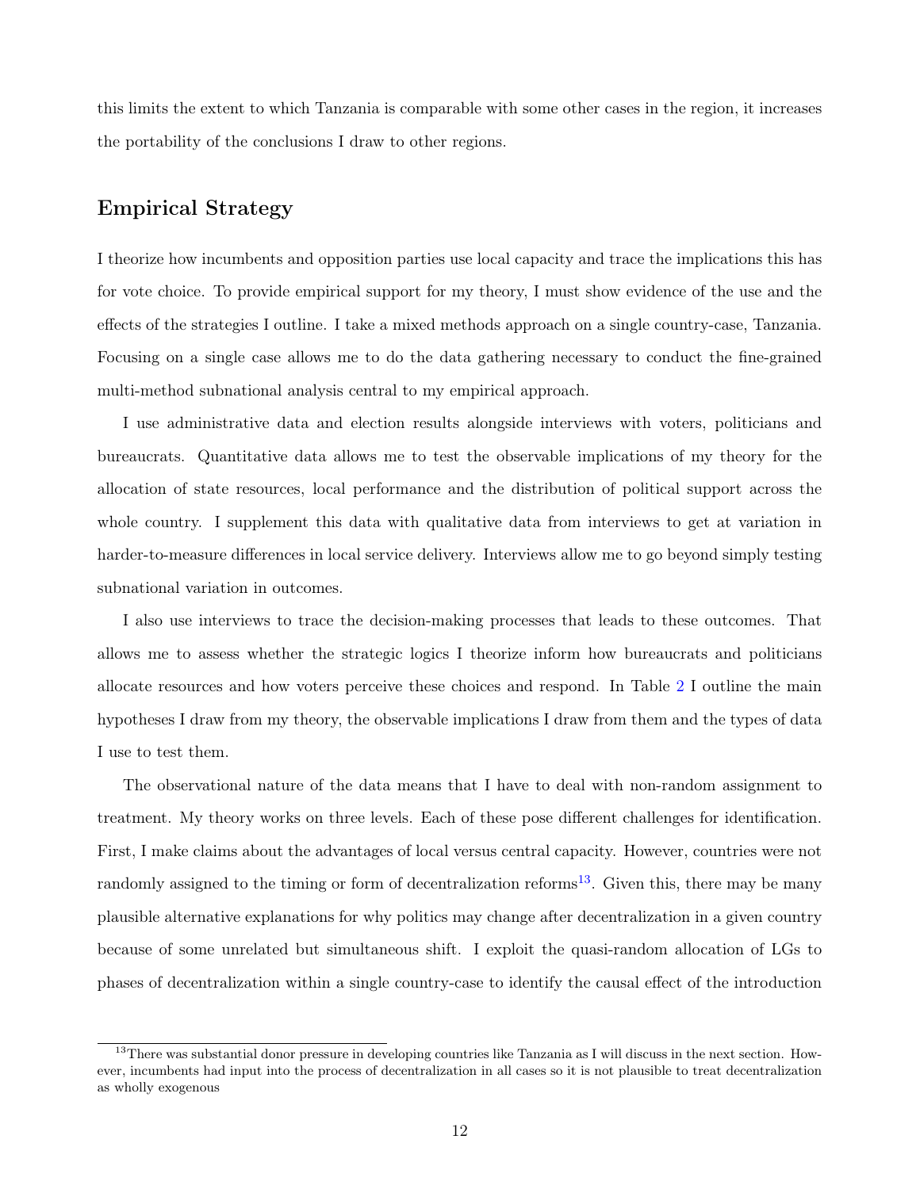this limits the extent to which Tanzania is comparable with some other cases in the region, it increases the portability of the conclusions I draw to other regions.

## Empirical Strategy

I theorize how incumbents and opposition parties use local capacity and trace the implications this has for vote choice. To provide empirical support for my theory, I must show evidence of the use and the effects of the strategies I outline. I take a mixed methods approach on a single country-case, Tanzania. Focusing on a single case allows me to do the data gathering necessary to conduct the fine-grained multi-method subnational analysis central to my empirical approach.

I use administrative data and election results alongside interviews with voters, politicians and bureaucrats. Quantitative data allows me to test the observable implications of my theory for the allocation of state resources, local performance and the distribution of political support across the whole country. I supplement this data with qualitative data from interviews to get at variation in harder-to-measure differences in local service delivery. Interviews allow me to go beyond simply testing subnational variation in outcomes.

I also use interviews to trace the decision-making processes that leads to these outcomes. That allows me to assess whether the strategic logics I theorize inform how bureaucrats and politicians allocate resources and how voters perceive these choices and respond. In Table 2 I outline the main hypotheses I draw from my theory, the observable implications I draw from them and the types of data I use to test them.

The observational nature of the data means that I have to deal with non-random assignment to treatment. My theory works on three levels. Each of these pose different challenges for identification. First, I make claims about the advantages of local versus central capacity. However, countries were not randomly assigned to the timing or form of decentralization reforms[13]. Given this, there may be many plausible alternative explanations for why politics may change after decentralization in a given country because of some unrelated but simultaneous shift. I exploit the quasi-random allocation of LGs to phases of decentralization within a single country-case to identify the causal effect of the introduction

[13]There was substantial donor pressure in developing countries like Tanzania as I will discuss in the next section. However, incumbents had input into the process of decentralization in all cases so it is not plausible to treat decentralization as wholly exogenous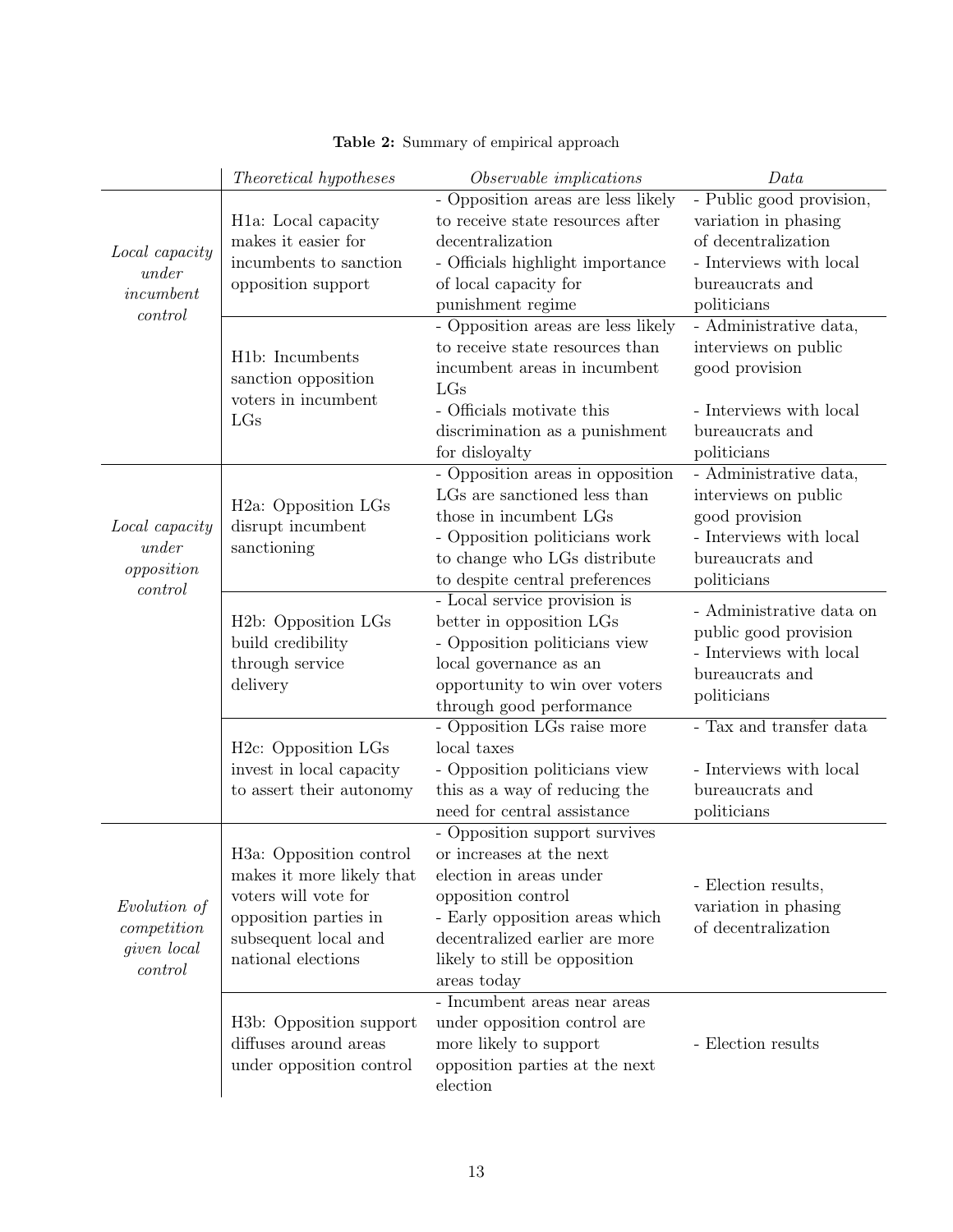**Table 2:** Summary of empirical approach

| | *Theoretical hypotheses* | *Observable implications* | *Data* |
|---|---|---|---|
| *Local capacity under incumbent control* | H1a: Local capacity makes it easier for incumbents to sanction opposition support | - Opposition areas are less likely to receive state resources after decentralization<br>- Officials highlight importance of local capacity for punishment regime | - Public good provision, variation in phasing of decentralization<br>- Interviews with local bureaucrats and politicians |
| | H1b: Incumbents sanction opposition voters in incumbent LGs | - Opposition areas are less likely to receive state resources than incumbent areas in incumbent LGs<br>- Officials motivate this discrimination as a punishment for disloyalty | - Administrative data, interviews on public good provision<br>- Interviews with local bureaucrats and politicians |
| *Local capacity under opposition control* | H2a: Opposition LGs disrupt incumbent sanctioning | - Opposition areas in opposition LGs are sanctioned less than those in incumbent LGs<br>- Opposition politicians work to change who LGs distribute to despite central preferences | - Administrative data, interviews on public good provision<br>- Interviews with local bureaucrats and politicians |
| | H2b: Opposition LGs build credibility through service delivery | - Local service provision is better in opposition LGs<br>- Opposition politicians view local governance as an opportunity to win over voters through good performance | - Administrative data on public good provision<br>- Interviews with local bureaucrats and politicians |
| | H2c: Opposition LGs invest in local capacity to assert their autonomy | - Opposition LGs raise more local taxes<br>- Opposition politicians view this as a way of reducing the need for central assistance | - Tax and transfer data<br>- Interviews with local bureaucrats and politicians |
| *Evolution of competition given local control* | H3a: Opposition control makes it more likely that voters will vote for opposition parties in subsequent local and national elections | - Opposition support survives or increases at the next election in areas under opposition control<br>- Early opposition areas which decentralized earlier are more likely to still be opposition areas today | - Election results, variation in phasing of decentralization |
| | H3b: Opposition support diffuses around areas under opposition control | - Incumbent areas near areas under opposition control are more likely to support opposition parties at the next election | - Election results |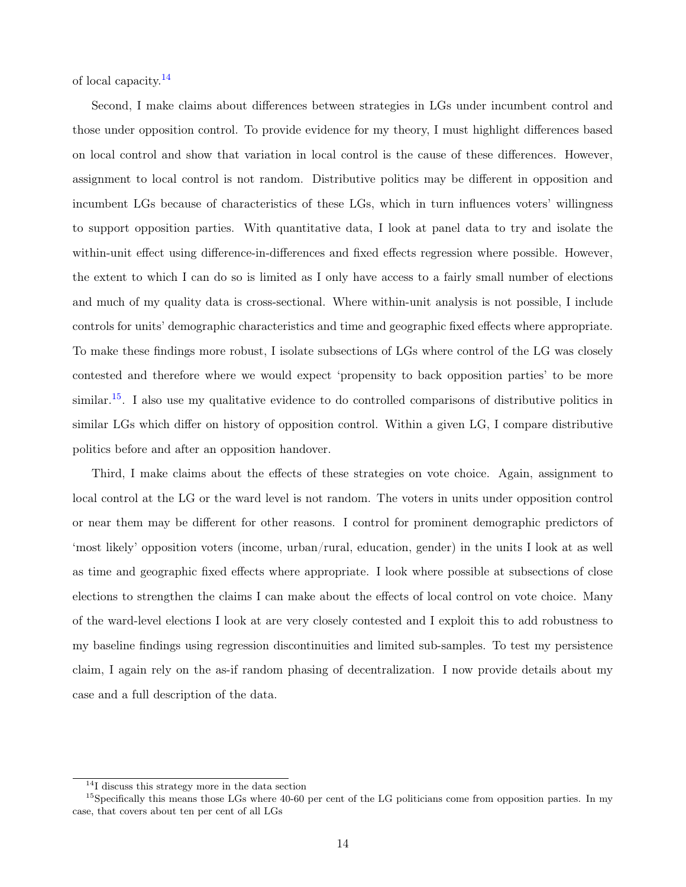of local capacity.[14]

Second, I make claims about differences between strategies in LGs under incumbent control and those under opposition control. To provide evidence for my theory, I must highlight differences based on local control and show that variation in local control is the cause of these differences. However, assignment to local control is not random. Distributive politics may be different in opposition and incumbent LGs because of characteristics of these LGs, which in turn influences voters' willingness to support opposition parties. With quantitative data, I look at panel data to try and isolate the within-unit effect using difference-in-differences and fixed effects regression where possible. However, the extent to which I can do so is limited as I only have access to a fairly small number of elections and much of my quality data is cross-sectional. Where within-unit analysis is not possible, I include controls for units' demographic characteristics and time and geographic fixed effects where appropriate. To make these findings more robust, I isolate subsections of LGs where control of the LG was closely contested and therefore where we would expect 'propensity to back opposition parties' to be more similar.[15]. I also use my qualitative evidence to do controlled comparisons of distributive politics in similar LGs which differ on history of opposition control. Within a given LG, I compare distributive politics before and after an opposition handover.

Third, I make claims about the effects of these strategies on vote choice. Again, assignment to local control at the LG or the ward level is not random. The voters in units under opposition control or near them may be different for other reasons. I control for prominent demographic predictors of 'most likely' opposition voters (income, urban/rural, education, gender) in the units I look at as well as time and geographic fixed effects where appropriate. I look where possible at subsections of close elections to strengthen the claims I can make about the effects of local control on vote choice. Many of the ward-level elections I look at are very closely contested and I exploit this to add robustness to my baseline findings using regression discontinuities and limited sub-samples. To test my persistence claim, I again rely on the as-if random phasing of decentralization. I now provide details about my case and a full description of the data.

---

[14] I discuss this strategy more in the data section

[15] Specifically this means those LGs where 40-60 per cent of the LG politicians come from opposition parties. In my case, that covers about ten per cent of all LGs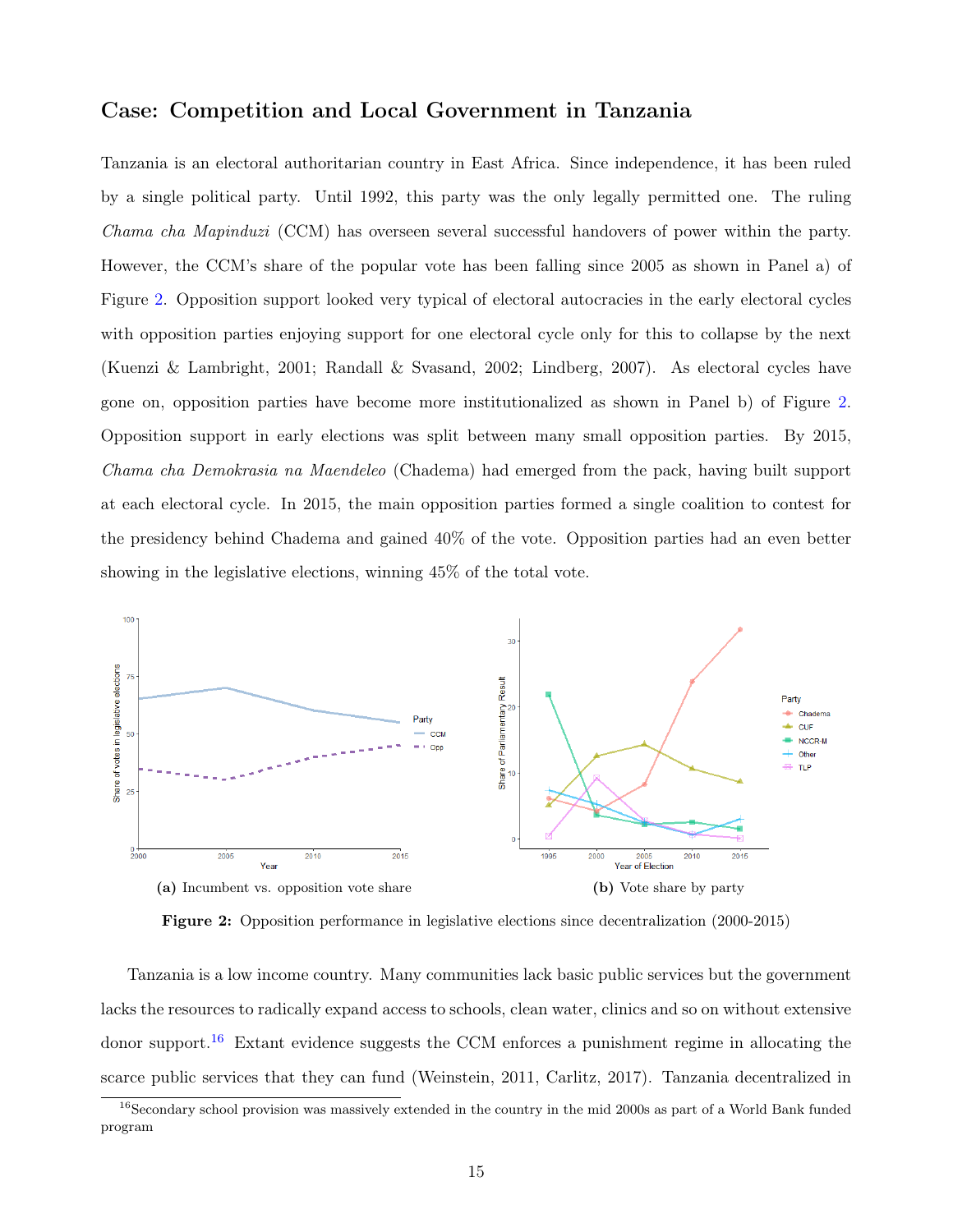## Case: Competition and Local Government in Tanzania

Tanzania is an electoral authoritarian country in East Africa. Since independence, it has been ruled by a single political party. Until 1992, this party was the only legally permitted one. The ruling *Chama cha Mapinduzi* (CCM) has overseen several successful handovers of power within the party. However, the CCM's share of the popular vote has been falling since 2005 as shown in Panel a) of Figure 2. Opposition support looked very typical of electoral autocracies in the early electoral cycles with opposition parties enjoying support for one electoral cycle only for this to collapse by the next (Kuenzi & Lambright, 2001; Randall & Svasand, 2002; Lindberg, 2007). As electoral cycles have gone on, opposition parties have become more institutionalized as shown in Panel b) of Figure 2. Opposition support in early elections was split between many small opposition parties. By 2015, *Chama cha Demokrasia na Maendeleo* (Chadema) had emerged from the pack, having built support at each electoral cycle. In 2015, the main opposition parties formed a single coalition to contest for the presidency behind Chadema and gained 40% of the vote. Opposition parties had an even better showing in the legislative elections, winning 45% of the total vote.

**(a)** Incumbent vs. opposition vote share

**(b)** Vote share by party

**Figure 2:** Opposition performance in legislative elections since decentralization (2000-2015)

Tanzania is a low income country. Many communities lack basic public services but the government lacks the resources to radically expand access to schools, clean water, clinics and so on without extensive donor support.[16] Extant evidence suggests the CCM enforces a punishment regime in allocating the scarce public services that they can fund (Weinstein, 2011, Carlitz, 2017). Tanzania decentralized in

[16] Secondary school provision was massively extended in the country in the mid 2000s as part of a World Bank funded program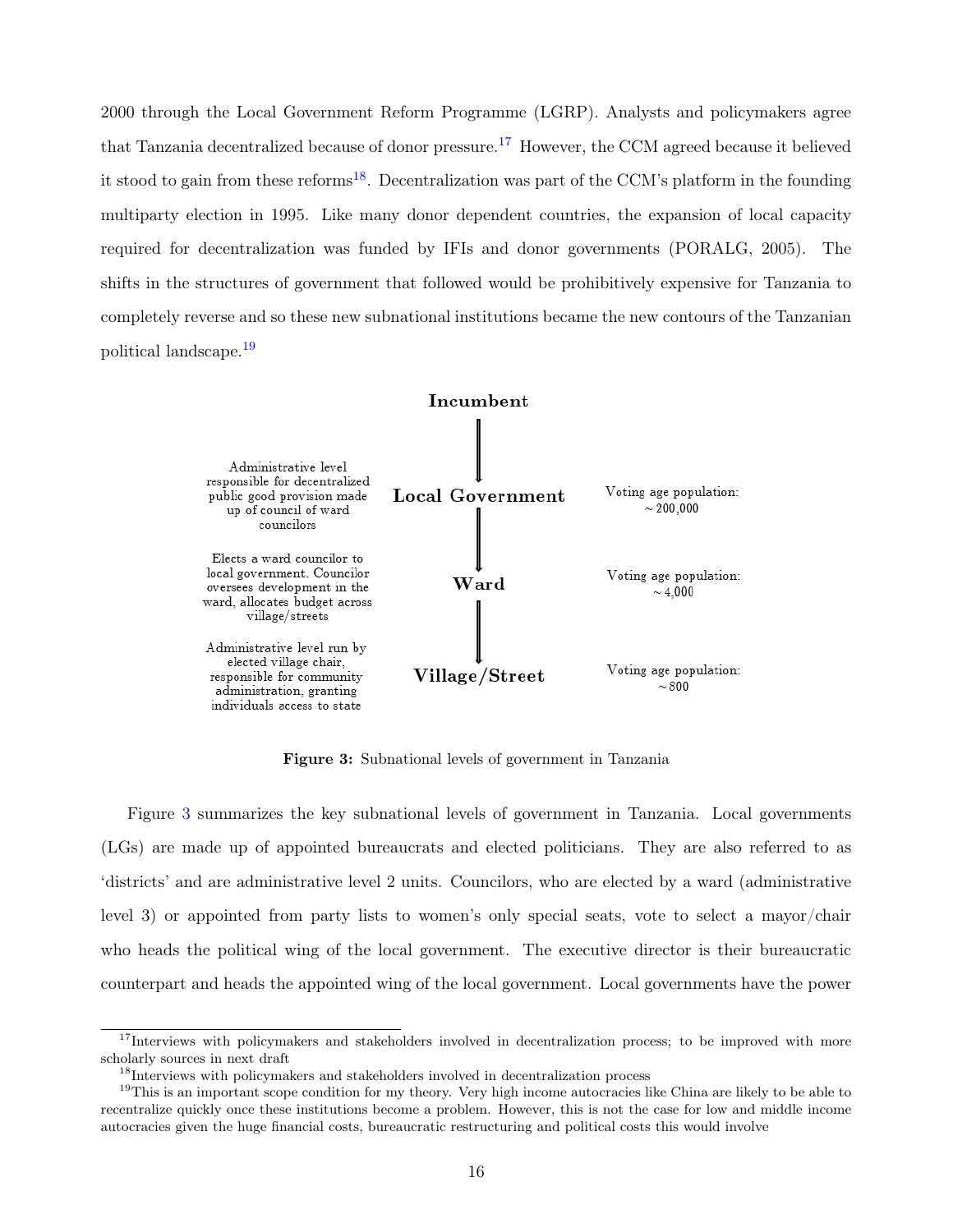2000 through the Local Government Reform Programme (LGRP). Analysts and policymakers agree that Tanzania decentralized because of donor pressure.[17] However, the CCM agreed because it believed it stood to gain from these reforms[18]. Decentralization was part of the CCM's platform in the founding multiparty election in 1995. Like many donor dependent countries, the expansion of local capacity required for decentralization was funded by IFIs and donor governments (PORALG, 2005). The shifts in the structures of government that followed would be prohibitively expensive for Tanzania to completely reverse and so these new subnational institutions became the new contours of the Tanzanian political landscape.[19]

**Incumbent**

↓

| Description | Level | Voting age population |
| --- | --- | --- |
| Administrative level responsible for decentralized public good provision made up of council of ward councilors | **Local Government** | Voting age population: ~200,000 |
| Elects a ward councilor to local government. Councilor oversees development in the ward, allocates budget across village/streets | **Ward** | Voting age population: ~4,000 |
| Administrative level run by elected village chair, responsible for community administration, granting individuals access to state | **Village/Street** | Voting age population: ~800 |

**Figure 3:** Subnational levels of government in Tanzania

Figure 3 summarizes the key subnational levels of government in Tanzania. Local governments (LGs) are made up of appointed bureaucrats and elected politicians. They are also referred to as 'districts' and are administrative level 2 units. Councilors, who are elected by a ward (administrative level 3) or appointed from party lists to women's only special seats, vote to select a mayor/chair who heads the political wing of the local government. The executive director is their bureaucratic counterpart and heads the appointed wing of the local government. Local governments have the power

[17] Interviews with policymakers and stakeholders involved in decentralization process; to be improved with more scholarly sources in next draft

[18] Interviews with policymakers and stakeholders involved in decentralization process

[19] This is an important scope condition for my theory. Very high income autocracies like China are likely to be able to recentralize quickly once these institutions become a problem. However, this is not the case for low and middle income autocracies given the huge financial costs, bureaucratic restructuring and political costs this would involve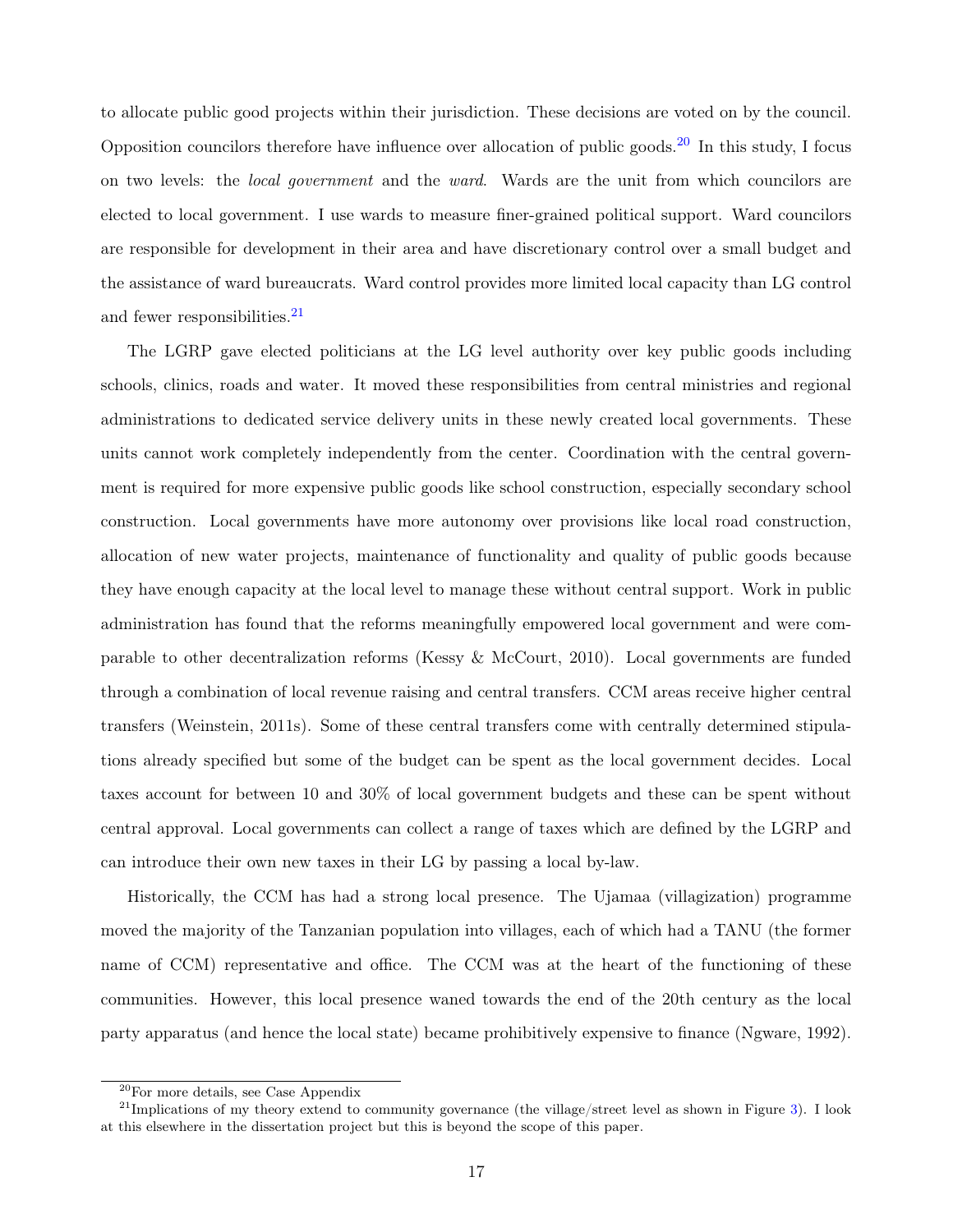to allocate public good projects within their jurisdiction. These decisions are voted on by the council. Opposition councilors therefore have influence over allocation of public goods.[20] In this study, I focus on two levels: the *local government* and the *ward*. Wards are the unit from which councilors are elected to local government. I use wards to measure finer-grained political support. Ward councilors are responsible for development in their area and have discretionary control over a small budget and the assistance of ward bureaucrats. Ward control provides more limited local capacity than LG control and fewer responsibilities.[21]

The LGRP gave elected politicians at the LG level authority over key public goods including schools, clinics, roads and water. It moved these responsibilities from central ministries and regional administrations to dedicated service delivery units in these newly created local governments. These units cannot work completely independently from the center. Coordination with the central government is required for more expensive public goods like school construction, especially secondary school construction. Local governments have more autonomy over provisions like local road construction, allocation of new water projects, maintenance of functionality and quality of public goods because they have enough capacity at the local level to manage these without central support. Work in public administration has found that the reforms meaningfully empowered local government and were comparable to other decentralization reforms (Kessy & McCourt, 2010). Local governments are funded through a combination of local revenue raising and central transfers. CCM areas receive higher central transfers (Weinstein, 2011s). Some of these central transfers come with centrally determined stipulations already specified but some of the budget can be spent as the local government decides. Local taxes account for between 10 and 30% of local government budgets and these can be spent without central approval. Local governments can collect a range of taxes which are defined by the LGRP and can introduce their own new taxes in their LG by passing a local by-law.

Historically, the CCM has had a strong local presence. The Ujamaa (villagization) programme moved the majority of the Tanzanian population into villages, each of which had a TANU (the former name of CCM) representative and office. The CCM was at the heart of the functioning of these communities. However, this local presence waned towards the end of the 20th century as the local party apparatus (and hence the local state) became prohibitively expensive to finance (Ngware, 1992).

[20] For more details, see Case Appendix

[21] Implications of my theory extend to community governance (the village/street level as shown in Figure 3). I look at this elsewhere in the dissertation project but this is beyond the scope of this paper.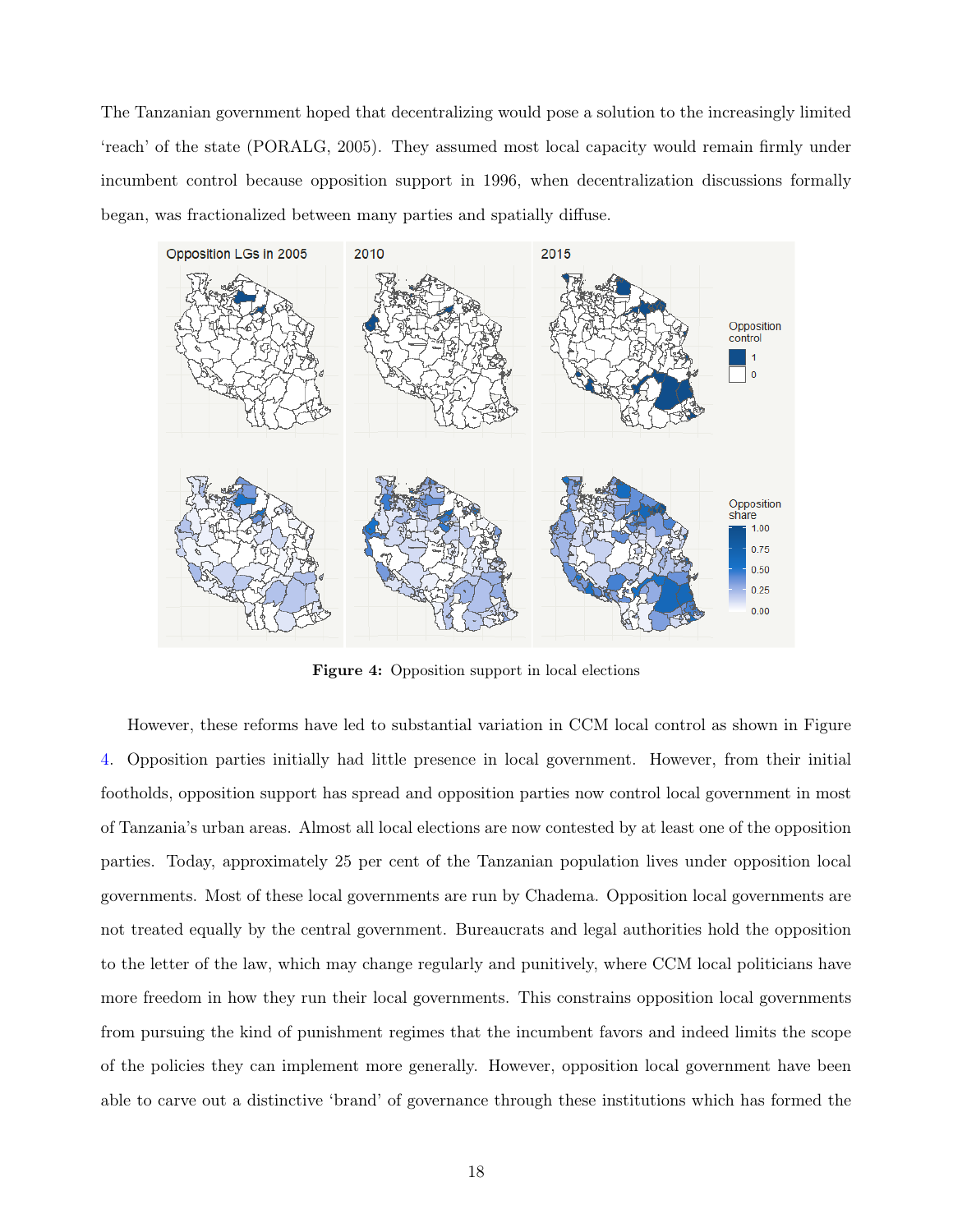The Tanzanian government hoped that decentralizing would pose a solution to the increasingly limited 'reach' of the state (PORALG, 2005). They assumed most local capacity would remain firmly under incumbent control because opposition support in 1996, when decentralization discussions formally began, was fractionalized between many parties and spatially diffuse.

**Figure 4:** Opposition support in local elections

However, these reforms have led to substantial variation in CCM local control as shown in Figure 4. Opposition parties initially had little presence in local government. However, from their initial footholds, opposition support has spread and opposition parties now control local government in most of Tanzania's urban areas. Almost all local elections are now contested by at least one of the opposition parties. Today, approximately 25 per cent of the Tanzanian population lives under opposition local governments. Most of these local governments are run by Chadema. Opposition local governments are not treated equally by the central government. Bureaucrats and legal authorities hold the opposition to the letter of the law, which may change regularly and punitively, where CCM local politicians have more freedom in how they run their local governments. This constrains opposition local governments from pursuing the kind of punishment regimes that the incumbent favors and indeed limits the scope of the policies they can implement more generally. However, opposition local government have been able to carve out a distinctive 'brand' of governance through these institutions which has formed the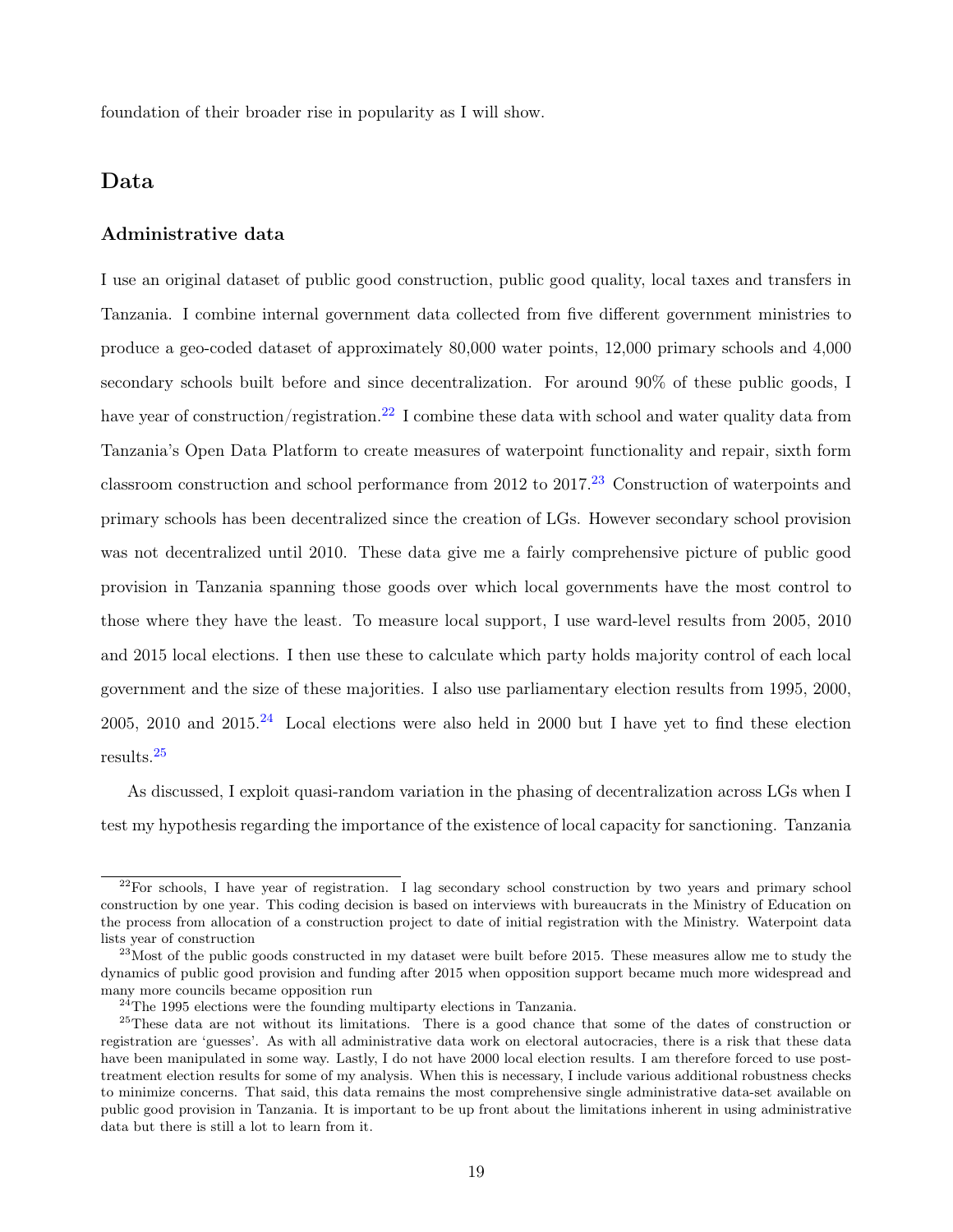foundation of their broader rise in popularity as I will show.

## Data

### Administrative data

I use an original dataset of public good construction, public good quality, local taxes and transfers in Tanzania. I combine internal government data collected from five different government ministries to produce a geo-coded dataset of approximately 80,000 water points, 12,000 primary schools and 4,000 secondary schools built before and since decentralization. For around 90% of these public goods, I have year of construction/registration.[22] I combine these data with school and water quality data from Tanzania's Open Data Platform to create measures of waterpoint functionality and repair, sixth form classroom construction and school performance from 2012 to 2017.[23] Construction of waterpoints and primary schools has been decentralized since the creation of LGs. However secondary school provision was not decentralized until 2010. These data give me a fairly comprehensive picture of public good provision in Tanzania spanning those goods over which local governments have the most control to those where they have the least. To measure local support, I use ward-level results from 2005, 2010 and 2015 local elections. I then use these to calculate which party holds majority control of each local government and the size of these majorities. I also use parliamentary election results from 1995, 2000, 2005, 2010 and 2015.[24] Local elections were also held in 2000 but I have yet to find these election results.[25]

As discussed, I exploit quasi-random variation in the phasing of decentralization across LGs when I test my hypothesis regarding the importance of the existence of local capacity for sanctioning. Tanzania

[22] For schools, I have year of registration. I lag secondary school construction by two years and primary school construction by one year. This coding decision is based on interviews with bureaucrats in the Ministry of Education on the process from allocation of a construction project to date of initial registration with the Ministry. Waterpoint data lists year of construction

[23] Most of the public goods constructed in my dataset were built before 2015. These measures allow me to study the dynamics of public good provision and funding after 2015 when opposition support became much more widespread and many more councils became opposition run

[24] The 1995 elections were the founding multiparty elections in Tanzania.

[25] These data are not without its limitations. There is a good chance that some of the dates of construction or registration are 'guesses'. As with all administrative data work on electoral autocracies, there is a risk that these data have been manipulated in some way. Lastly, I do not have 2000 local election results. I am therefore forced to use post-treatment election results for some of my analysis. When this is necessary, I include various additional robustness checks to minimize concerns. That said, this data remains the most comprehensive single administrative data-set available on public good provision in Tanzania. It is important to be up front about the limitations inherent in using administrative data but there is still a lot to learn from it.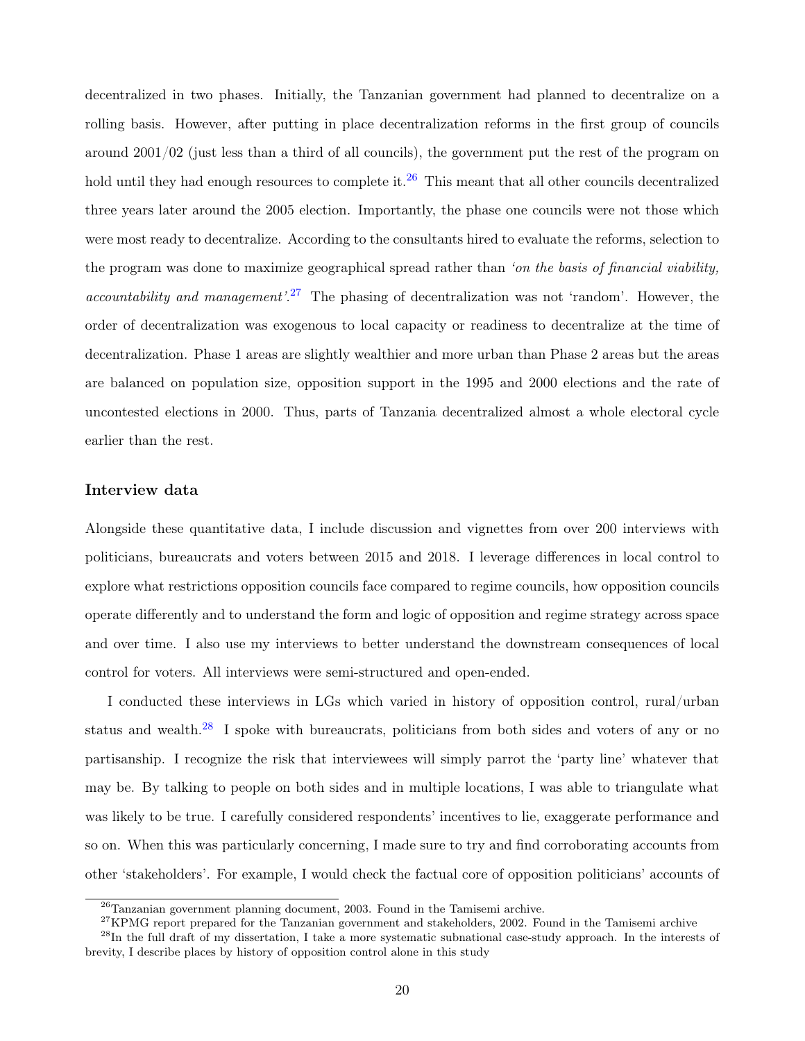decentralized in two phases. Initially, the Tanzanian government had planned to decentralize on a rolling basis. However, after putting in place decentralization reforms in the first group of councils around 2001/02 (just less than a third of all councils), the government put the rest of the program on hold until they had enough resources to complete it.[26] This meant that all other councils decentralized three years later around the 2005 election. Importantly, the phase one councils were not those which were most ready to decentralize. According to the consultants hired to evaluate the reforms, selection to the program was done to maximize geographical spread rather than *'on the basis of financial viability, accountability and management'*.[27] The phasing of decentralization was not 'random'. However, the order of decentralization was exogenous to local capacity or readiness to decentralize at the time of decentralization. Phase 1 areas are slightly wealthier and more urban than Phase 2 areas but the areas are balanced on population size, opposition support in the 1995 and 2000 elections and the rate of uncontested elections in 2000. Thus, parts of Tanzania decentralized almost a whole electoral cycle earlier than the rest.

### Interview data

Alongside these quantitative data, I include discussion and vignettes from over 200 interviews with politicians, bureaucrats and voters between 2015 and 2018. I leverage differences in local control to explore what restrictions opposition councils face compared to regime councils, how opposition councils operate differently and to understand the form and logic of opposition and regime strategy across space and over time. I also use my interviews to better understand the downstream consequences of local control for voters. All interviews were semi-structured and open-ended.

I conducted these interviews in LGs which varied in history of opposition control, rural/urban status and wealth.[28] I spoke with bureaucrats, politicians from both sides and voters of any or no partisanship. I recognize the risk that interviewees will simply parrot the 'party line' whatever that may be. By talking to people on both sides and in multiple locations, I was able to triangulate what was likely to be true. I carefully considered respondents' incentives to lie, exaggerate performance and so on. When this was particularly concerning, I made sure to try and find corroborating accounts from other 'stakeholders'. For example, I would check the factual core of opposition politicians' accounts of

---

[26] Tanzanian government planning document, 2003. Found in the Tamisemi archive.

[27] KPMG report prepared for the Tanzanian government and stakeholders, 2002. Found in the Tamisemi archive

[28] In the full draft of my dissertation, I take a more systematic subnational case-study approach. In the interests of brevity, I describe places by history of opposition control alone in this study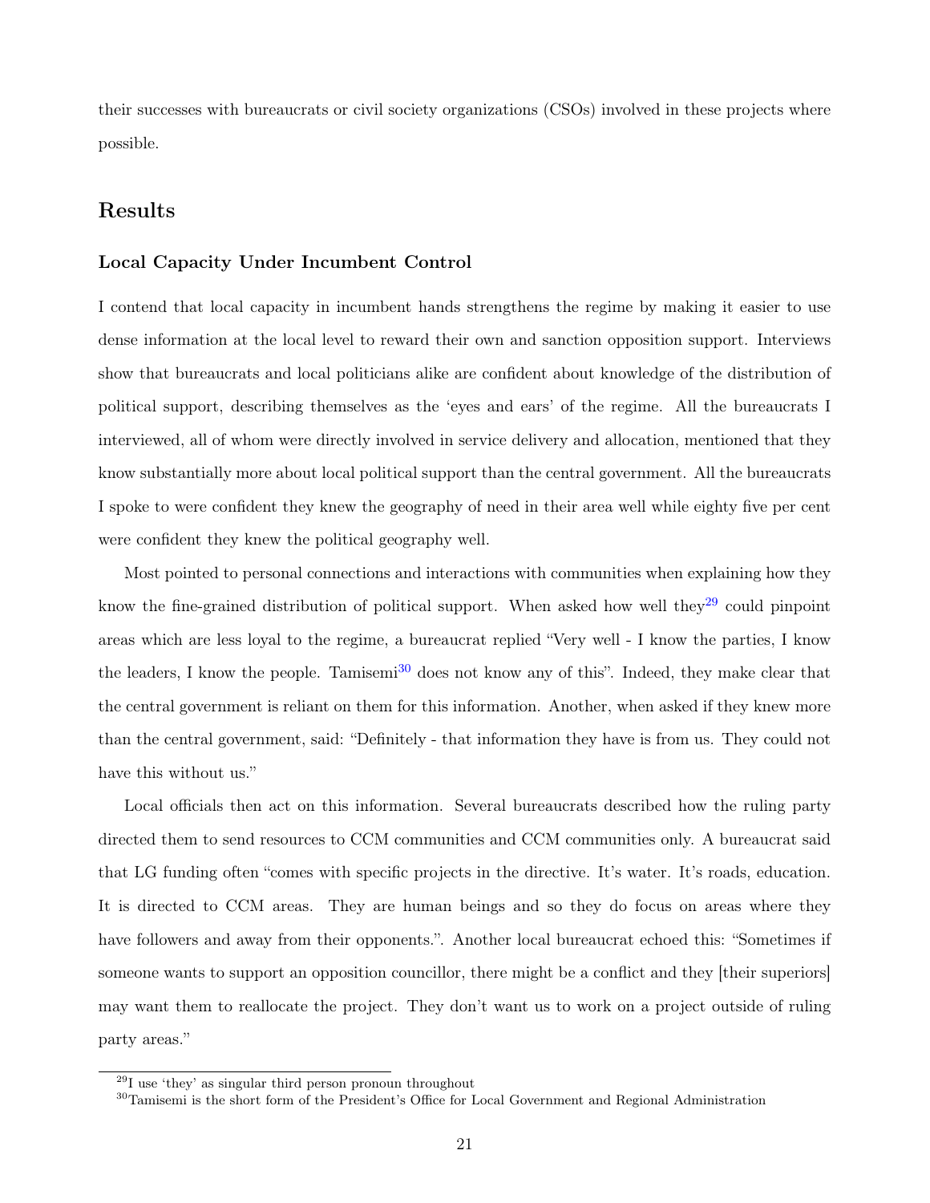their successes with bureaucrats or civil society organizations (CSOs) involved in these projects where possible.

## Results

### Local Capacity Under Incumbent Control

I contend that local capacity in incumbent hands strengthens the regime by making it easier to use dense information at the local level to reward their own and sanction opposition support. Interviews show that bureaucrats and local politicians alike are confident about knowledge of the distribution of political support, describing themselves as the 'eyes and ears' of the regime. All the bureaucrats I interviewed, all of whom were directly involved in service delivery and allocation, mentioned that they know substantially more about local political support than the central government. All the bureaucrats I spoke to were confident they knew the geography of need in their area well while eighty five per cent were confident they knew the political geography well.

Most pointed to personal connections and interactions with communities when explaining how they know the fine-grained distribution of political support. When asked how well they[29] could pinpoint areas which are less loyal to the regime, a bureaucrat replied "Very well - I know the parties, I know the leaders, I know the people. Tamisemi[30] does not know any of this". Indeed, they make clear that the central government is reliant on them for this information. Another, when asked if they knew more than the central government, said: "Definitely - that information they have is from us. They could not have this without us."

Local officials then act on this information. Several bureaucrats described how the ruling party directed them to send resources to CCM communities and CCM communities only. A bureaucrat said that LG funding often "comes with specific projects in the directive. It's water. It's roads, education. It is directed to CCM areas. They are human beings and so they do focus on areas where they have followers and away from their opponents.". Another local bureaucrat echoed this: "Sometimes if someone wants to support an opposition councillor, there might be a conflict and they [their superiors] may want them to reallocate the project. They don't want us to work on a project outside of ruling party areas."

[29] I use 'they' as singular third person pronoun throughout

[30] Tamisemi is the short form of the President's Office for Local Government and Regional Administration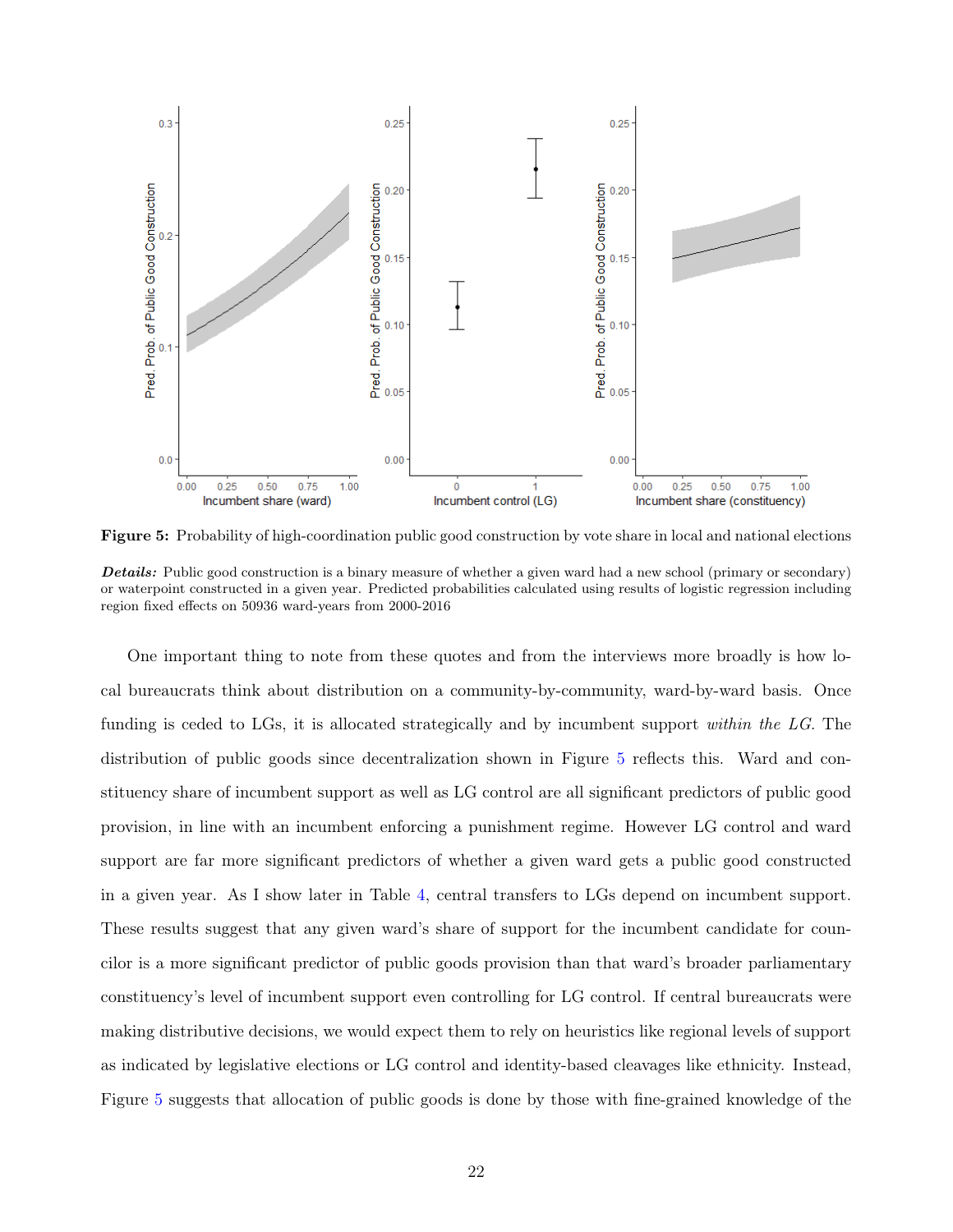**Figure 5:** Probability of high-coordination public good construction by vote share in local and national elections

***Details:*** Public good construction is a binary measure of whether a given ward had a new school (primary or secondary) or waterpoint constructed in a given year. Predicted probabilities calculated using results of logistic regression including region fixed effects on 50936 ward-years from 2000-2016

One important thing to note from these quotes and from the interviews more broadly is how local bureaucrats think about distribution on a community-by-community, ward-by-ward basis. Once funding is ceded to LGs, it is allocated strategically and by incumbent support *within the LG*. The distribution of public goods since decentralization shown in Figure 5 reflects this. Ward and constituency share of incumbent support as well as LG control are all significant predictors of public good provision, in line with an incumbent enforcing a punishment regime. However LG control and ward support are far more significant predictors of whether a given ward gets a public good constructed in a given year. As I show later in Table 4, central transfers to LGs depend on incumbent support. These results suggest that any given ward's share of support for the incumbent candidate for councilor is a more significant predictor of public goods provision than that ward's broader parliamentary constituency's level of incumbent support even controlling for LG control. If central bureaucrats were making distributive decisions, we would expect them to rely on heuristics like regional levels of support as indicated by legislative elections or LG control and identity-based cleavages like ethnicity. Instead, Figure 5 suggests that allocation of public goods is done by those with fine-grained knowledge of the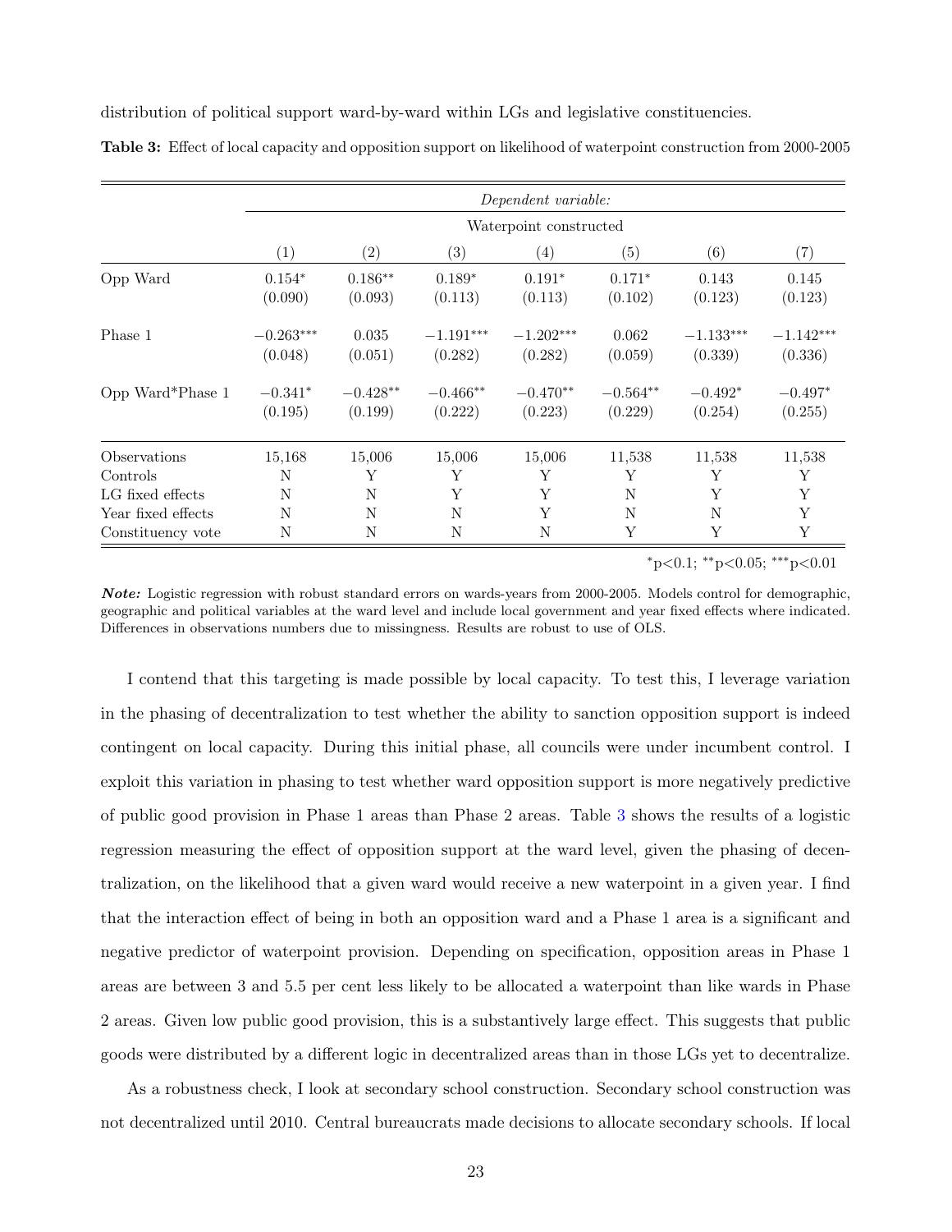distribution of political support ward-by-ward within LGs and legislative constituencies.

**Table 3:** Effect of local capacity and opposition support on likelihood of waterpoint construction from 2000-2005

| | *Dependent variable:* | | | | | | |
|---|---|---|---|---|---|---|---|
| | Waterpoint constructed | | | | | | |
| | (1) | (2) | (3) | (4) | (5) | (6) | (7) |
| Opp Ward | 0.154* | 0.186** | 0.189* | 0.191* | 0.171* | 0.143 | 0.145 |
| | (0.090) | (0.093) | (0.113) | (0.113) | (0.102) | (0.123) | (0.123) |
| Phase 1 | −0.263*** | 0.035 | −1.191*** | −1.202*** | 0.062 | −1.133*** | −1.142*** |
| | (0.048) | (0.051) | (0.282) | (0.282) | (0.059) | (0.339) | (0.336) |
| Opp Ward*Phase 1 | −0.341* | −0.428** | −0.466** | −0.470** | −0.564** | −0.492* | −0.497* |
| | (0.195) | (0.199) | (0.222) | (0.223) | (0.229) | (0.254) | (0.255) |
| Observations | 15,168 | 15,006 | 15,006 | 15,006 | 11,538 | 11,538 | 11,538 |
| Controls | N | Y | Y | Y | Y | Y | Y |
| LG fixed effects | N | N | Y | Y | N | Y | Y |
| Year fixed effects | N | N | N | Y | N | N | Y |
| Constituency vote | N | N | N | N | Y | Y | Y |

*p<0.1; **p<0.05; ***p<0.01

***Note:*** Logistic regression with robust standard errors on wards-years from 2000-2005. Models control for demographic, geographic and political variables at the ward level and include local government and year fixed effects where indicated. Differences in observations numbers due to missingness. Results are robust to use of OLS.

I contend that this targeting is made possible by local capacity. To test this, I leverage variation in the phasing of decentralization to test whether the ability to sanction opposition support is indeed contingent on local capacity. During this initial phase, all councils were under incumbent control. I exploit this variation in phasing to test whether ward opposition support is more negatively predictive of public good provision in Phase 1 areas than Phase 2 areas. Table 3 shows the results of a logistic regression measuring the effect of opposition support at the ward level, given the phasing of decentralization, on the likelihood that a given ward would receive a new waterpoint in a given year. I find that the interaction effect of being in both an opposition ward and a Phase 1 area is a significant and negative predictor of waterpoint provision. Depending on specification, opposition areas in Phase 1 areas are between 3 and 5.5 per cent less likely to be allocated a waterpoint than like wards in Phase 2 areas. Given low public good provision, this is a substantively large effect. This suggests that public goods were distributed by a different logic in decentralized areas than in those LGs yet to decentralize.

As a robustness check, I look at secondary school construction. Secondary school construction was not decentralized until 2010. Central bureaucrats made decisions to allocate secondary schools. If local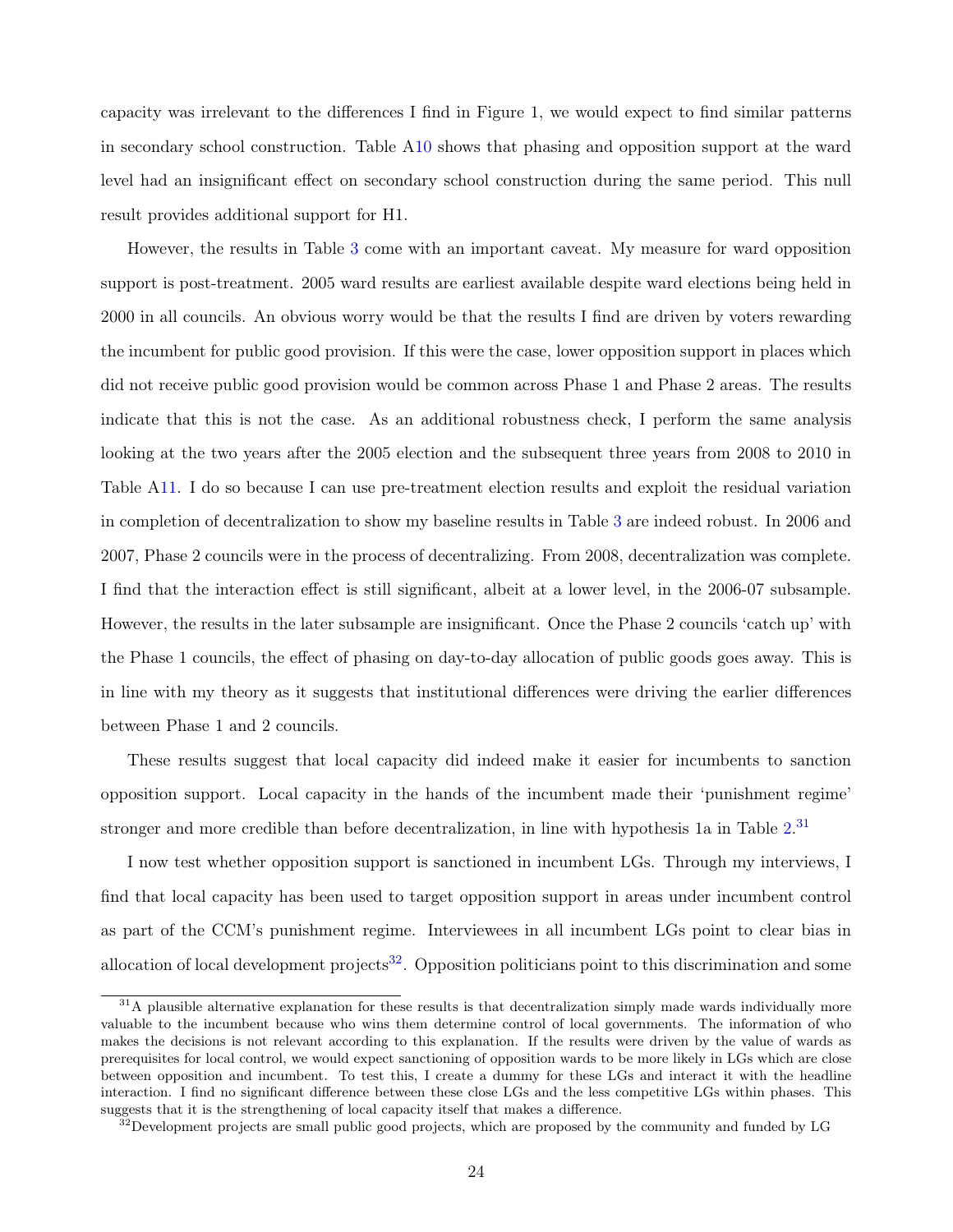capacity was irrelevant to the differences I find in Figure 1, we would expect to find similar patterns in secondary school construction. Table A10 shows that phasing and opposition support at the ward level had an insignificant effect on secondary school construction during the same period. This null result provides additional support for H1.

However, the results in Table 3 come with an important caveat. My measure for ward opposition support is post-treatment. 2005 ward results are earliest available despite ward elections being held in 2000 in all councils. An obvious worry would be that the results I find are driven by voters rewarding the incumbent for public good provision. If this were the case, lower opposition support in places which did not receive public good provision would be common across Phase 1 and Phase 2 areas. The results indicate that this is not the case. As an additional robustness check, I perform the same analysis looking at the two years after the 2005 election and the subsequent three years from 2008 to 2010 in Table A11. I do so because I can use pre-treatment election results and exploit the residual variation in completion of decentralization to show my baseline results in Table 3 are indeed robust. In 2006 and 2007, Phase 2 councils were in the process of decentralizing. From 2008, decentralization was complete. I find that the interaction effect is still significant, albeit at a lower level, in the 2006-07 subsample. However, the results in the later subsample are insignificant. Once the Phase 2 councils 'catch up' with the Phase 1 councils, the effect of phasing on day-to-day allocation of public goods goes away. This is in line with my theory as it suggests that institutional differences were driving the earlier differences between Phase 1 and 2 councils.

These results suggest that local capacity did indeed make it easier for incumbents to sanction opposition support. Local capacity in the hands of the incumbent made their 'punishment regime' stronger and more credible than before decentralization, in line with hypothesis 1a in Table 2.[31]

I now test whether opposition support is sanctioned in incumbent LGs. Through my interviews, I find that local capacity has been used to target opposition support in areas under incumbent control as part of the CCM's punishment regime. Interviewees in all incumbent LGs point to clear bias in allocation of local development projects[32]. Opposition politicians point to this discrimination and some

[31] A plausible alternative explanation for these results is that decentralization simply made wards individually more valuable to the incumbent because who wins them determine control of local governments. The information of who makes the decisions is not relevant according to this explanation. If the results were driven by the value of wards as prerequisites for local control, we would expect sanctioning of opposition wards to be more likely in LGs which are close between opposition and incumbent. To test this, I create a dummy for these LGs and interact it with the headline interaction. I find no significant difference between these close LGs and the less competitive LGs within phases. This suggests that it is the strengthening of local capacity itself that makes a difference.

[32] Development projects are small public good projects, which are proposed by the community and funded by LG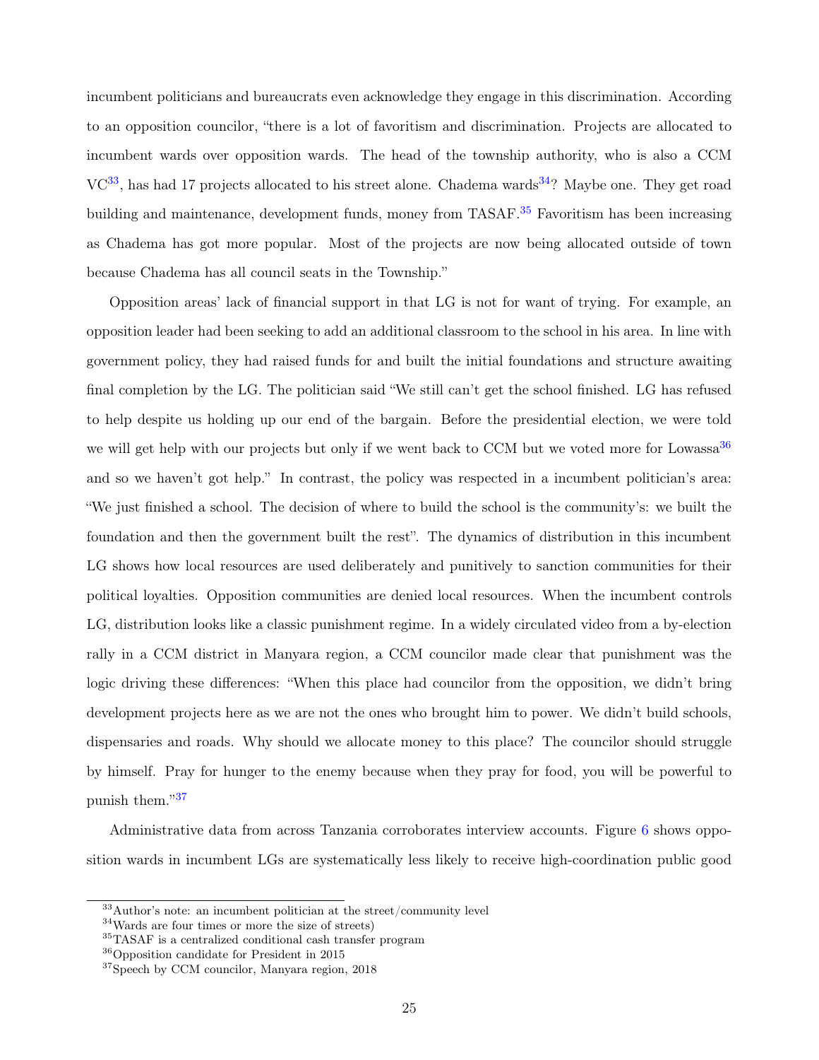incumbent politicians and bureaucrats even acknowledge they engage in this discrimination. According to an opposition councilor, "there is a lot of favoritism and discrimination. Projects are allocated to incumbent wards over opposition wards. The head of the township authority, who is also a CCM VC[33], has had 17 projects allocated to his street alone. Chadema wards[34]? Maybe one. They get road building and maintenance, development funds, money from TASAF.[35] Favoritism has been increasing as Chadema has got more popular. Most of the projects are now being allocated outside of town because Chadema has all council seats in the Township."

Opposition areas' lack of financial support in that LG is not for want of trying. For example, an opposition leader had been seeking to add an additional classroom to the school in his area. In line with government policy, they had raised funds for and built the initial foundations and structure awaiting final completion by the LG. The politician said "We still can't get the school finished. LG has refused to help despite us holding up our end of the bargain. Before the presidential election, we were told we will get help with our projects but only if we went back to CCM but we voted more for Lowassa[36] and so we haven't got help." In contrast, the policy was respected in a incumbent politician's area: "We just finished a school. The decision of where to build the school is the community's: we built the foundation and then the government built the rest". The dynamics of distribution in this incumbent LG shows how local resources are used deliberately and punitively to sanction communities for their political loyalties. Opposition communities are denied local resources. When the incumbent controls LG, distribution looks like a classic punishment regime. In a widely circulated video from a by-election rally in a CCM district in Manyara region, a CCM councilor made clear that punishment was the logic driving these differences: "When this place had councilor from the opposition, we didn't bring development projects here as we are not the ones who brought him to power. We didn't build schools, dispensaries and roads. Why should we allocate money to this place? The councilor should struggle by himself. Pray for hunger to the enemy because when they pray for food, you will be powerful to punish them."[37]

Administrative data from across Tanzania corroborates interview accounts. Figure 6 shows opposition wards in incumbent LGs are systematically less likely to receive high-coordination public good

---

[33] Author's note: an incumbent politician at the street/community level

[34] Wards are four times or more the size of streets)

[35] TASAF is a centralized conditional cash transfer program

[36] Opposition candidate for President in 2015

[37] Speech by CCM councilor, Manyara region, 2018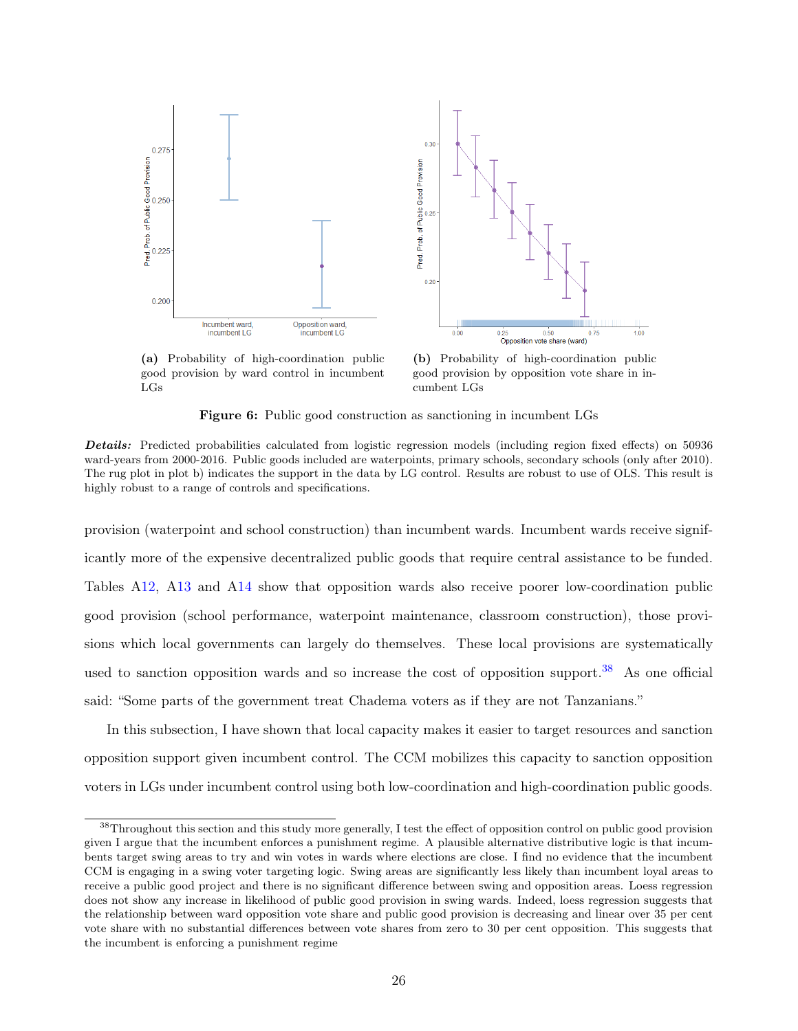(a) Probability of high-coordination public good provision by ward control in incumbent LGs

(b) Probability of high-coordination public good provision by opposition vote share in incumbent LGs

**Figure 6:** Public good construction as sanctioning in incumbent LGs

***Details:*** Predicted probabilities calculated from logistic regression models (including region fixed effects) on 50936 ward-years from 2000-2016. Public goods included are waterpoints, primary schools, secondary schools (only after 2010). The rug plot in plot b) indicates the support in the data by LG control. Results are robust to use of OLS. This result is highly robust to a range of controls and specifications.

provision (waterpoint and school construction) than incumbent wards. Incumbent wards receive significantly more of the expensive decentralized public goods that require central assistance to be funded. Tables A12, A13 and A14 show that opposition wards also receive poorer low-coordination public good provision (school performance, waterpoint maintenance, classroom construction), those provisions which local governments can largely do themselves. These local provisions are systematically used to sanction opposition wards and so increase the cost of opposition support.[38] As one official said: "Some parts of the government treat Chadema voters as if they are not Tanzanians."

In this subsection, I have shown that local capacity makes it easier to target resources and sanction opposition support given incumbent control. The CCM mobilizes this capacity to sanction opposition voters in LGs under incumbent control using both low-coordination and high-coordination public goods.

[38] Throughout this section and this study more generally, I test the effect of opposition control on public good provision given I argue that the incumbent enforces a punishment regime. A plausible alternative distributive logic is that incumbents target swing areas to try and win votes in wards where elections are close. I find no evidence that the incumbent CCM is engaging in a swing voter targeting logic. Swing areas are significantly less likely than incumbent loyal areas to receive a public good project and there is no significant difference between swing and opposition areas. Loess regression does not show any increase in likelihood of public good provision in swing wards. Indeed, loess regression suggests that the relationship between ward opposition vote share and public good provision is decreasing and linear over 35 per cent vote share with no substantial differences between vote shares from zero to 30 per cent opposition. This suggests that the incumbent is enforcing a punishment regime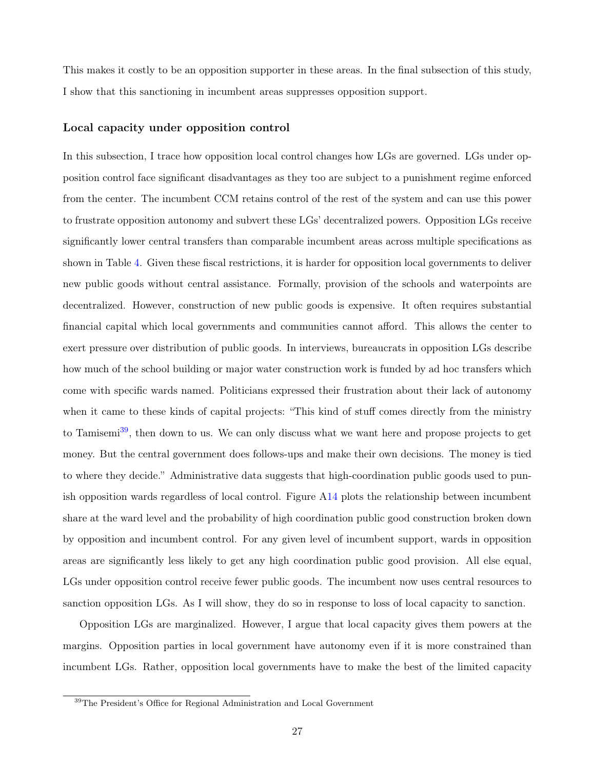This makes it costly to be an opposition supporter in these areas. In the final subsection of this study, I show that this sanctioning in incumbent areas suppresses opposition support.

### Local capacity under opposition control

In this subsection, I trace how opposition local control changes how LGs are governed. LGs under opposition control face significant disadvantages as they too are subject to a punishment regime enforced from the center. The incumbent CCM retains control of the rest of the system and can use this power to frustrate opposition autonomy and subvert these LGs' decentralized powers. Opposition LGs receive significantly lower central transfers than comparable incumbent areas across multiple specifications as shown in Table 4. Given these fiscal restrictions, it is harder for opposition local governments to deliver new public goods without central assistance. Formally, provision of the schools and waterpoints are decentralized. However, construction of new public goods is expensive. It often requires substantial financial capital which local governments and communities cannot afford. This allows the center to exert pressure over distribution of public goods. In interviews, bureaucrats in opposition LGs describe how much of the school building or major water construction work is funded by ad hoc transfers which come with specific wards named. Politicians expressed their frustration about their lack of autonomy when it came to these kinds of capital projects: "This kind of stuff comes directly from the ministry to Tamisemi[39], then down to us. We can only discuss what we want here and propose projects to get money. But the central government does follows-ups and make their own decisions. The money is tied to where they decide." Administrative data suggests that high-coordination public goods used to punish opposition wards regardless of local control. Figure A14 plots the relationship between incumbent share at the ward level and the probability of high coordination public good construction broken down by opposition and incumbent control. For any given level of incumbent support, wards in opposition areas are significantly less likely to get any high coordination public good provision. All else equal, LGs under opposition control receive fewer public goods. The incumbent now uses central resources to sanction opposition LGs. As I will show, they do so in response to loss of local capacity to sanction.

Opposition LGs are marginalized. However, I argue that local capacity gives them powers at the margins. Opposition parties in local government have autonomy even if it is more constrained than incumbent LGs. Rather, opposition local governments have to make the best of the limited capacity

[39] The President's Office for Regional Administration and Local Government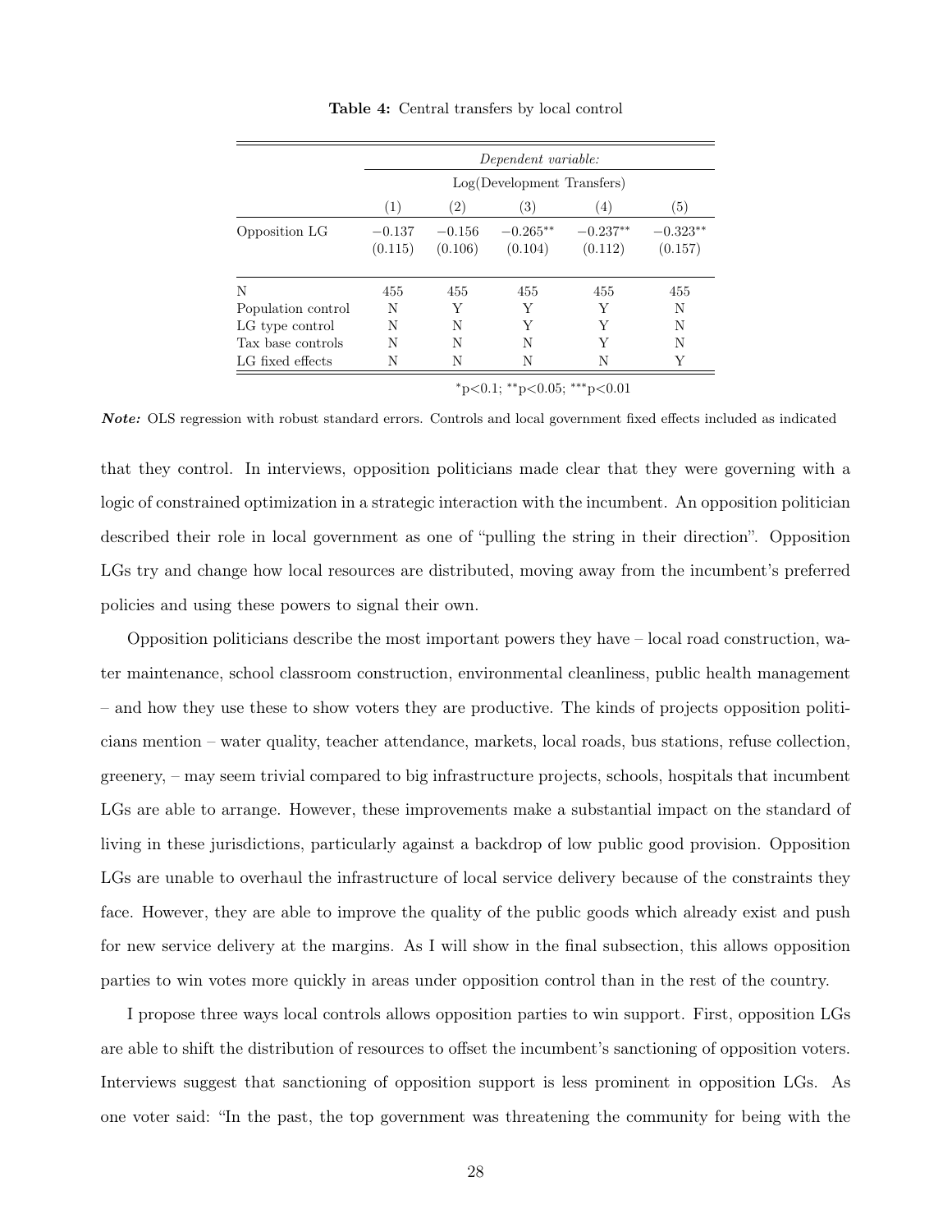**Table 4:** Central transfers by local control

| | *Dependent variable:* | | | | |
|---|---|---|---|---|---|
| | Log(Development Transfers) | | | | |
| | (1) | (2) | (3) | (4) | (5) |
| Opposition LG | −0.137 | −0.156 | −0.265** | −0.237** | −0.323** |
| | (0.115) | (0.106) | (0.104) | (0.112) | (0.157) |
| N | 455 | 455 | 455 | 455 | 455 |
| Population control | N | Y | Y | Y | N |
| LG type control | N | N | Y | Y | N |
| Tax base controls | N | N | N | Y | N |
| LG fixed effects | N | N | N | N | Y |

*p<0.1; **p<0.05; ***p<0.01

***Note:*** OLS regression with robust standard errors. Controls and local government fixed effects included as indicated

that they control. In interviews, opposition politicians made clear that they were governing with a logic of constrained optimization in a strategic interaction with the incumbent. An opposition politician described their role in local government as one of "pulling the string in their direction". Opposition LGs try and change how local resources are distributed, moving away from the incumbent's preferred policies and using these powers to signal their own.

Opposition politicians describe the most important powers they have – local road construction, water maintenance, school classroom construction, environmental cleanliness, public health management – and how they use these to show voters they are productive. The kinds of projects opposition politicians mention – water quality, teacher attendance, markets, local roads, bus stations, refuse collection, greenery, – may seem trivial compared to big infrastructure projects, schools, hospitals that incumbent LGs are able to arrange. However, these improvements make a substantial impact on the standard of living in these jurisdictions, particularly against a backdrop of low public good provision. Opposition LGs are unable to overhaul the infrastructure of local service delivery because of the constraints they face. However, they are able to improve the quality of the public goods which already exist and push for new service delivery at the margins. As I will show in the final subsection, this allows opposition parties to win votes more quickly in areas under opposition control than in the rest of the country.

I propose three ways local controls allows opposition parties to win support. First, opposition LGs are able to shift the distribution of resources to offset the incumbent's sanctioning of opposition voters. Interviews suggest that sanctioning of opposition support is less prominent in opposition LGs. As one voter said: "In the past, the top government was threatening the community for being with the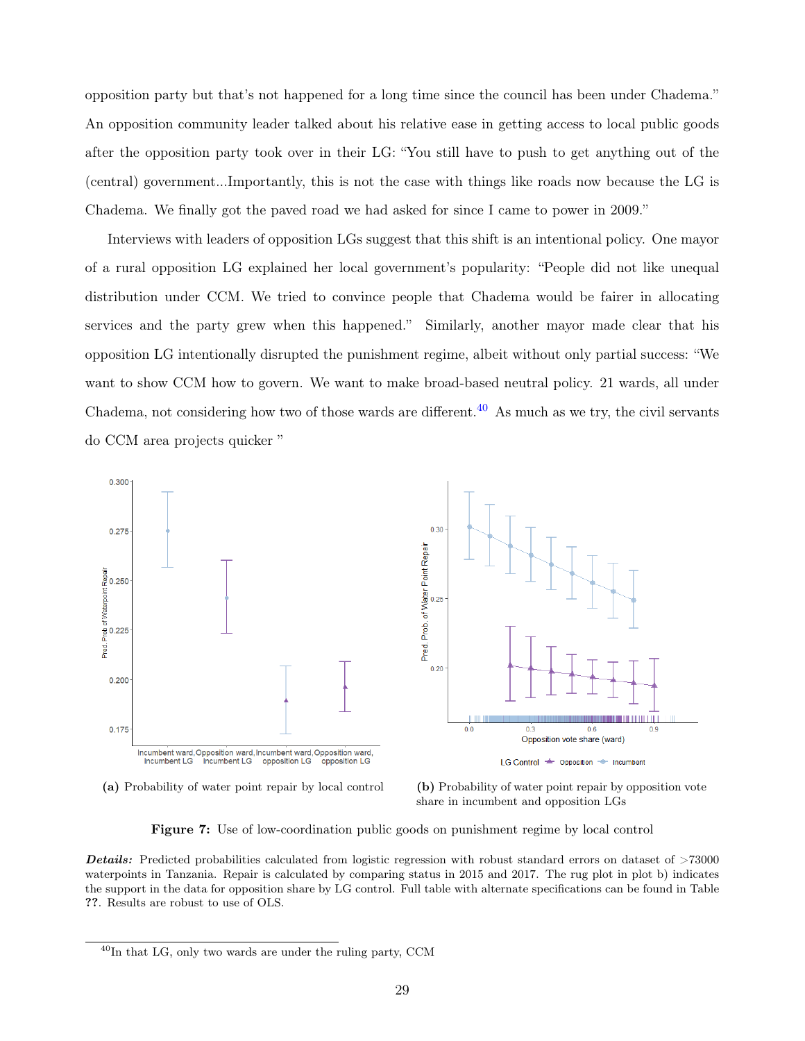opposition party but that's not happened for a long time since the council has been under Chadema." An opposition community leader talked about his relative ease in getting access to local public goods after the opposition party took over in their LG: "You still have to push to get anything out of the (central) government...Importantly, this is not the case with things like roads now because the LG is Chadema. We finally got the paved road we had asked for since I came to power in 2009."

Interviews with leaders of opposition LGs suggest that this shift is an intentional policy. One mayor of a rural opposition LG explained her local government's popularity: "People did not like unequal distribution under CCM. We tried to convince people that Chadema would be fairer in allocating services and the party grew when this happened." Similarly, another mayor made clear that his opposition LG intentionally disrupted the punishment regime, albeit without only partial success: "We want to show CCM how to govern. We want to make broad-based neutral policy. 21 wards, all under Chadema, not considering how two of those wards are different.[40] As much as we try, the civil servants do CCM area projects quicker "

**(a)** Probability of water point repair by local control

**(b)** Probability of water point repair by opposition vote share in incumbent and opposition LGs

**Figure 7:** Use of low-coordination public goods on punishment regime by local control

***Details:*** Predicted probabilities calculated from logistic regression with robust standard errors on dataset of >73000 waterpoints in Tanzania. Repair is calculated by comparing status in 2015 and 2017. The rug plot in plot b) indicates the support in the data for opposition share by LG control. Full table with alternate specifications can be found in Table **??**. Results are robust to use of OLS.

[40] In that LG, only two wards are under the ruling party, CCM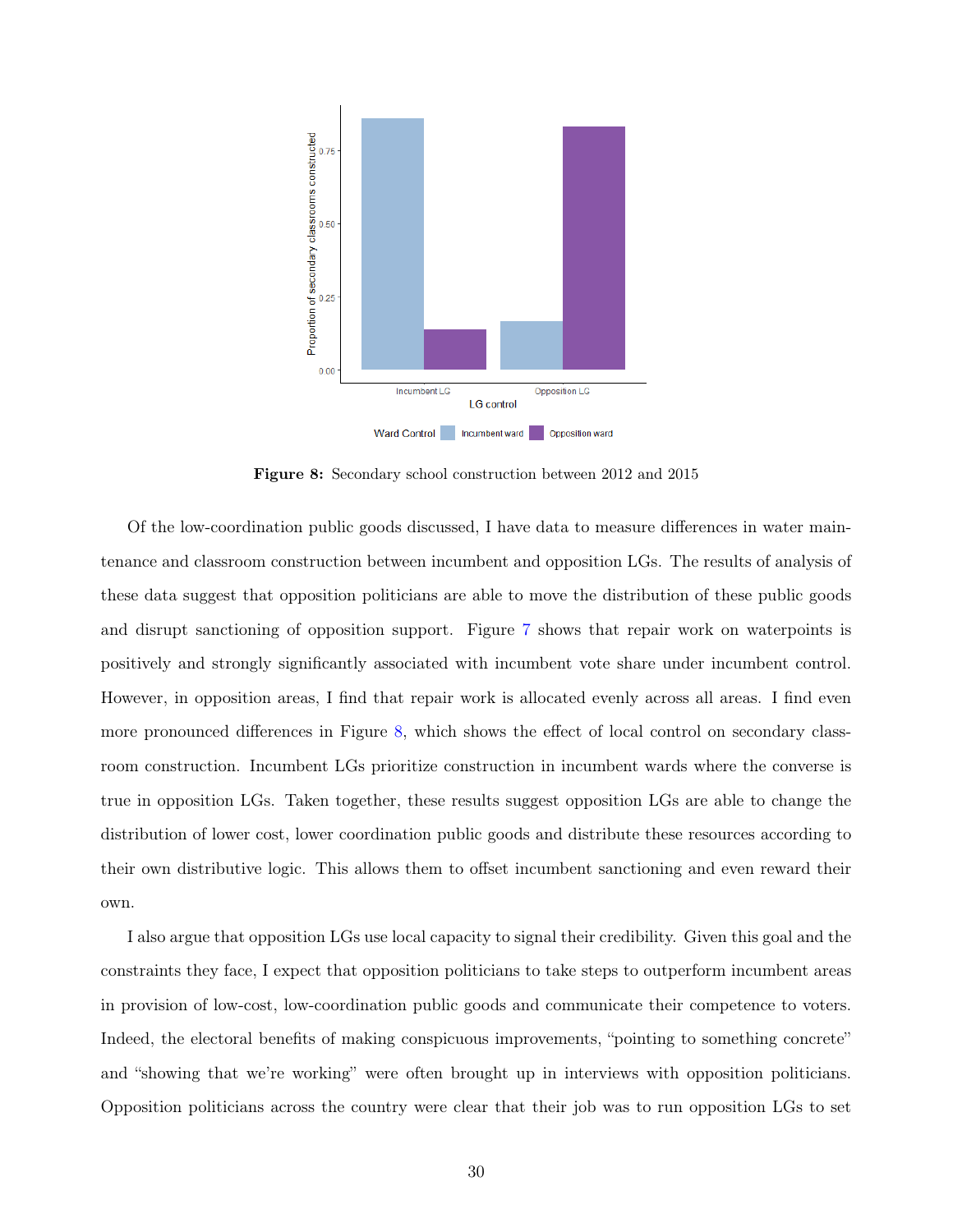**Figure 8:** Secondary school construction between 2012 and 2015

Of the low-coordination public goods discussed, I have data to measure differences in water maintenance and classroom construction between incumbent and opposition LGs. The results of analysis of these data suggest that opposition politicians are able to move the distribution of these public goods and disrupt sanctioning of opposition support. Figure 7 shows that repair work on waterpoints is positively and strongly significantly associated with incumbent vote share under incumbent control. However, in opposition areas, I find that repair work is allocated evenly across all areas. I find even more pronounced differences in Figure 8, which shows the effect of local control on secondary classroom construction. Incumbent LGs prioritize construction in incumbent wards where the converse is true in opposition LGs. Taken together, these results suggest opposition LGs are able to change the distribution of lower cost, lower coordination public goods and distribute these resources according to their own distributive logic. This allows them to offset incumbent sanctioning and even reward their own.

I also argue that opposition LGs use local capacity to signal their credibility. Given this goal and the constraints they face, I expect that opposition politicians to take steps to outperform incumbent areas in provision of low-cost, low-coordination public goods and communicate their competence to voters. Indeed, the electoral benefits of making conspicuous improvements, "pointing to something concrete" and "showing that we're working" were often brought up in interviews with opposition politicians. Opposition politicians across the country were clear that their job was to run opposition LGs to set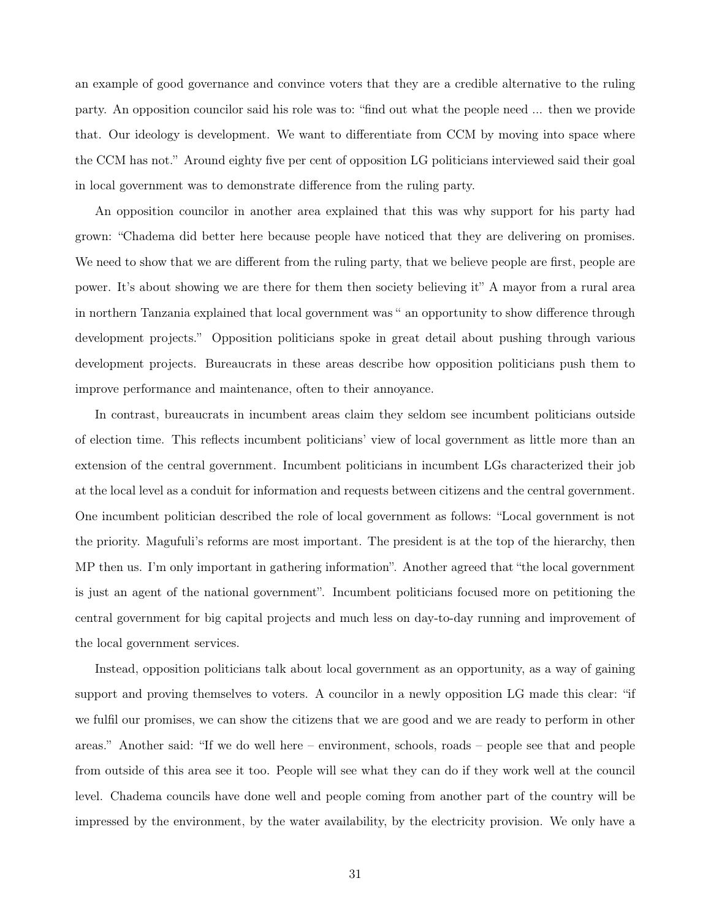an example of good governance and convince voters that they are a credible alternative to the ruling party. An opposition councilor said his role was to: "find out what the people need ... then we provide that. Our ideology is development. We want to differentiate from CCM by moving into space where the CCM has not." Around eighty five per cent of opposition LG politicians interviewed said their goal in local government was to demonstrate difference from the ruling party.

An opposition councilor in another area explained that this was why support for his party had grown: "Chadema did better here because people have noticed that they are delivering on promises. We need to show that we are different from the ruling party, that we believe people are first, people are power. It's about showing we are there for them then society believing it" A mayor from a rural area in northern Tanzania explained that local government was " an opportunity to show difference through development projects." Opposition politicians spoke in great detail about pushing through various development projects. Bureaucrats in these areas describe how opposition politicians push them to improve performance and maintenance, often to their annoyance.

In contrast, bureaucrats in incumbent areas claim they seldom see incumbent politicians outside of election time. This reflects incumbent politicians' view of local government as little more than an extension of the central government. Incumbent politicians in incumbent LGs characterized their job at the local level as a conduit for information and requests between citizens and the central government. One incumbent politician described the role of local government as follows: "Local government is not the priority. Magufuli's reforms are most important. The president is at the top of the hierarchy, then MP then us. I'm only important in gathering information". Another agreed that "the local government is just an agent of the national government". Incumbent politicians focused more on petitioning the central government for big capital projects and much less on day-to-day running and improvement of the local government services.

Instead, opposition politicians talk about local government as an opportunity, as a way of gaining support and proving themselves to voters. A councilor in a newly opposition LG made this clear: "if we fulfil our promises, we can show the citizens that we are good and we are ready to perform in other areas." Another said: "If we do well here – environment, schools, roads – people see that and people from outside of this area see it too. People will see what they can do if they work well at the council level. Chadema councils have done well and people coming from another part of the country will be impressed by the environment, by the water availability, by the electricity provision. We only have a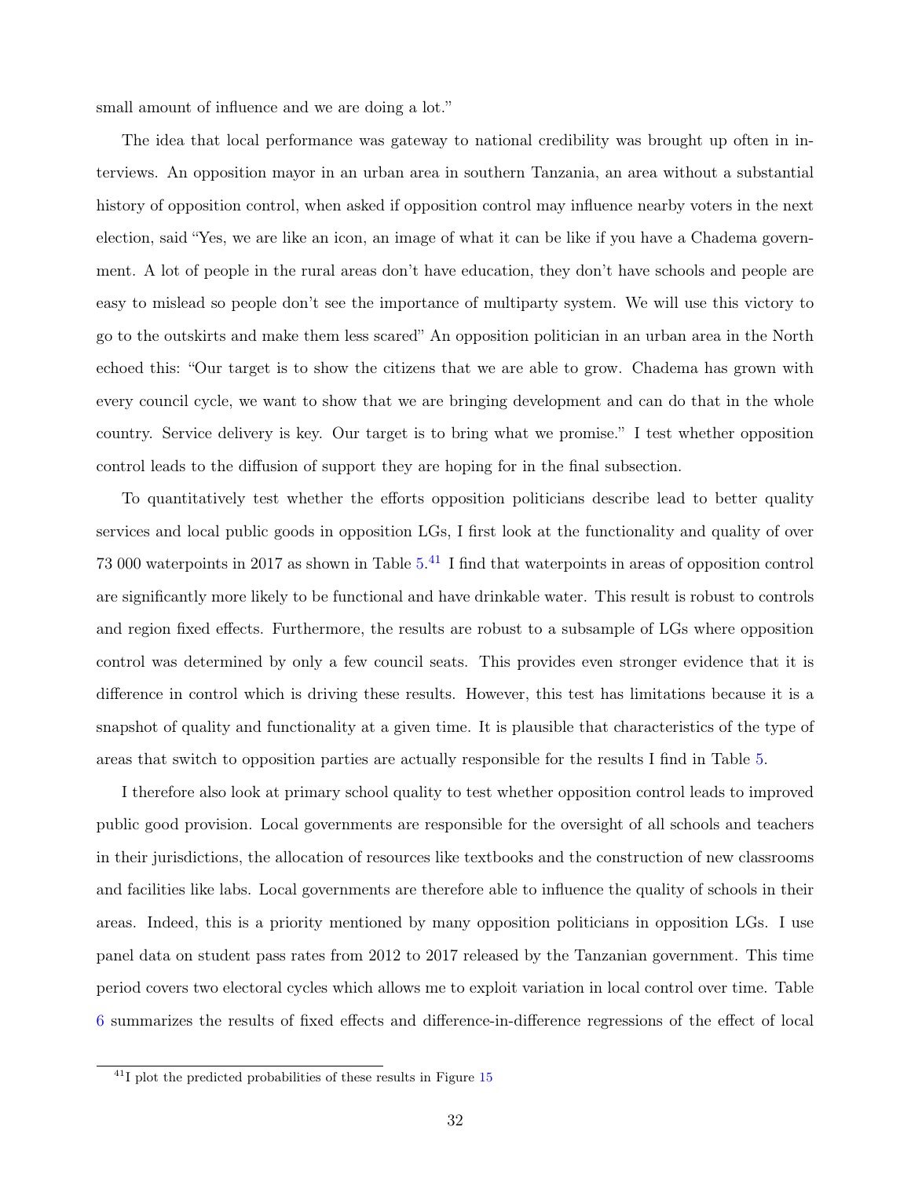small amount of influence and we are doing a lot."

The idea that local performance was gateway to national credibility was brought up often in interviews. An opposition mayor in an urban area in southern Tanzania, an area without a substantial history of opposition control, when asked if opposition control may influence nearby voters in the next election, said "Yes, we are like an icon, an image of what it can be like if you have a Chadema government. A lot of people in the rural areas don't have education, they don't have schools and people are easy to mislead so people don't see the importance of multiparty system. We will use this victory to go to the outskirts and make them less scared" An opposition politician in an urban area in the North echoed this: "Our target is to show the citizens that we are able to grow. Chadema has grown with every council cycle, we want to show that we are bringing development and can do that in the whole country. Service delivery is key. Our target is to bring what we promise." I test whether opposition control leads to the diffusion of support they are hoping for in the final subsection.

To quantitatively test whether the efforts opposition politicians describe lead to better quality services and local public goods in opposition LGs, I first look at the functionality and quality of over 73 000 waterpoints in 2017 as shown in Table 5.[41] I find that waterpoints in areas of opposition control are significantly more likely to be functional and have drinkable water. This result is robust to controls and region fixed effects. Furthermore, the results are robust to a subsample of LGs where opposition control was determined by only a few council seats. This provides even stronger evidence that it is difference in control which is driving these results. However, this test has limitations because it is a snapshot of quality and functionality at a given time. It is plausible that characteristics of the type of areas that switch to opposition parties are actually responsible for the results I find in Table 5.

I therefore also look at primary school quality to test whether opposition control leads to improved public good provision. Local governments are responsible for the oversight of all schools and teachers in their jurisdictions, the allocation of resources like textbooks and the construction of new classrooms and facilities like labs. Local governments are therefore able to influence the quality of schools in their areas. Indeed, this is a priority mentioned by many opposition politicians in opposition LGs. I use panel data on student pass rates from 2012 to 2017 released by the Tanzanian government. This time period covers two electoral cycles which allows me to exploit variation in local control over time. Table 6 summarizes the results of fixed effects and difference-in-difference regressions of the effect of local

[41] I plot the predicted probabilities of these results in Figure 15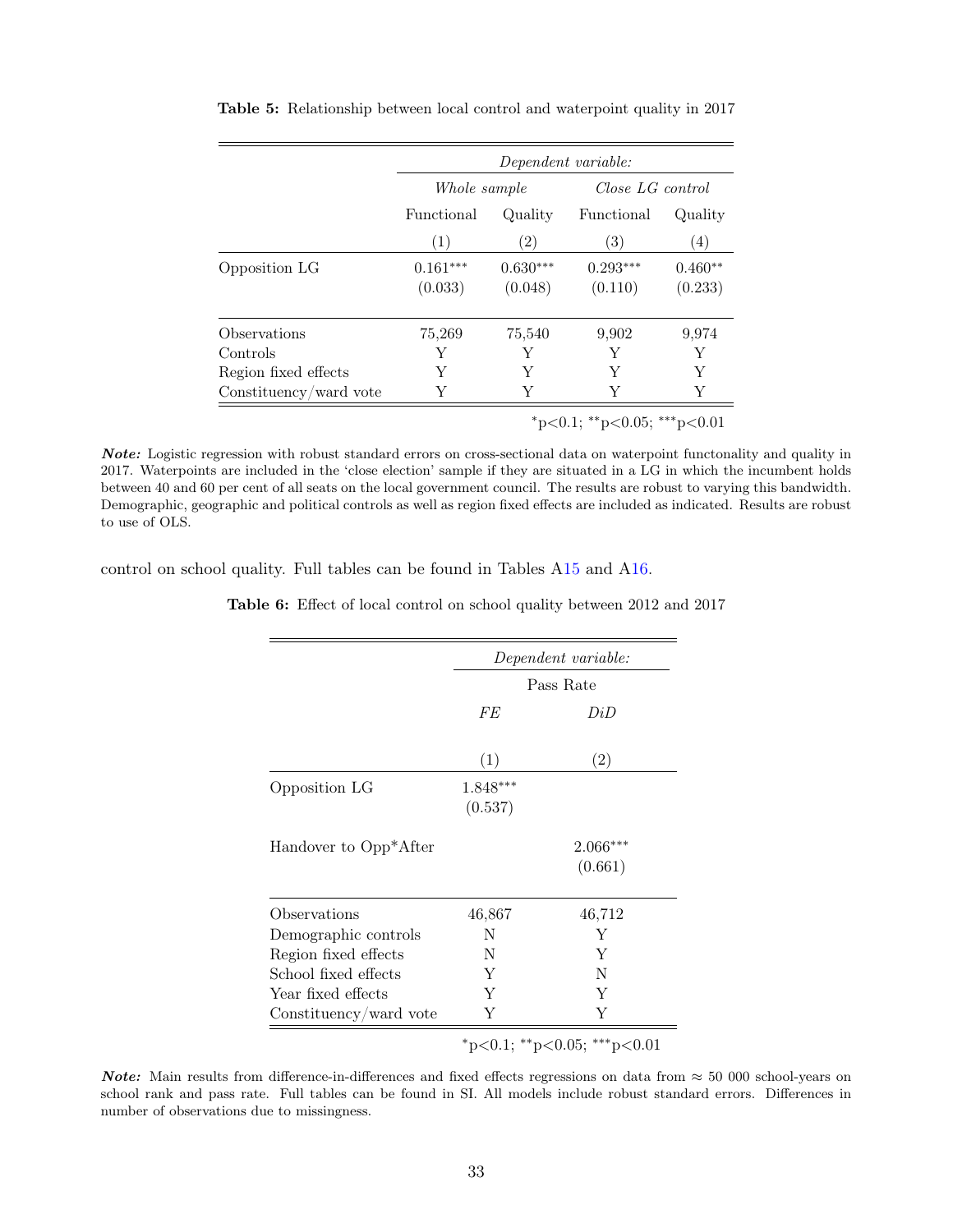**Table 5:** Relationship between local control and waterpoint quality in 2017

| | *Dependent variable:* | | | |
|---|---|---|---|---|
| | *Whole sample* | | *Close LG control* | |
| | Functional | Quality | Functional | Quality |
| | (1) | (2) | (3) | (4) |
| Opposition LG | 0.161*** | 0.630*** | 0.293*** | 0.460** |
| | (0.033) | (0.048) | (0.110) | (0.233) |
| Observations | 75,269 | 75,540 | 9,902 | 9,974 |
| Controls | Y | Y | Y | Y |
| Region fixed effects | Y | Y | Y | Y |
| Constituency/ward vote | Y | Y | Y | Y |

*p<0.1; **p<0.05; ***p<0.01

***Note:*** Logistic regression with robust standard errors on cross-sectional data on waterpoint functonality and quality in 2017. Waterpoints are included in the 'close election' sample if they are situated in a LG in which the incumbent holds between 40 and 60 per cent of all seats on the local government council. The results are robust to varying this bandwidth. Demographic, geographic and political controls as well as region fixed effects are included as indicated. Results are robust to use of OLS.

control on school quality. Full tables can be found in Tables A15 and A16.

**Table 6:** Effect of local control on school quality between 2012 and 2017

| | *Dependent variable:* | |
|---|---|---|
| | Pass Rate | |
| | *FE* | *DiD* |
| | (1) | (2) |
| Opposition LG | 1.848*** | |
| | (0.537) | |
| Handover to Opp*After | | 2.066*** |
| | | (0.661) |
| Observations | 46,867 | 46,712 |
| Demographic controls | N | Y |
| Region fixed effects | N | Y |
| School fixed effects | Y | N |
| Year fixed effects | Y | Y |
| Constituency/ward vote | Y | Y |

*p<0.1; **p<0.05; ***p<0.01

***Note:*** Main results from difference-in-differences and fixed effects regressions on data from $\approx$ 50 000 school-years on school rank and pass rate. Full tables can be found in SI. All models include robust standard errors. Differences in number of observations due to missingness.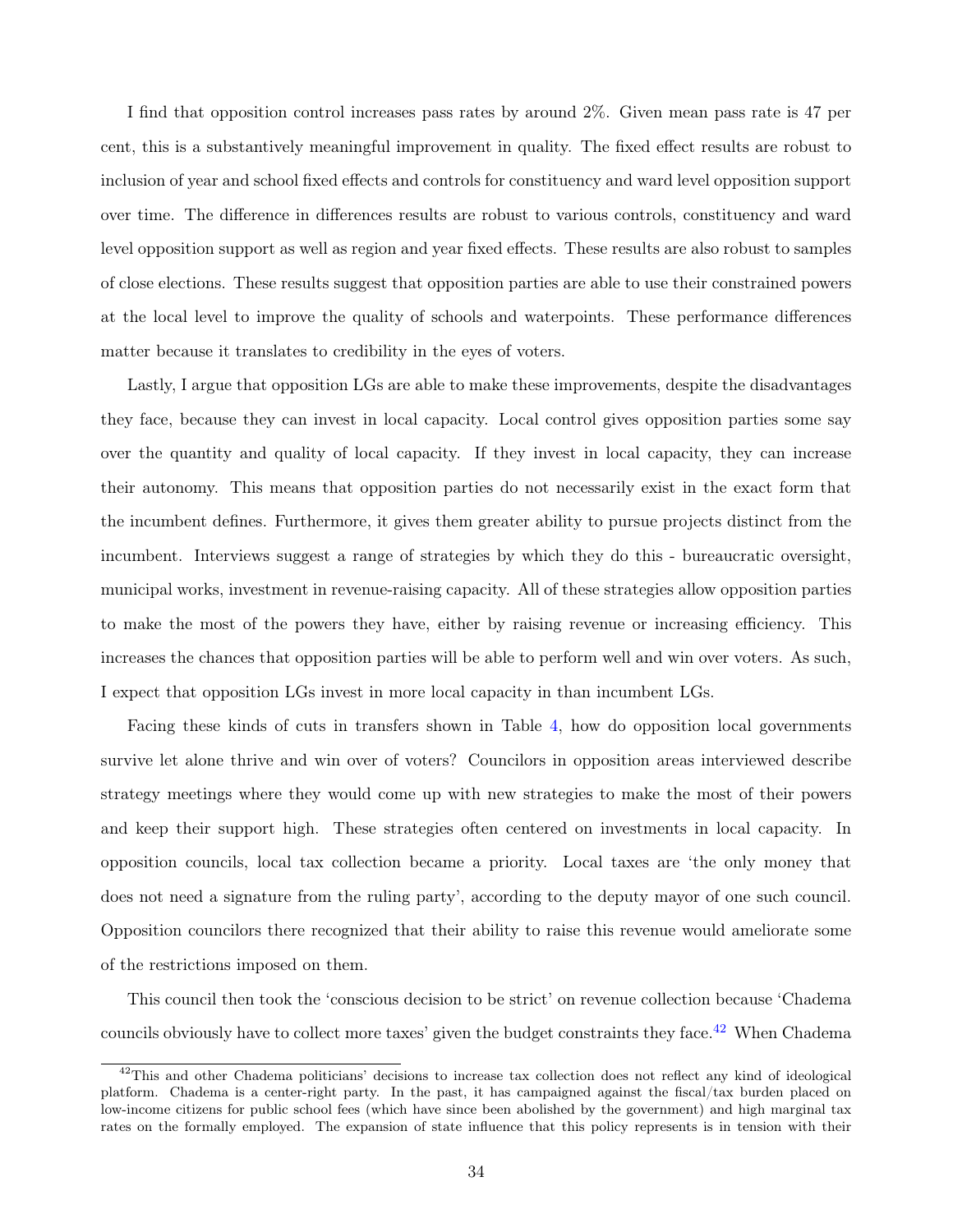I find that opposition control increases pass rates by around 2%. Given mean pass rate is 47 per cent, this is a substantively meaningful improvement in quality. The fixed effect results are robust to inclusion of year and school fixed effects and controls for constituency and ward level opposition support over time. The difference in differences results are robust to various controls, constituency and ward level opposition support as well as region and year fixed effects. These results are also robust to samples of close elections. These results suggest that opposition parties are able to use their constrained powers at the local level to improve the quality of schools and waterpoints. These performance differences matter because it translates to credibility in the eyes of voters.

Lastly, I argue that opposition LGs are able to make these improvements, despite the disadvantages they face, because they can invest in local capacity. Local control gives opposition parties some say over the quantity and quality of local capacity. If they invest in local capacity, they can increase their autonomy. This means that opposition parties do not necessarily exist in the exact form that the incumbent defines. Furthermore, it gives them greater ability to pursue projects distinct from the incumbent. Interviews suggest a range of strategies by which they do this - bureaucratic oversight, municipal works, investment in revenue-raising capacity. All of these strategies allow opposition parties to make the most of the powers they have, either by raising revenue or increasing efficiency. This increases the chances that opposition parties will be able to perform well and win over voters. As such, I expect that opposition LGs invest in more local capacity in than incumbent LGs.

Facing these kinds of cuts in transfers shown in Table 4, how do opposition local governments survive let alone thrive and win over of voters? Councilors in opposition areas interviewed describe strategy meetings where they would come up with new strategies to make the most of their powers and keep their support high. These strategies often centered on investments in local capacity. In opposition councils, local tax collection became a priority. Local taxes are 'the only money that does not need a signature from the ruling party', according to the deputy mayor of one such council. Opposition councilors there recognized that their ability to raise this revenue would ameliorate some of the restrictions imposed on them.

This council then took the 'conscious decision to be strict' on revenue collection because 'Chadema councils obviously have to collect more taxes' given the budget constraints they face.[42] When Chadema

[42] This and other Chadema politicians' decisions to increase tax collection does not reflect any kind of ideological platform. Chadema is a center-right party. In the past, it has campaigned against the fiscal/tax burden placed on low-income citizens for public school fees (which have since been abolished by the government) and high marginal tax rates on the formally employed. The expansion of state influence that this policy represents is in tension with their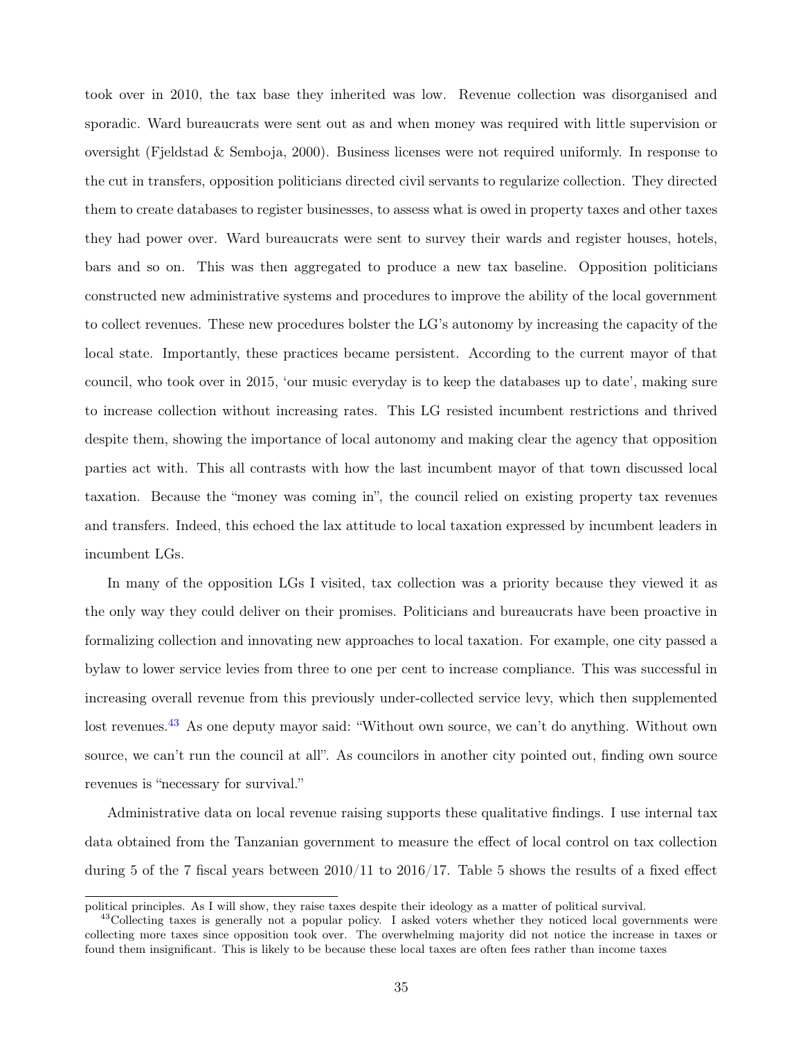took over in 2010, the tax base they inherited was low. Revenue collection was disorganised and sporadic. Ward bureaucrats were sent out as and when money was required with little supervision or oversight (Fjeldstad & Semboja, 2000). Business licenses were not required uniformly. In response to the cut in transfers, opposition politicians directed civil servants to regularize collection. They directed them to create databases to register businesses, to assess what is owed in property taxes and other taxes they had power over. Ward bureaucrats were sent to survey their wards and register houses, hotels, bars and so on. This was then aggregated to produce a new tax baseline. Opposition politicians constructed new administrative systems and procedures to improve the ability of the local government to collect revenues. These new procedures bolster the LG's autonomy by increasing the capacity of the local state. Importantly, these practices became persistent. According to the current mayor of that council, who took over in 2015, 'our music everyday is to keep the databases up to date', making sure to increase collection without increasing rates. This LG resisted incumbent restrictions and thrived despite them, showing the importance of local autonomy and making clear the agency that opposition parties act with. This all contrasts with how the last incumbent mayor of that town discussed local taxation. Because the "money was coming in", the council relied on existing property tax revenues and transfers. Indeed, this echoed the lax attitude to local taxation expressed by incumbent leaders in incumbent LGs.

In many of the opposition LGs I visited, tax collection was a priority because they viewed it as the only way they could deliver on their promises. Politicians and bureaucrats have been proactive in formalizing collection and innovating new approaches to local taxation. For example, one city passed a bylaw to lower service levies from three to one per cent to increase compliance. This was successful in increasing overall revenue from this previously under-collected service levy, which then supplemented lost revenues.[43] As one deputy mayor said: "Without own source, we can't do anything. Without own source, we can't run the council at all". As councilors in another city pointed out, finding own source revenues is "necessary for survival."

Administrative data on local revenue raising supports these qualitative findings. I use internal tax data obtained from the Tanzanian government to measure the effect of local control on tax collection during 5 of the 7 fiscal years between 2010/11 to 2016/17. Table 5 shows the results of a fixed effect

---

political principles. As I will show, they raise taxes despite their ideology as a matter of political survival.

[43] Collecting taxes is generally not a popular policy. I asked voters whether they noticed local governments were collecting more taxes since opposition took over. The overwhelming majority did not notice the increase in taxes or found them insignificant. This is likely to be because these local taxes are often fees rather than income taxes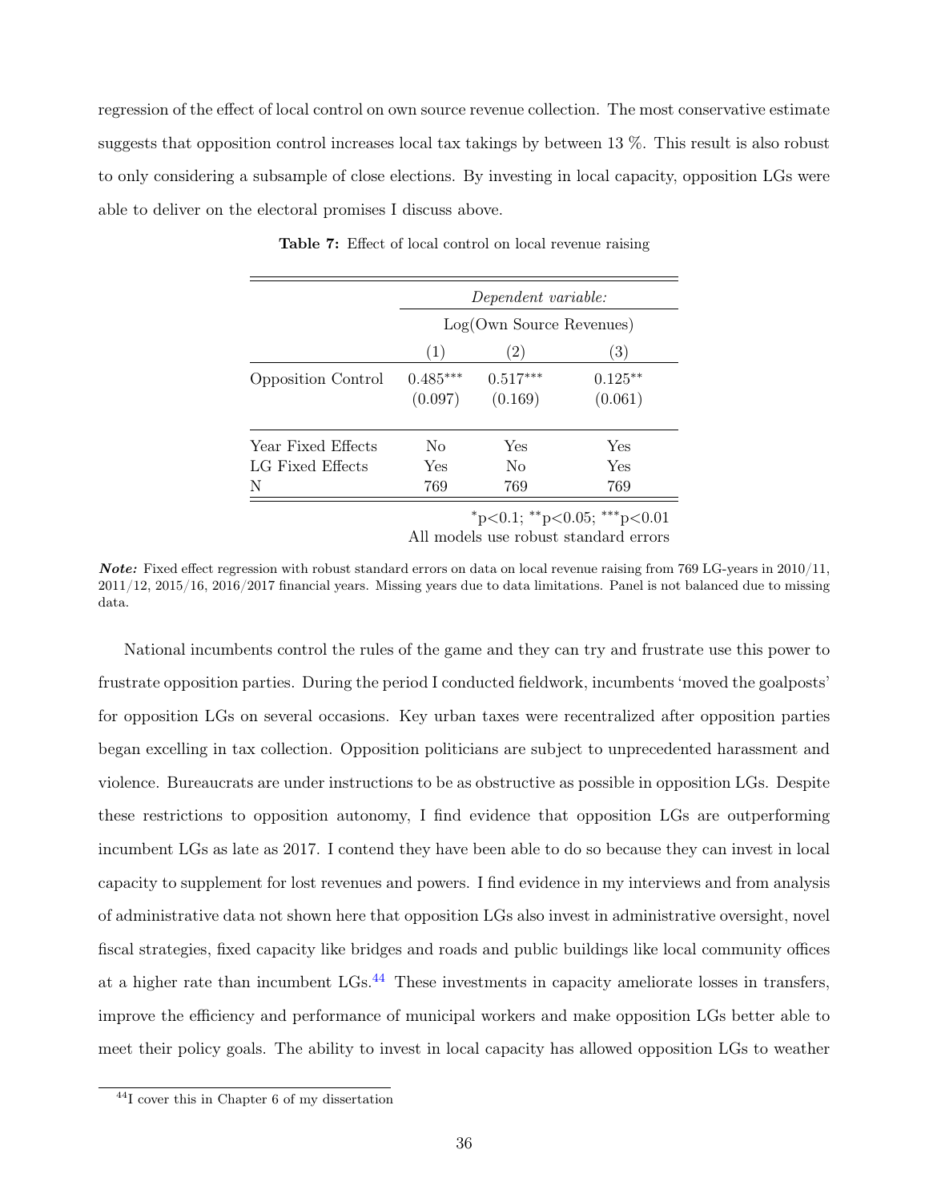regression of the effect of local control on own source revenue collection. The most conservative estimate suggests that opposition control increases local tax takings by between 13 %. This result is also robust to only considering a subsample of close elections. By investing in local capacity, opposition LGs were able to deliver on the electoral promises I discuss above.

**Table 7:** Effect of local control on local revenue raising

| | *Dependent variable:* | | |
|---|---|---|---|
| | Log(Own Source Revenues) | | |
| | (1) | (2) | (3) |
| Opposition Control | $0.485^{***}$ | $0.517^{***}$ | $0.125^{**}$ |
| | (0.097) | (0.169) | (0.061) |
| Year Fixed Effects | No | Yes | Yes |
| LG Fixed Effects | Yes | No | Yes |
| N | 769 | 769 | 769 |

$^{*}$p<0.1; $^{**}$p<0.05; $^{***}$p<0.01
All models use robust standard errors

***Note:*** Fixed effect regression with robust standard errors on data on local revenue raising from 769 LG-years in 2010/11, 2011/12, 2015/16, 2016/2017 financial years. Missing years due to data limitations. Panel is not balanced due to missing data.

National incumbents control the rules of the game and they can try and frustrate use this power to frustrate opposition parties. During the period I conducted fieldwork, incumbents 'moved the goalposts' for opposition LGs on several occasions. Key urban taxes were recentralized after opposition parties began excelling in tax collection. Opposition politicians are subject to unprecedented harassment and violence. Bureaucrats are under instructions to be as obstructive as possible in opposition LGs. Despite these restrictions to opposition autonomy, I find evidence that opposition LGs are outperforming incumbent LGs as late as 2017. I contend they have been able to do so because they can invest in local capacity to supplement for lost revenues and powers. I find evidence in my interviews and from analysis of administrative data not shown here that opposition LGs also invest in administrative oversight, novel fiscal strategies, fixed capacity like bridges and roads and public buildings like local community offices at a higher rate than incumbent LGs.[44] These investments in capacity ameliorate losses in transfers, improve the efficiency and performance of municipal workers and make opposition LGs better able to meet their policy goals. The ability to invest in local capacity has allowed opposition LGs to weather

[44] I cover this in Chapter 6 of my dissertation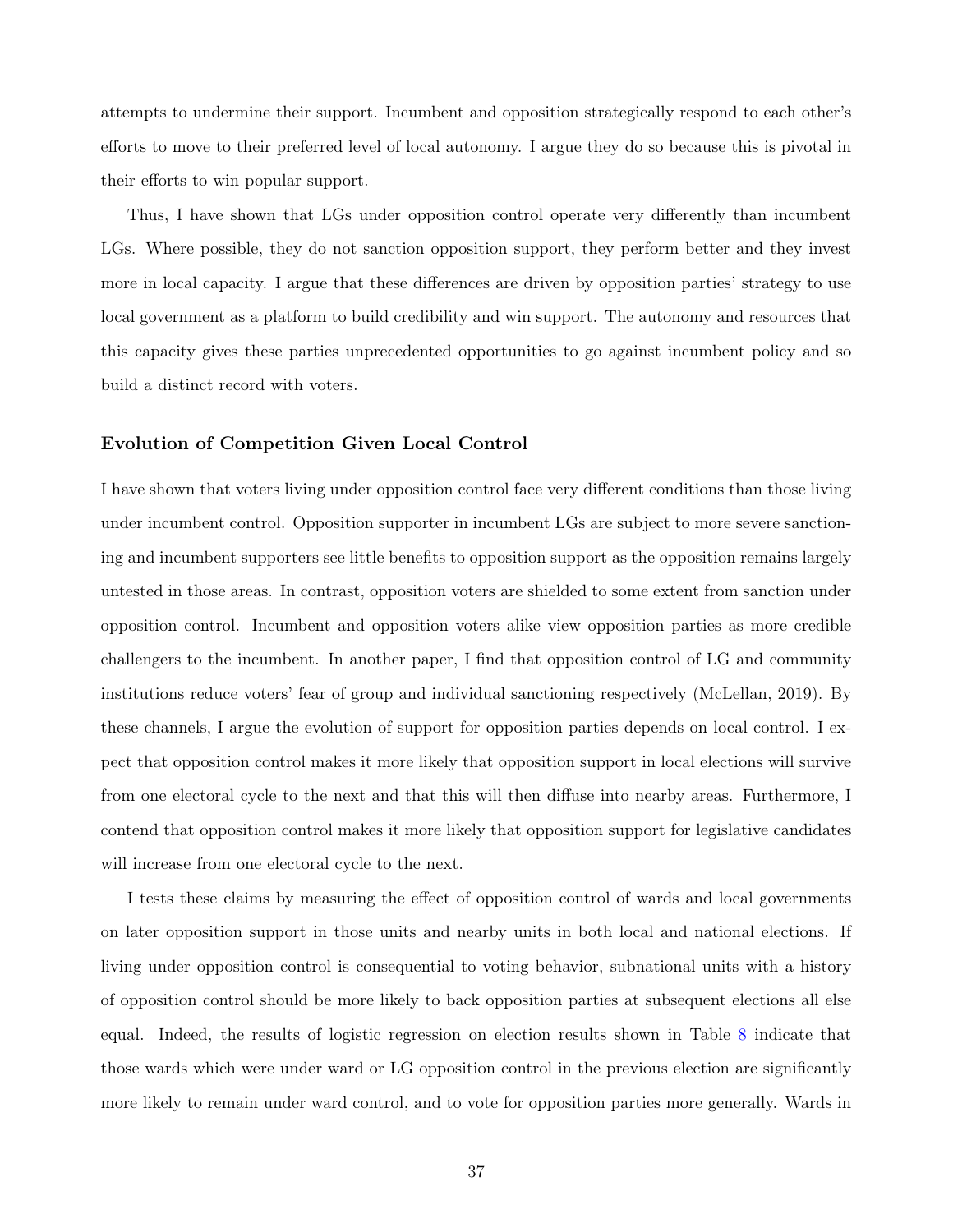attempts to undermine their support. Incumbent and opposition strategically respond to each other's efforts to move to their preferred level of local autonomy. I argue they do so because this is pivotal in their efforts to win popular support.

Thus, I have shown that LGs under opposition control operate very differently than incumbent LGs. Where possible, they do not sanction opposition support, they perform better and they invest more in local capacity. I argue that these differences are driven by opposition parties' strategy to use local government as a platform to build credibility and win support. The autonomy and resources that this capacity gives these parties unprecedented opportunities to go against incumbent policy and so build a distinct record with voters.

### Evolution of Competition Given Local Control

I have shown that voters living under opposition control face very different conditions than those living under incumbent control. Opposition supporter in incumbent LGs are subject to more severe sanctioning and incumbent supporters see little benefits to opposition support as the opposition remains largely untested in those areas. In contrast, opposition voters are shielded to some extent from sanction under opposition control. Incumbent and opposition voters alike view opposition parties as more credible challengers to the incumbent. In another paper, I find that opposition control of LG and community institutions reduce voters' fear of group and individual sanctioning respectively (McLellan, 2019). By these channels, I argue the evolution of support for opposition parties depends on local control. I expect that opposition control makes it more likely that opposition support in local elections will survive from one electoral cycle to the next and that this will then diffuse into nearby areas. Furthermore, I contend that opposition control makes it more likely that opposition support for legislative candidates will increase from one electoral cycle to the next.

I tests these claims by measuring the effect of opposition control of wards and local governments on later opposition support in those units and nearby units in both local and national elections. If living under opposition control is consequential to voting behavior, subnational units with a history of opposition control should be more likely to back opposition parties at subsequent elections all else equal. Indeed, the results of logistic regression on election results shown in Table 8 indicate that those wards which were under ward or LG opposition control in the previous election are significantly more likely to remain under ward control, and to vote for opposition parties more generally. Wards in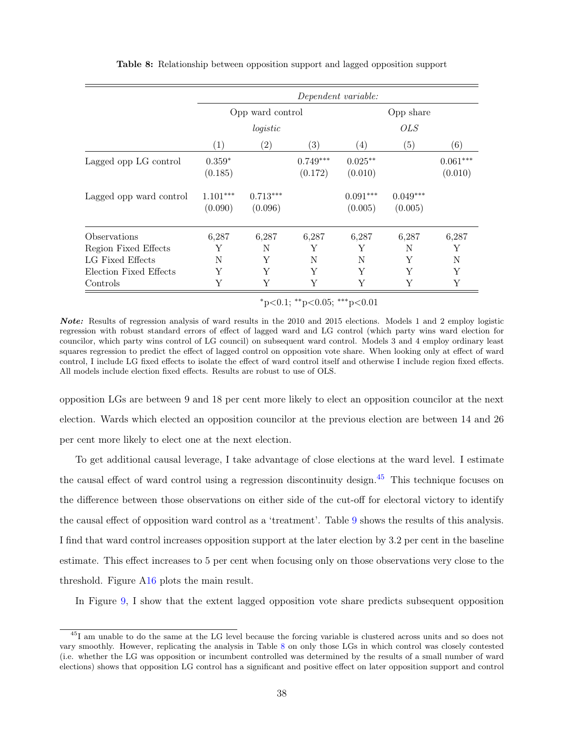**Table 8:** Relationship between opposition support and lagged opposition support

| | *Dependent variable:* | | | | | |
|---|---|---|---|---|---|---|
| | Opp ward control | | | Opp share | | |
| | *logistic* | | | *OLS* | | |
| | (1) | (2) | (3) | (4) | (5) | (6) |
| Lagged opp LG control | 0.359* | | 0.749*** | 0.025** | | 0.061*** |
| | (0.185) | | (0.172) | (0.010) | | (0.010) |
| Lagged opp ward control | 1.101*** | 0.713*** | | 0.091*** | 0.049*** | |
| | (0.090) | (0.096) | | (0.005) | (0.005) | |
| Observations | 6,287 | 6,287 | 6,287 | 6,287 | 6,287 | 6,287 |
| Region Fixed Effects | Y | N | Y | Y | N | Y |
| LG Fixed Effects | N | Y | N | N | Y | N |
| Election Fixed Effects | Y | Y | Y | Y | Y | Y |
| Controls | Y | Y | Y | Y | Y | Y |

*p<0.1; **p<0.05; ***p<0.01

***Note:*** Results of regression analysis of ward results in the 2010 and 2015 elections. Models 1 and 2 employ logistic regression with robust standard errors of effect of lagged ward and LG control (which party wins ward election for councilor, which party wins control of LG council) on subsequent ward control. Models 3 and 4 employ ordinary least squares regression to predict the effect of lagged control on opposition vote share. When looking only at effect of ward control, I include LG fixed effects to isolate the effect of ward control itself and otherwise I include region fixed effects. All models include election fixed effects. Results are robust to use of OLS.

opposition LGs are between 9 and 18 per cent more likely to elect an opposition councilor at the next election. Wards which elected an opposition councilor at the previous election are between 14 and 26 per cent more likely to elect one at the next election.

To get additional causal leverage, I take advantage of close elections at the ward level. I estimate the causal effect of ward control using a regression discontinuity design.[45] This technique focuses on the difference between those observations on either side of the cut-off for electoral victory to identify the causal effect of opposition ward control as a 'treatment'. Table 9 shows the results of this analysis. I find that ward control increases opposition support at the later election by 3.2 per cent in the baseline estimate. This effect increases to 5 per cent when focusing only on those observations very close to the threshold. Figure A16 plots the main result.

In Figure 9, I show that the extent lagged opposition vote share predicts subsequent opposition

[45] I am unable to do the same at the LG level because the forcing variable is clustered across units and so does not vary smoothly. However, replicating the analysis in Table 8 on only those LGs in which control was closely contested (i.e. whether the LG was opposition or incumbent controlled was determined by the results of a small number of ward elections) shows that opposition LG control has a significant and positive effect on later opposition support and control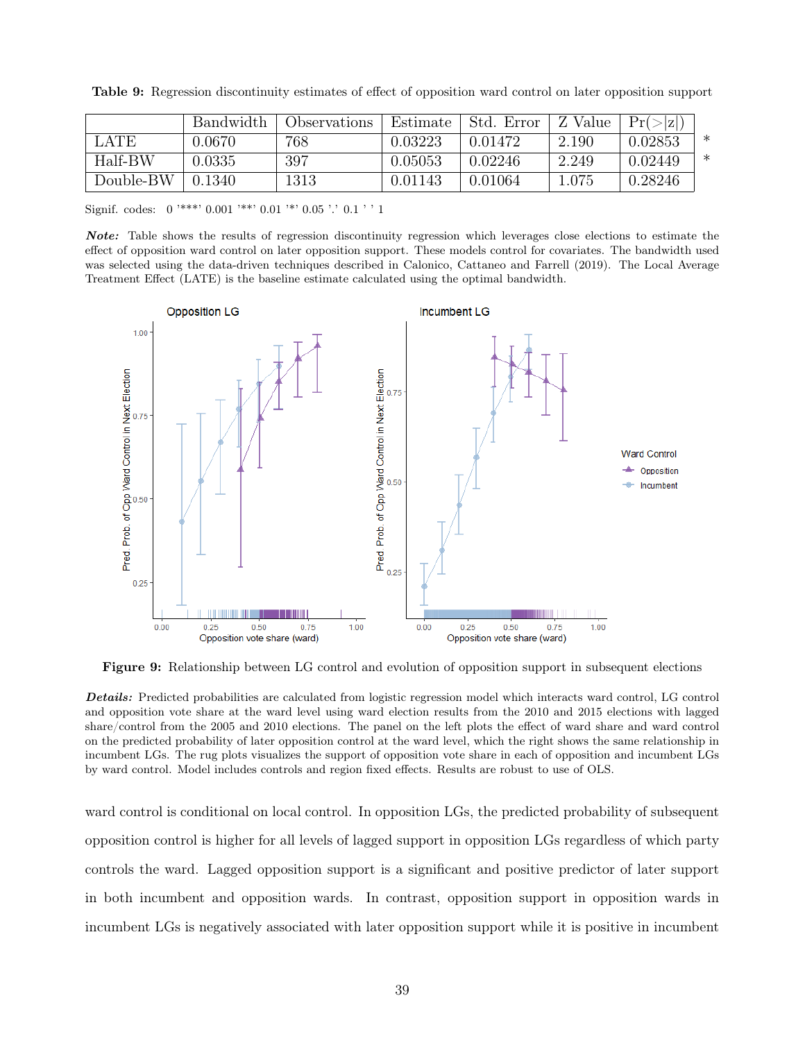**Table 9:** Regression discontinuity estimates of effect of opposition ward control on later opposition support

| | Bandwidth | Observations | Estimate | Std. Error | Z Value | Pr(>\|z\|) | |
|---|---|---|---|---|---|---|---|
| LATE | 0.0670 | 768 | 0.03223 | 0.01472 | 2.190 | 0.02853 | * |
| Half-BW | 0.0335 | 397 | 0.05053 | 0.02246 | 2.249 | 0.02449 | * |
| Double-BW | 0.1340 | 1313 | 0.01143 | 0.01064 | 1.075 | 0.28246 | |

Signif. codes: 0 '***' 0.001 '**' 0.01 '*' 0.05 '.' 0.1 ' ' 1

***Note:*** Table shows the results of regression discontinuity regression which leverages close elections to estimate the effect of opposition ward control on later opposition support. These models control for covariates. The bandwidth used was selected using the data-driven techniques described in Calonico, Cattaneo and Farrell (2019). The Local Average Treatment Effect (LATE) is the baseline estimate calculated using the optimal bandwidth.

**Figure 9:** Relationship between LG control and evolution of opposition support in subsequent elections

***Details:*** Predicted probabilities are calculated from logistic regression model which interacts ward control, LG control and opposition vote share at the ward level using ward election results from the 2010 and 2015 elections with lagged share/control from the 2005 and 2010 elections. The panel on the left plots the effect of ward share and ward control on the predicted probability of later opposition control at the ward level, which the right shows the same relationship in incumbent LGs. The rug plots visualizes the support of opposition vote share in each of opposition and incumbent LGs by ward control. Model includes controls and region fixed effects. Results are robust to use of OLS.

ward control is conditional on local control. In opposition LGs, the predicted probability of subsequent opposition control is higher for all levels of lagged support in opposition LGs regardless of which party controls the ward. Lagged opposition support is a significant and positive predictor of later support in both incumbent and opposition wards. In contrast, opposition support in opposition wards in incumbent LGs is negatively associated with later opposition support while it is positive in incumbent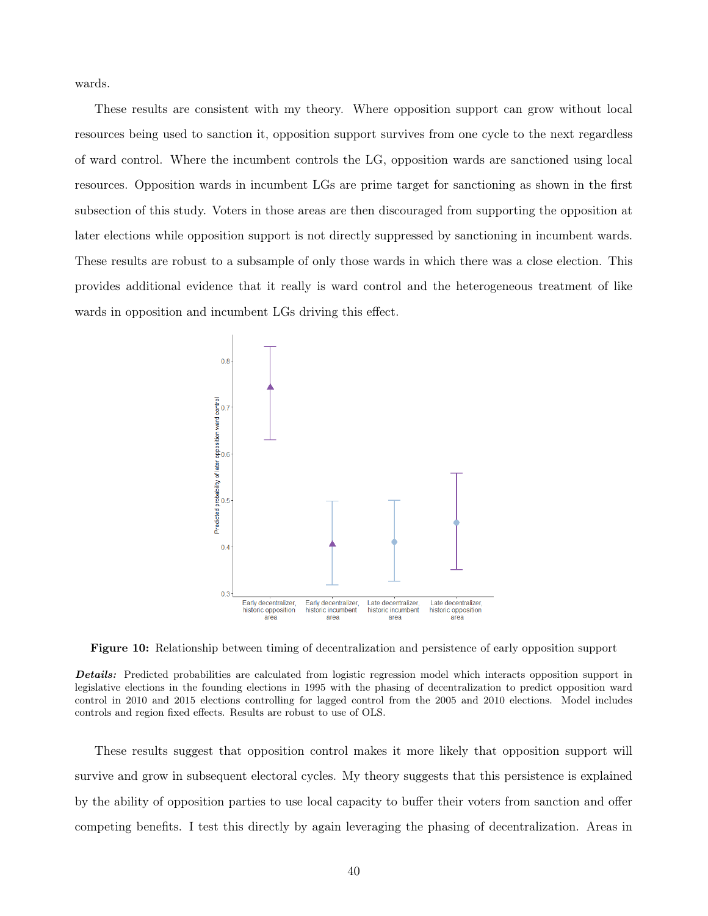wards.

These results are consistent with my theory. Where opposition support can grow without local resources being used to sanction it, opposition support survives from one cycle to the next regardless of ward control. Where the incumbent controls the LG, opposition wards are sanctioned using local resources. Opposition wards in incumbent LGs are prime target for sanctioning as shown in the first subsection of this study. Voters in those areas are then discouraged from supporting the opposition at later elections while opposition support is not directly suppressed by sanctioning in incumbent wards. These results are robust to a subsample of only those wards in which there was a close election. This provides additional evidence that it really is ward control and the heterogeneous treatment of like wards in opposition and incumbent LGs driving this effect.

**Figure 10:** Relationship between timing of decentralization and persistence of early opposition support

***Details:*** Predicted probabilities are calculated from logistic regression model which interacts opposition support in legislative elections in the founding elections in 1995 with the phasing of decentralization to predict opposition ward control in 2010 and 2015 elections controlling for lagged control from the 2005 and 2010 elections. Model includes controls and region fixed effects. Results are robust to use of OLS.

These results suggest that opposition control makes it more likely that opposition support will survive and grow in subsequent electoral cycles. My theory suggests that this persistence is explained by the ability of opposition parties to use local capacity to buffer their voters from sanction and offer competing benefits. I test this directly by again leveraging the phasing of decentralization. Areas in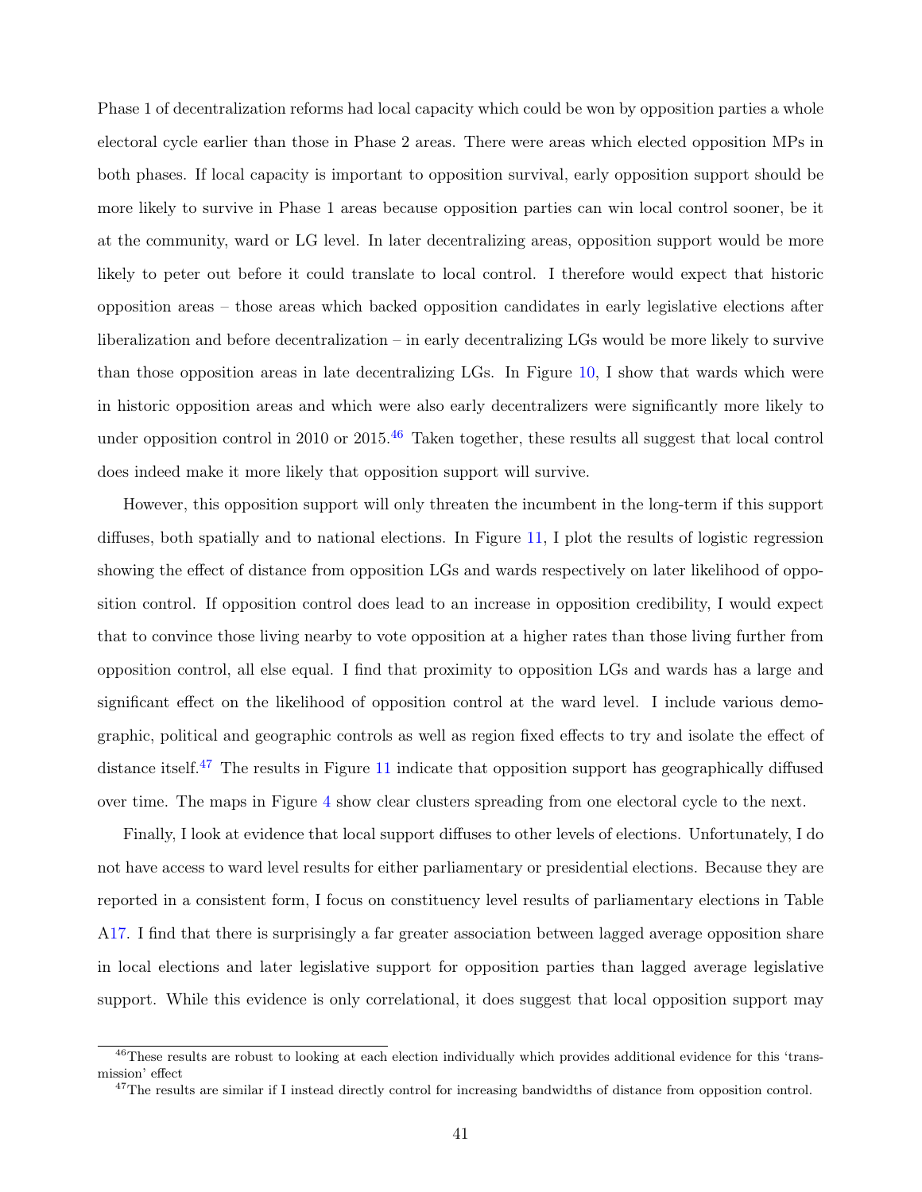Phase 1 of decentralization reforms had local capacity which could be won by opposition parties a whole electoral cycle earlier than those in Phase 2 areas. There were areas which elected opposition MPs in both phases. If local capacity is important to opposition survival, early opposition support should be more likely to survive in Phase 1 areas because opposition parties can win local control sooner, be it at the community, ward or LG level. In later decentralizing areas, opposition support would be more likely to peter out before it could translate to local control. I therefore would expect that historic opposition areas – those areas which backed opposition candidates in early legislative elections after liberalization and before decentralization – in early decentralizing LGs would be more likely to survive than those opposition areas in late decentralizing LGs. In Figure 10, I show that wards which were in historic opposition areas and which were also early decentralizers were significantly more likely to under opposition control in 2010 or 2015.[46] Taken together, these results all suggest that local control does indeed make it more likely that opposition support will survive.

However, this opposition support will only threaten the incumbent in the long-term if this support diffuses, both spatially and to national elections. In Figure 11, I plot the results of logistic regression showing the effect of distance from opposition LGs and wards respectively on later likelihood of opposition control. If opposition control does lead to an increase in opposition credibility, I would expect that to convince those living nearby to vote opposition at a higher rates than those living further from opposition control, all else equal. I find that proximity to opposition LGs and wards has a large and significant effect on the likelihood of opposition control at the ward level. I include various demographic, political and geographic controls as well as region fixed effects to try and isolate the effect of distance itself.[47] The results in Figure 11 indicate that opposition support has geographically diffused over time. The maps in Figure 4 show clear clusters spreading from one electoral cycle to the next.

Finally, I look at evidence that local support diffuses to other levels of elections. Unfortunately, I do not have access to ward level results for either parliamentary or presidential elections. Because they are reported in a consistent form, I focus on constituency level results of parliamentary elections in Table A17. I find that there is surprisingly a far greater association between lagged average opposition share in local elections and later legislative support for opposition parties than lagged average legislative support. While this evidence is only correlational, it does suggest that local opposition support may

[46] These results are robust to looking at each election individually which provides additional evidence for this 'transmission' effect

[47] The results are similar if I instead directly control for increasing bandwidths of distance from opposition control.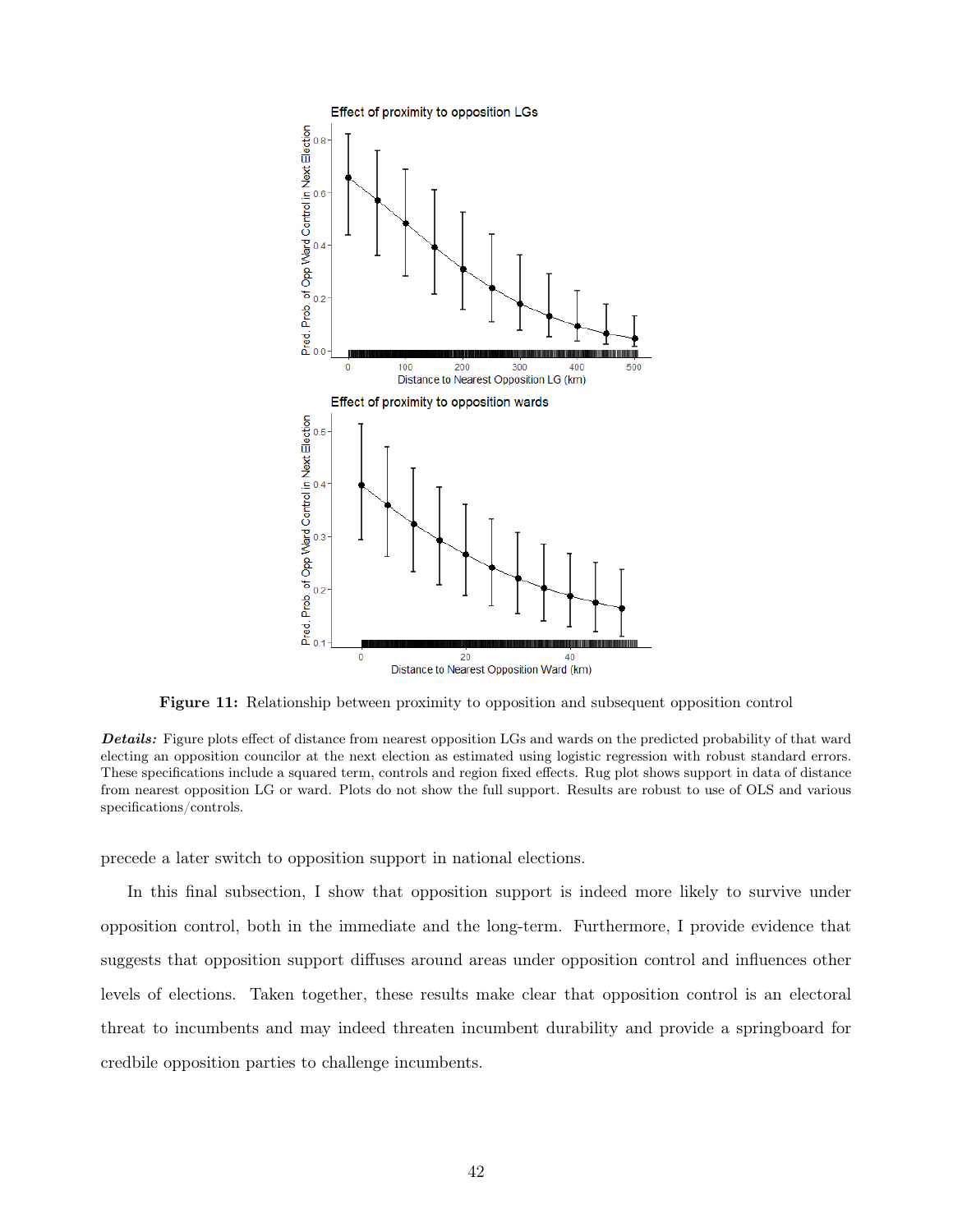**Figure 11:** Relationship between proximity to opposition and subsequent opposition control

***Details:*** Figure plots effect of distance from nearest opposition LGs and wards on the predicted probability of that ward electing an opposition councilor at the next election as estimated using logistic regression with robust standard errors. These specifications include a squared term, controls and region fixed effects. Rug plot shows support in data of distance from nearest opposition LG or ward. Plots do not show the full support. Results are robust to use of OLS and various specifications/controls.

precede a later switch to opposition support in national elections.

In this final subsection, I show that opposition support is indeed more likely to survive under opposition control, both in the immediate and the long-term. Furthermore, I provide evidence that suggests that opposition support diffuses around areas under opposition control and influences other levels of elections. Taken together, these results make clear that opposition control is an electoral threat to incumbents and may indeed threaten incumbent durability and provide a springboard for credbile opposition parties to challenge incumbents.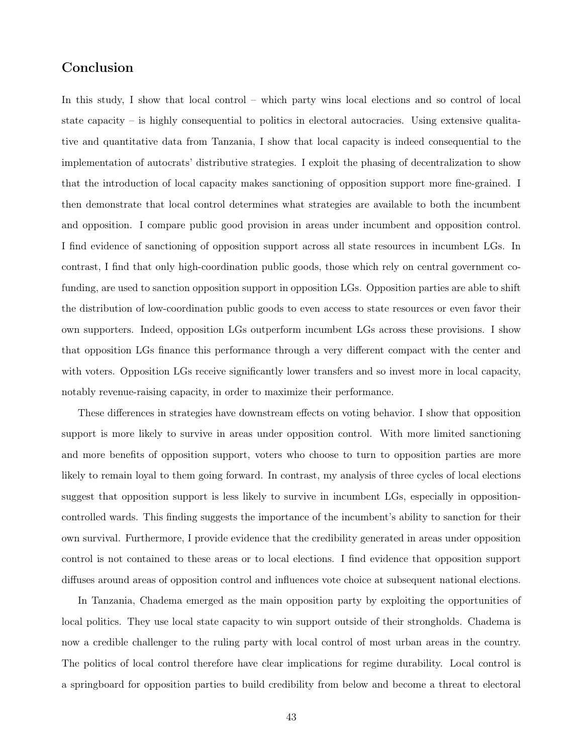## Conclusion

In this study, I show that local control – which party wins local elections and so control of local state capacity – is highly consequential to politics in electoral autocracies. Using extensive qualitative and quantitative data from Tanzania, I show that local capacity is indeed consequential to the implementation of autocrats' distributive strategies. I exploit the phasing of decentralization to show that the introduction of local capacity makes sanctioning of opposition support more fine-grained. I then demonstrate that local control determines what strategies are available to both the incumbent and opposition. I compare public good provision in areas under incumbent and opposition control. I find evidence of sanctioning of opposition support across all state resources in incumbent LGs. In contrast, I find that only high-coordination public goods, those which rely on central government co-funding, are used to sanction opposition support in opposition LGs. Opposition parties are able to shift the distribution of low-coordination public goods to even access to state resources or even favor their own supporters. Indeed, opposition LGs outperform incumbent LGs across these provisions. I show that opposition LGs finance this performance through a very different compact with the center and with voters. Opposition LGs receive significantly lower transfers and so invest more in local capacity, notably revenue-raising capacity, in order to maximize their performance.

These differences in strategies have downstream effects on voting behavior. I show that opposition support is more likely to survive in areas under opposition control. With more limited sanctioning and more benefits of opposition support, voters who choose to turn to opposition parties are more likely to remain loyal to them going forward. In contrast, my analysis of three cycles of local elections suggest that opposition support is less likely to survive in incumbent LGs, especially in opposition-controlled wards. This finding suggests the importance of the incumbent's ability to sanction for their own survival. Furthermore, I provide evidence that the credibility generated in areas under opposition control is not contained to these areas or to local elections. I find evidence that opposition support diffuses around areas of opposition control and influences vote choice at subsequent national elections.

In Tanzania, Chadema emerged as the main opposition party by exploiting the opportunities of local politics. They use local state capacity to win support outside of their strongholds. Chadema is now a credible challenger to the ruling party with local control of most urban areas in the country. The politics of local control therefore have clear implications for regime durability. Local control is a springboard for opposition parties to build credibility from below and become a threat to electoral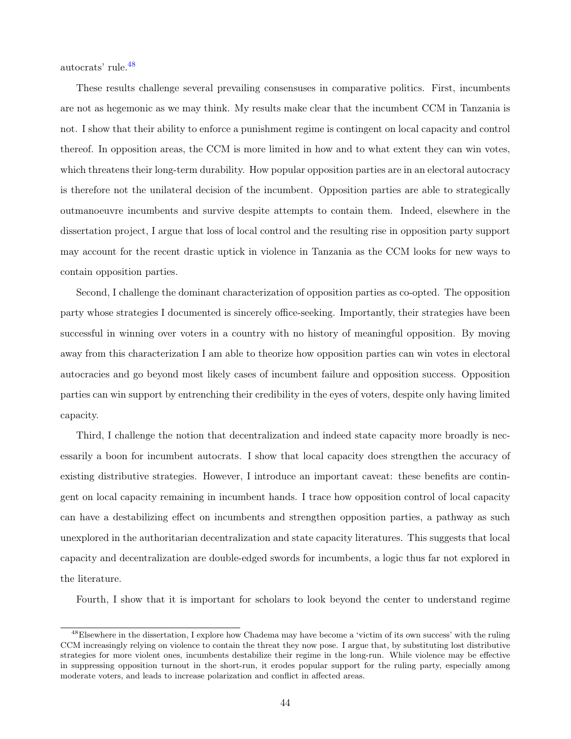autocrats' rule.[48]

These results challenge several prevailing consensuses in comparative politics. First, incumbents are not as hegemonic as we may think. My results make clear that the incumbent CCM in Tanzania is not. I show that their ability to enforce a punishment regime is contingent on local capacity and control thereof. In opposition areas, the CCM is more limited in how and to what extent they can win votes, which threatens their long-term durability. How popular opposition parties are in an electoral autocracy is therefore not the unilateral decision of the incumbent. Opposition parties are able to strategically outmanoeuvre incumbents and survive despite attempts to contain them. Indeed, elsewhere in the dissertation project, I argue that loss of local control and the resulting rise in opposition party support may account for the recent drastic uptick in violence in Tanzania as the CCM looks for new ways to contain opposition parties.

Second, I challenge the dominant characterization of opposition parties as co-opted. The opposition party whose strategies I documented is sincerely office-seeking. Importantly, their strategies have been successful in winning over voters in a country with no history of meaningful opposition. By moving away from this characterization I am able to theorize how opposition parties can win votes in electoral autocracies and go beyond most likely cases of incumbent failure and opposition success. Opposition parties can win support by entrenching their credibility in the eyes of voters, despite only having limited capacity.

Third, I challenge the notion that decentralization and indeed state capacity more broadly is necessarily a boon for incumbent autocrats. I show that local capacity does strengthen the accuracy of existing distributive strategies. However, I introduce an important caveat: these benefits are contingent on local capacity remaining in incumbent hands. I trace how opposition control of local capacity can have a destabilizing effect on incumbents and strengthen opposition parties, a pathway as such unexplored in the authoritarian decentralization and state capacity literatures. This suggests that local capacity and decentralization are double-edged swords for incumbents, a logic thus far not explored in the literature.

Fourth, I show that it is important for scholars to look beyond the center to understand regime

[48] Elsewhere in the dissertation, I explore how Chadema may have become a 'victim of its own success' with the ruling CCM increasingly relying on violence to contain the threat they now pose. I argue that, by substituting lost distributive strategies for more violent ones, incumbents destabilize their regime in the long-run. While violence may be effective in suppressing opposition turnout in the short-run, it erodes popular support for the ruling party, especially among moderate voters, and leads to increase polarization and conflict in affected areas.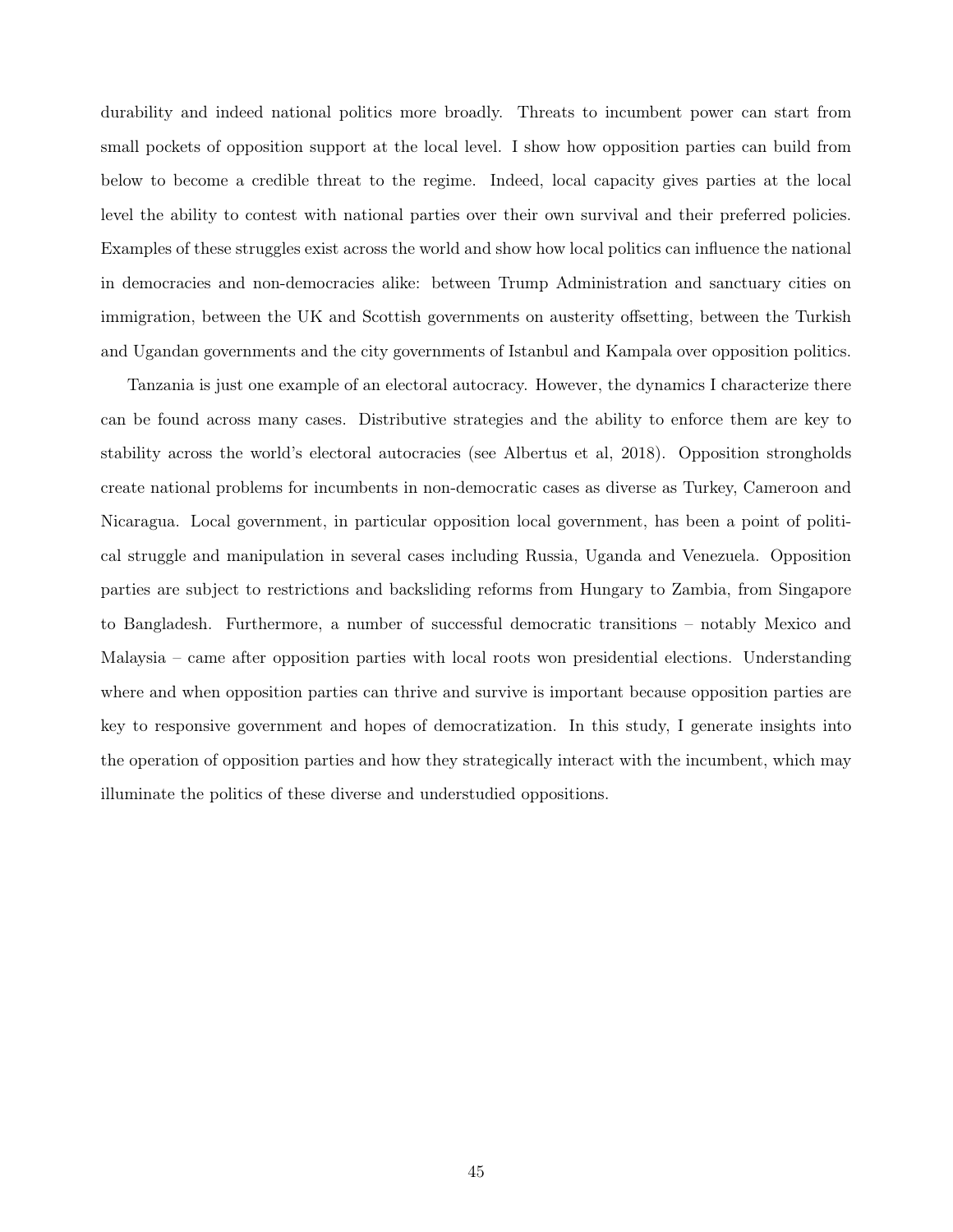durability and indeed national politics more broadly. Threats to incumbent power can start from small pockets of opposition support at the local level. I show how opposition parties can build from below to become a credible threat to the regime. Indeed, local capacity gives parties at the local level the ability to contest with national parties over their own survival and their preferred policies. Examples of these struggles exist across the world and show how local politics can influence the national in democracies and non-democracies alike: between Trump Administration and sanctuary cities on immigration, between the UK and Scottish governments on austerity offsetting, between the Turkish and Ugandan governments and the city governments of Istanbul and Kampala over opposition politics.

Tanzania is just one example of an electoral autocracy. However, the dynamics I characterize there can be found across many cases. Distributive strategies and the ability to enforce them are key to stability across the world's electoral autocracies (see Albertus et al, 2018). Opposition strongholds create national problems for incumbents in non-democratic cases as diverse as Turkey, Cameroon and Nicaragua. Local government, in particular opposition local government, has been a point of political struggle and manipulation in several cases including Russia, Uganda and Venezuela. Opposition parties are subject to restrictions and backsliding reforms from Hungary to Zambia, from Singapore to Bangladesh. Furthermore, a number of successful democratic transitions – notably Mexico and Malaysia – came after opposition parties with local roots won presidential elections. Understanding where and when opposition parties can thrive and survive is important because opposition parties are key to responsive government and hopes of democratization. In this study, I generate insights into the operation of opposition parties and how they strategically interact with the incumbent, which may illuminate the politics of these diverse and understudied oppositions.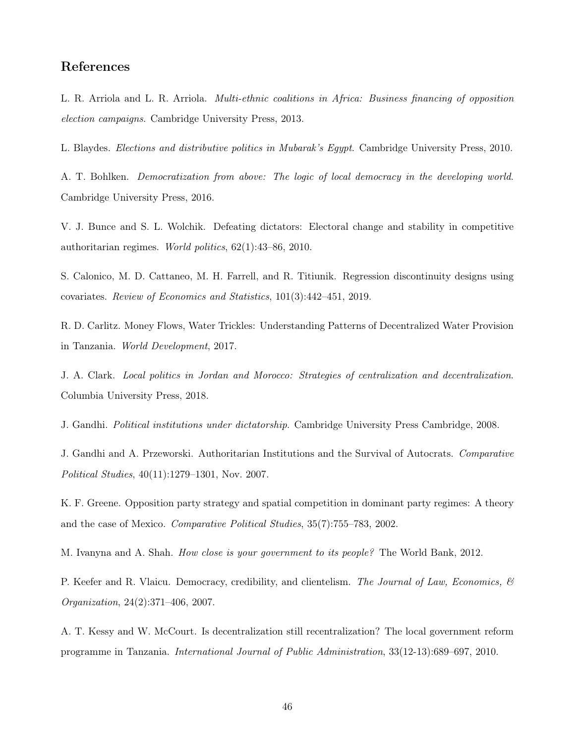## References

L. R. Arriola and L. R. Arriola. *Multi-ethnic coalitions in Africa: Business financing of opposition election campaigns*. Cambridge University Press, 2013.

L. Blaydes. *Elections and distributive politics in Mubarak's Egypt*. Cambridge University Press, 2010.

A. T. Bohlken. *Democratization from above: The logic of local democracy in the developing world*. Cambridge University Press, 2016.

V. J. Bunce and S. L. Wolchik. Defeating dictators: Electoral change and stability in competitive authoritarian regimes. *World politics*, 62(1):43–86, 2010.

S. Calonico, M. D. Cattaneo, M. H. Farrell, and R. Titiunik. Regression discontinuity designs using covariates. *Review of Economics and Statistics*, 101(3):442–451, 2019.

R. D. Carlitz. Money Flows, Water Trickles: Understanding Patterns of Decentralized Water Provision in Tanzania. *World Development*, 2017.

J. A. Clark. *Local politics in Jordan and Morocco: Strategies of centralization and decentralization*. Columbia University Press, 2018.

J. Gandhi. *Political institutions under dictatorship*. Cambridge University Press Cambridge, 2008.

J. Gandhi and A. Przeworski. Authoritarian Institutions and the Survival of Autocrats. *Comparative Political Studies*, 40(11):1279–1301, Nov. 2007.

K. F. Greene. Opposition party strategy and spatial competition in dominant party regimes: A theory and the case of Mexico. *Comparative Political Studies*, 35(7):755–783, 2002.

M. Ivanyna and A. Shah. *How close is your government to its people?* The World Bank, 2012.

P. Keefer and R. Vlaicu. Democracy, credibility, and clientelism. *The Journal of Law, Economics, & Organization*, 24(2):371–406, 2007.

A. T. Kessy and W. McCourt. Is decentralization still recentralization? The local government reform programme in Tanzania. *International Journal of Public Administration*, 33(12-13):689–697, 2010.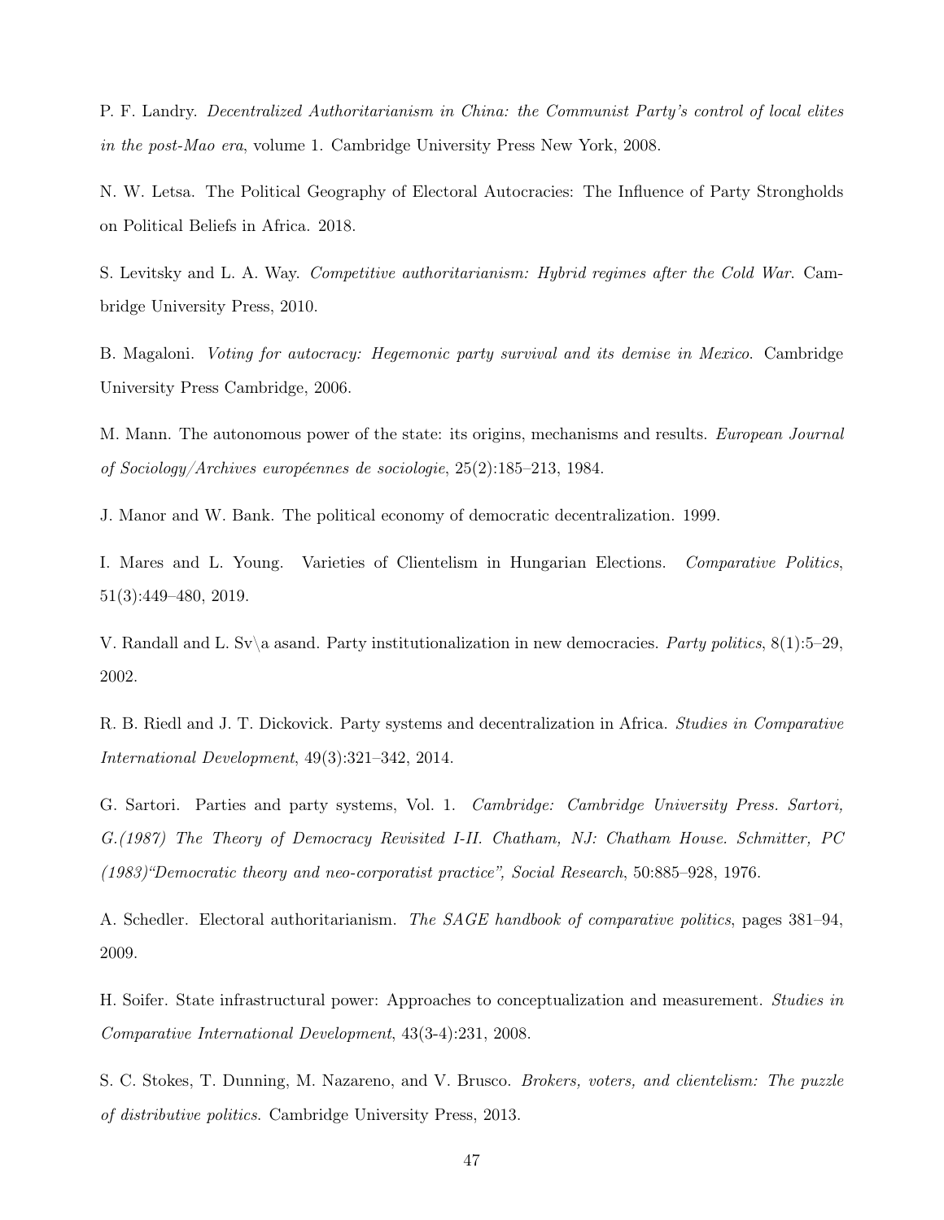P. F. Landry. *Decentralized Authoritarianism in China: the Communist Party's control of local elites in the post-Mao era*, volume 1. Cambridge University Press New York, 2008.

N. W. Letsa. The Political Geography of Electoral Autocracies: The Influence of Party Strongholds on Political Beliefs in Africa. 2018.

S. Levitsky and L. A. Way. *Competitive authoritarianism: Hybrid regimes after the Cold War*. Cambridge University Press, 2010.

B. Magaloni. *Voting for autocracy: Hegemonic party survival and its demise in Mexico*. Cambridge University Press Cambridge, 2006.

M. Mann. The autonomous power of the state: its origins, mechanisms and results. *European Journal of Sociology/Archives européennes de sociologie*, 25(2):185–213, 1984.

J. Manor and W. Bank. The political economy of democratic decentralization. 1999.

I. Mares and L. Young. Varieties of Clientelism in Hungarian Elections. *Comparative Politics*, 51(3):449–480, 2019.

V. Randall and L. Sv\a asand. Party institutionalization in new democracies. *Party politics*, 8(1):5–29, 2002.

R. B. Riedl and J. T. Dickovick. Party systems and decentralization in Africa. *Studies in Comparative International Development*, 49(3):321–342, 2014.

G. Sartori. Parties and party systems, Vol. 1. *Cambridge: Cambridge University Press. Sartori, G.(1987) The Theory of Democracy Revisited I-II. Chatham, NJ: Chatham House. Schmitter, PC (1983)"Democratic theory and neo-corporatist practice", Social Research*, 50:885–928, 1976.

A. Schedler. Electoral authoritarianism. *The SAGE handbook of comparative politics*, pages 381–94, 2009.

H. Soifer. State infrastructural power: Approaches to conceptualization and measurement. *Studies in Comparative International Development*, 43(3-4):231, 2008.

S. C. Stokes, T. Dunning, M. Nazareno, and V. Brusco. *Brokers, voters, and clientelism: The puzzle of distributive politics*. Cambridge University Press, 2013.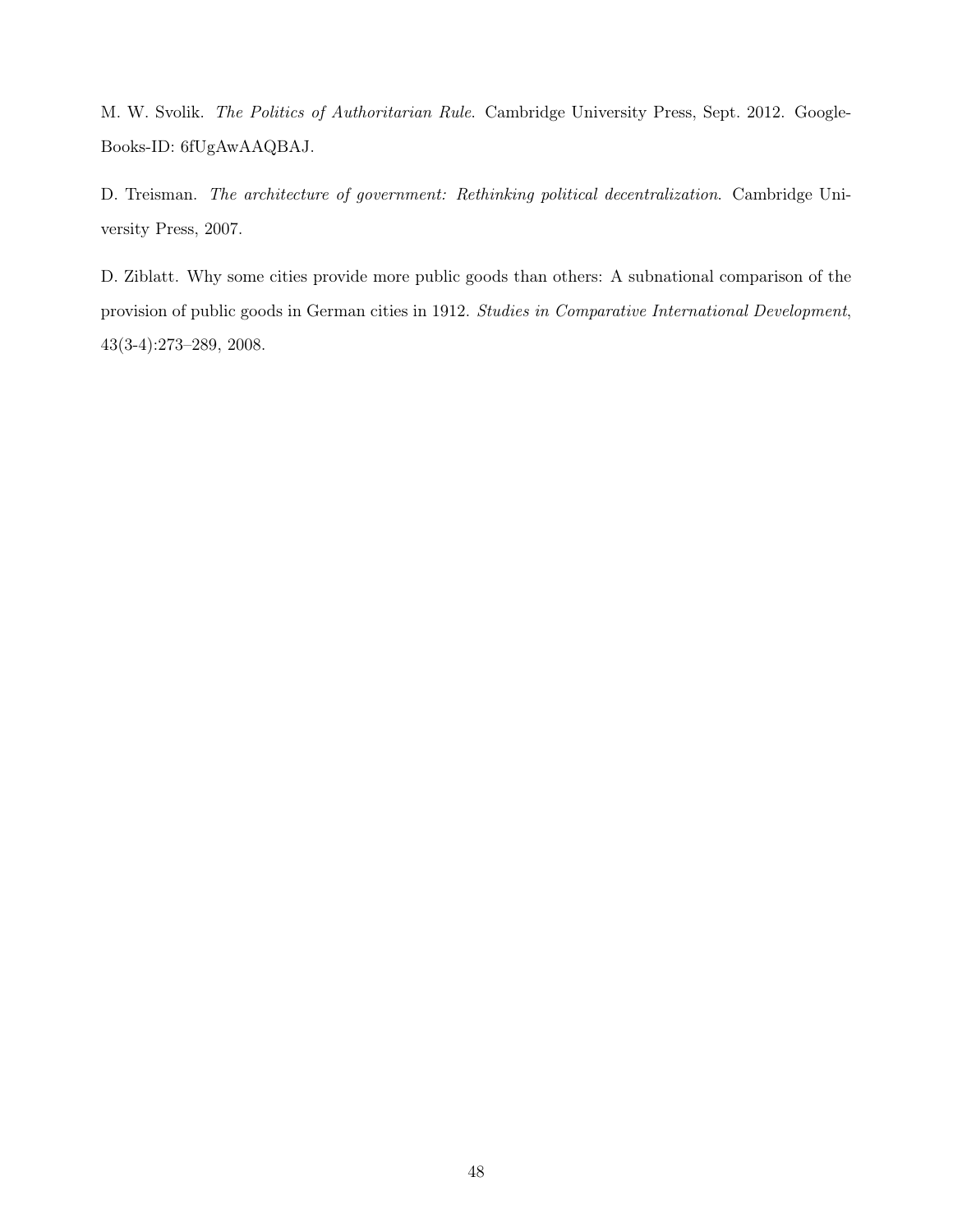M. W. Svolik. *The Politics of Authoritarian Rule*. Cambridge University Press, Sept. 2012. Google-Books-ID: 6fUgAwAAQBAJ.

D. Treisman. *The architecture of government: Rethinking political decentralization*. Cambridge University Press, 2007.

D. Ziblatt. Why some cities provide more public goods than others: A subnational comparison of the provision of public goods in German cities in 1912. *Studies in Comparative International Development*, 43(3-4):273–289, 2008.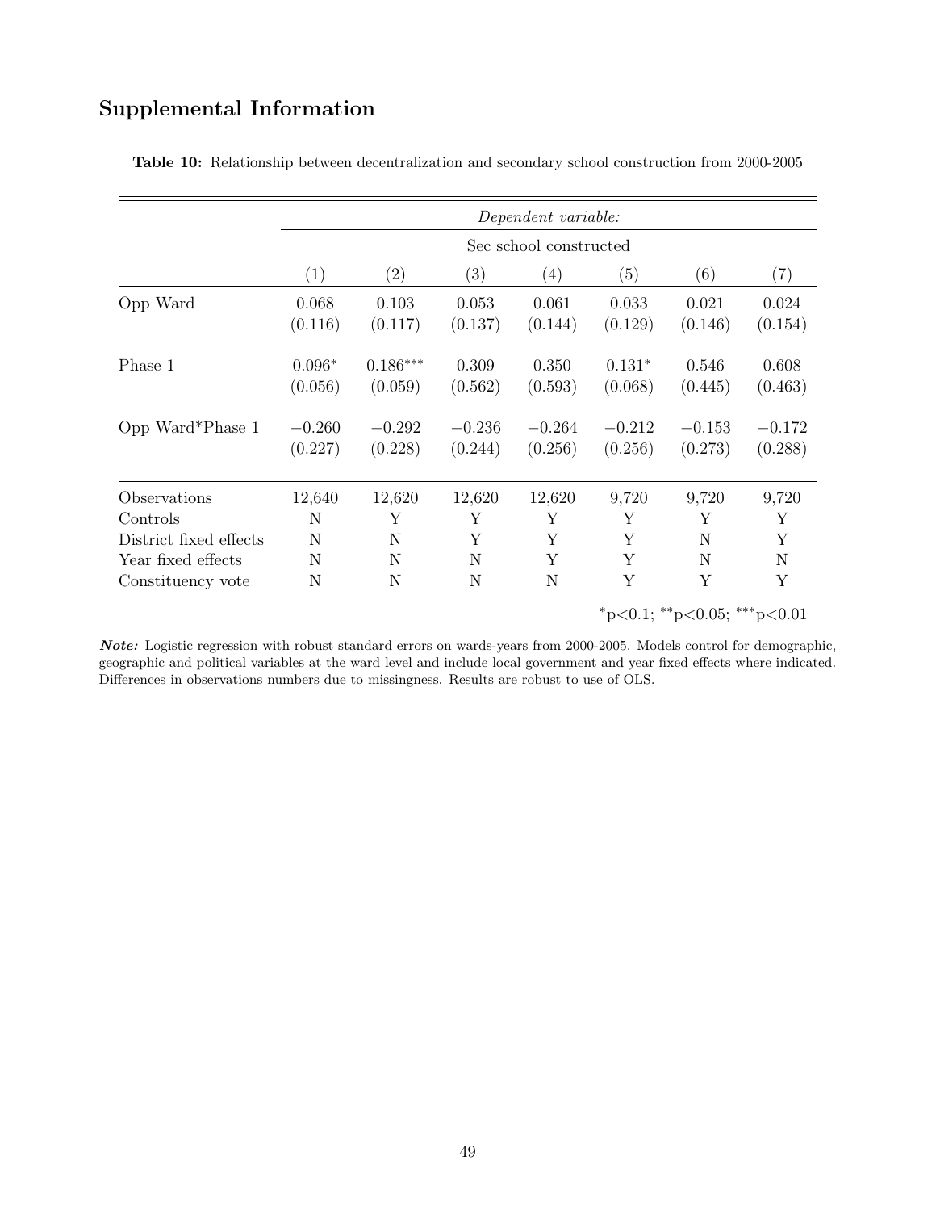## Supplemental Information

**Table 10:** Relationship between decentralization and secondary school construction from 2000-2005

| | *Dependent variable:* | | | | | | |
|---|---|---|---|---|---|---|---|
| | Sec school constructed | | | | | | |
| | (1) | (2) | (3) | (4) | (5) | (6) | (7) |
| Opp Ward | 0.068 | 0.103 | 0.053 | 0.061 | 0.033 | 0.021 | 0.024 |
| | (0.116) | (0.117) | (0.137) | (0.144) | (0.129) | (0.146) | (0.154) |
| Phase 1 | 0.096* | 0.186*** | 0.309 | 0.350 | 0.131* | 0.546 | 0.608 |
| | (0.056) | (0.059) | (0.562) | (0.593) | (0.068) | (0.445) | (0.463) |
| Opp Ward*Phase 1 | −0.260 | −0.292 | −0.236 | −0.264 | −0.212 | −0.153 | −0.172 |
| | (0.227) | (0.228) | (0.244) | (0.256) | (0.256) | (0.273) | (0.288) |
| Observations | 12,640 | 12,620 | 12,620 | 12,620 | 9,720 | 9,720 | 9,720 |
| Controls | N | Y | Y | Y | Y | Y | Y |
| District fixed effects | N | N | Y | Y | Y | N | Y |
| Year fixed effects | N | N | N | Y | Y | N | N |
| Constituency vote | N | N | N | N | Y | Y | Y |

*p<0.1; **p<0.05; ***p<0.01

***Note:*** Logistic regression with robust standard errors on wards-years from 2000-2005. Models control for demographic, geographic and political variables at the ward level and include local government and year fixed effects where indicated. Differences in observations numbers due to missingness. Results are robust to use of OLS.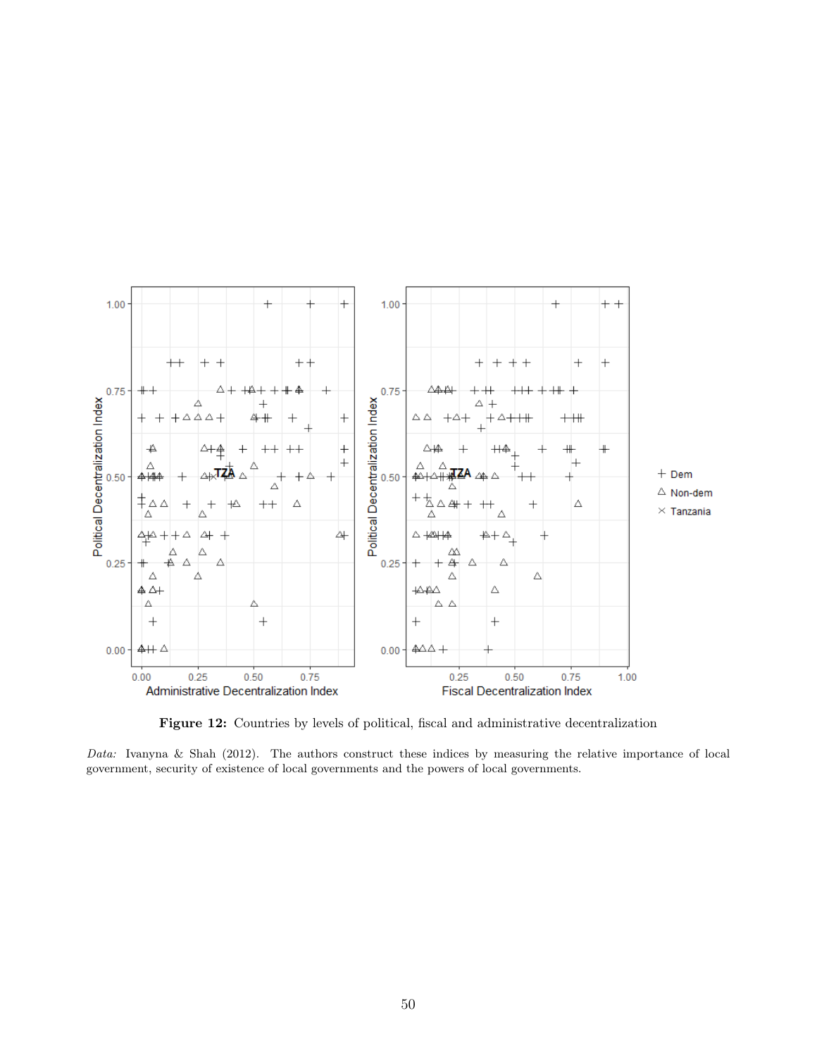**Figure 12:** Countries by levels of political, fiscal and administrative decentralization

*Data:* Ivanyna & Shah (2012). The authors construct these indices by measuring the relative importance of local government, security of existence of local governments and the powers of local governments.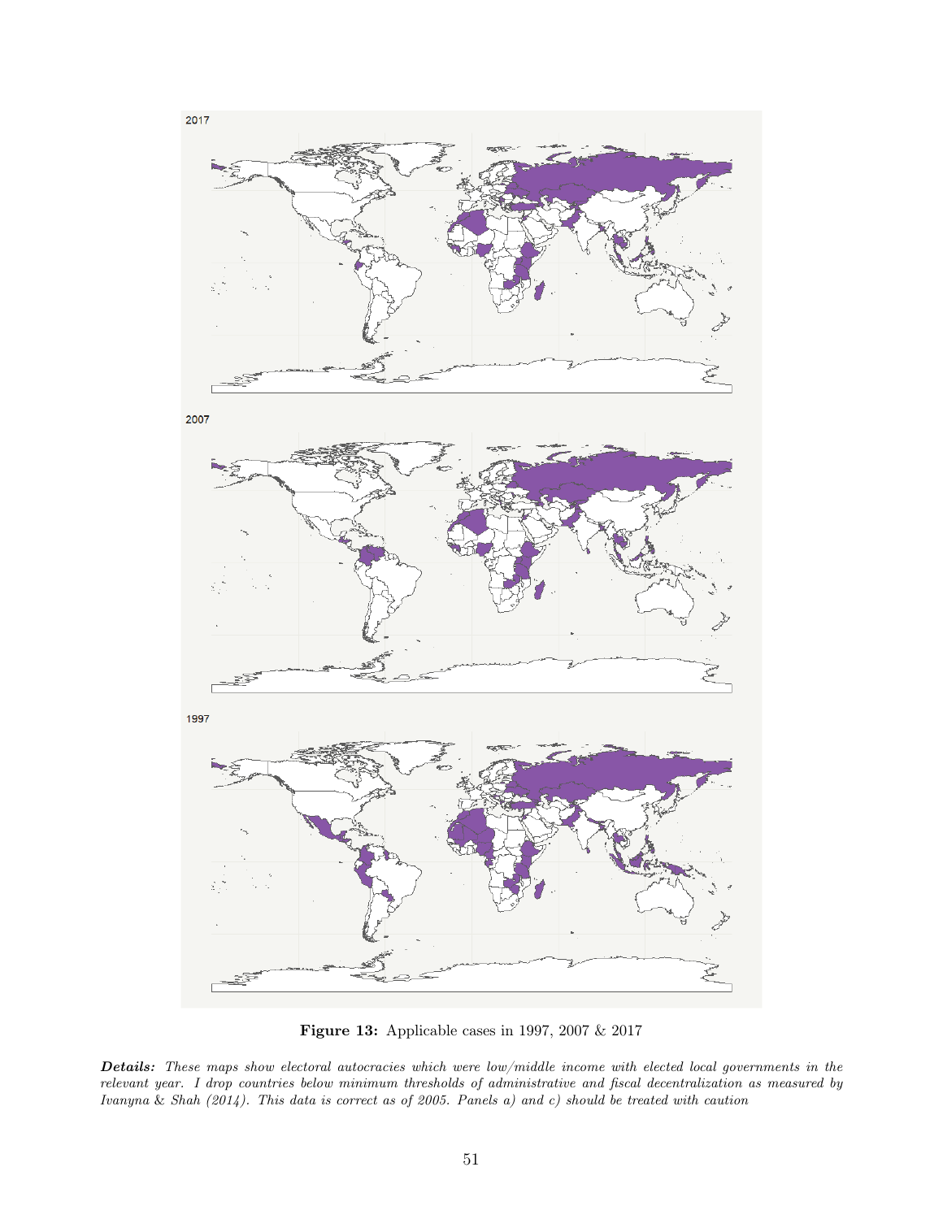2017

2007

1997

**Figure 13:** Applicable cases in 1997, 2007 & 2017

***Details:*** *These maps show electoral autocracies which were low/middle income with elected local governments in the relevant year. I drop countries below minimum thresholds of administrative and fiscal decentralization as measured by Ivanyna & Shah (2014). This data is correct as of 2005. Panels a) and c) should be treated with caution*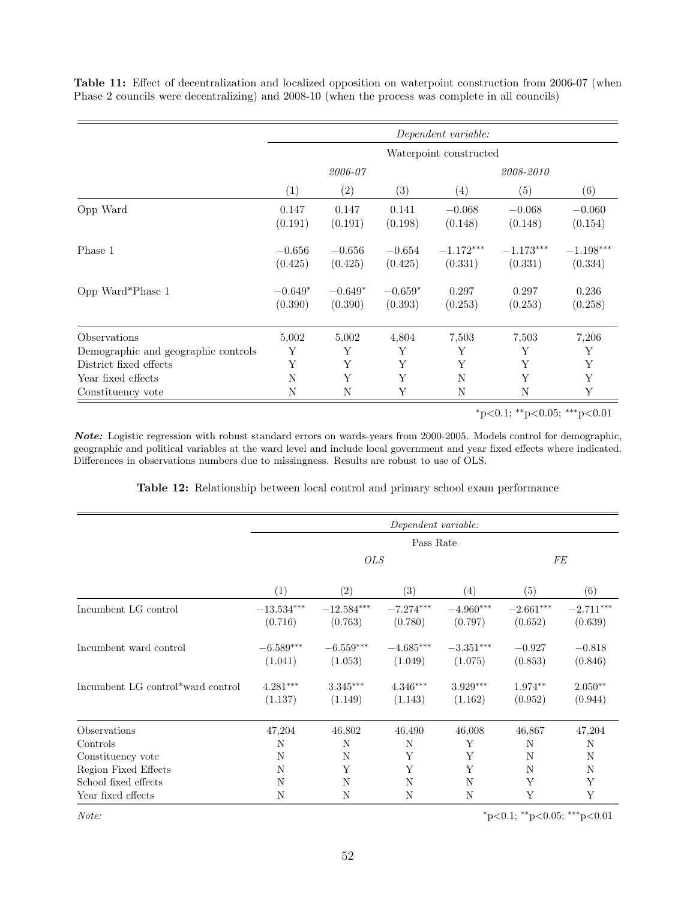**Table 11:** Effect of decentralization and localized opposition on waterpoint construction from 2006-07 (when Phase 2 councils were decentralizing) and 2008-10 (when the process was complete in all councils)

| | *Dependent variable:* | | | | | |
|---|---|---|---|---|---|---|
| | Waterpoint constructed | | | | | |
| | *2006-07* | | | *2008-2010* | | |
| | (1) | (2) | (3) | (4) | (5) | (6) |
| Opp Ward | 0.147 | 0.147 | 0.141 | −0.068 | −0.068 | −0.060 |
| | (0.191) | (0.191) | (0.198) | (0.148) | (0.148) | (0.154) |
| Phase 1 | −0.656 | −0.656 | −0.654 | $-1.172^{***}$ | $-1.173^{***}$ | $-1.198^{***}$ |
| | (0.425) | (0.425) | (0.425) | (0.331) | (0.331) | (0.334) |
| Opp Ward*Phase 1 | $-0.649^{*}$ | $-0.649^{*}$ | $-0.659^{*}$ | 0.297 | 0.297 | 0.236 |
| | (0.390) | (0.390) | (0.393) | (0.253) | (0.253) | (0.258) |
| Observations | 5,002 | 5,002 | 4,804 | 7,503 | 7,503 | 7,206 |
| Demographic and geographic controls | Y | Y | Y | Y | Y | Y |
| District fixed effects | Y | Y | Y | Y | Y | Y |
| Year fixed effects | N | Y | Y | N | Y | Y |
| Constituency vote | N | N | Y | N | N | Y |

$^{*}$p<0.1; $^{**}$p<0.05; $^{***}$p<0.01

***Note:*** Logistic regression with robust standard errors on wards-years from 2000-2005. Models control for demographic, geographic and political variables at the ward level and include local government and year fixed effects where indicated. Differences in observations numbers due to missingness. Results are robust to use of OLS.

**Table 12:** Relationship between local control and primary school exam performance

| | *Dependent variable:* | | | | | |
|---|---|---|---|---|---|---|
| | Pass Rate | | | | | |
| | *OLS* | | | | *FE* | |
| | (1) | (2) | (3) | (4) | (5) | (6) |
| Incumbent LG control | $-13.534^{***}$ | $-12.584^{***}$ | $-7.274^{***}$ | $-4.960^{***}$ | $-2.661^{***}$ | $-2.711^{***}$ |
| | (0.716) | (0.763) | (0.780) | (0.797) | (0.652) | (0.639) |
| Incumbent ward control | $-6.589^{***}$ | $-6.559^{***}$ | $-4.685^{***}$ | $-3.351^{***}$ | −0.927 | −0.818 |
| | (1.041) | (1.053) | (1.049) | (1.075) | (0.853) | (0.846) |
| Incumbent LG control*ward control | $4.281^{***}$ | $3.345^{***}$ | $4.346^{***}$ | $3.929^{***}$ | $1.974^{**}$ | $2.050^{**}$ |
| | (1.137) | (1.149) | (1.143) | (1.162) | (0.952) | (0.944) |
| Observations | 47,204 | 46,802 | 46,490 | 46,008 | 46,867 | 47,204 |
| Controls | N | N | N | Y | N | N |
| Constituency vote | N | N | Y | Y | N | N |
| Region Fixed Effects | N | Y | Y | Y | N | N |
| School fixed effects | N | N | N | N | Y | Y |
| Year fixed effects | N | N | N | N | Y | Y |

*Note:* $^{*}$p<0.1; $^{**}$p<0.05; $^{***}$p<0.01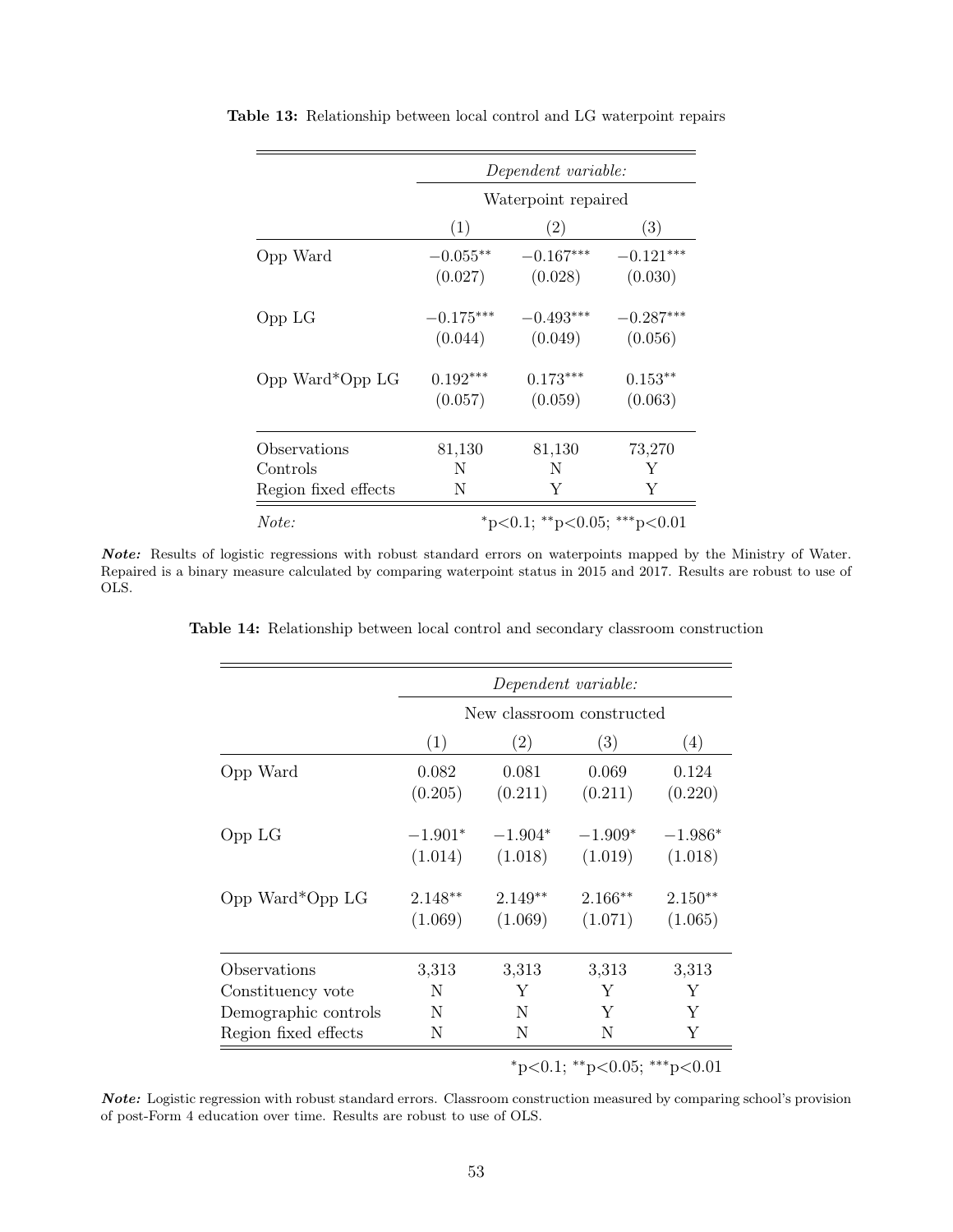**Table 13:** Relationship between local control and LG waterpoint repairs

| | *Dependent variable:* | | |
|---|---|---|---|
| | Waterpoint repaired | | |
| | (1) | (2) | (3) |
| Opp Ward | $-0.055^{**}$ | $-0.167^{***}$ | $-0.121^{***}$ |
| | (0.027) | (0.028) | (0.030) |
| Opp LG | $-0.175^{***}$ | $-0.493^{***}$ | $-0.287^{***}$ |
| | (0.044) | (0.049) | (0.056) |
| Opp Ward*Opp LG | $0.192^{***}$ | $0.173^{***}$ | $0.153^{**}$ |
| | (0.057) | (0.059) | (0.063) |
| Observations | 81,130 | 81,130 | 73,270 |
| Controls | N | N | Y |
| Region fixed effects | N | Y | Y |
| *Note:* | $^{*}$p<0.1; $^{**}$p<0.05; $^{***}$p<0.01 | | |

***Note:*** Results of logistic regressions with robust standard errors on waterpoints mapped by the Ministry of Water. Repaired is a binary measure calculated by comparing waterpoint status in 2015 and 2017. Results are robust to use of OLS.

**Table 14:** Relationship between local control and secondary classroom construction

| | *Dependent variable:* | | | |
|---|---|---|---|---|
| | New classroom constructed | | | |
| | (1) | (2) | (3) | (4) |
| Opp Ward | 0.082 | 0.081 | 0.069 | 0.124 |
| | (0.205) | (0.211) | (0.211) | (0.220) |
| Opp LG | $-1.901^{*}$ | $-1.904^{*}$ | $-1.909^{*}$ | $-1.986^{*}$ |
| | (1.014) | (1.018) | (1.019) | (1.018) |
| Opp Ward*Opp LG | $2.148^{**}$ | $2.149^{**}$ | $2.166^{**}$ | $2.150^{**}$ |
| | (1.069) | (1.069) | (1.071) | (1.065) |
| Observations | 3,313 | 3,313 | 3,313 | 3,313 |
| Constituency vote | N | Y | Y | Y |
| Demographic controls | N | N | Y | Y |
| Region fixed effects | N | N | N | Y |

$^{*}$p<0.1; $^{**}$p<0.05; $^{***}$p<0.01

***Note:*** Logistic regression with robust standard errors. Classroom construction measured by comparing school's provision of post-Form 4 education over time. Results are robust to use of OLS.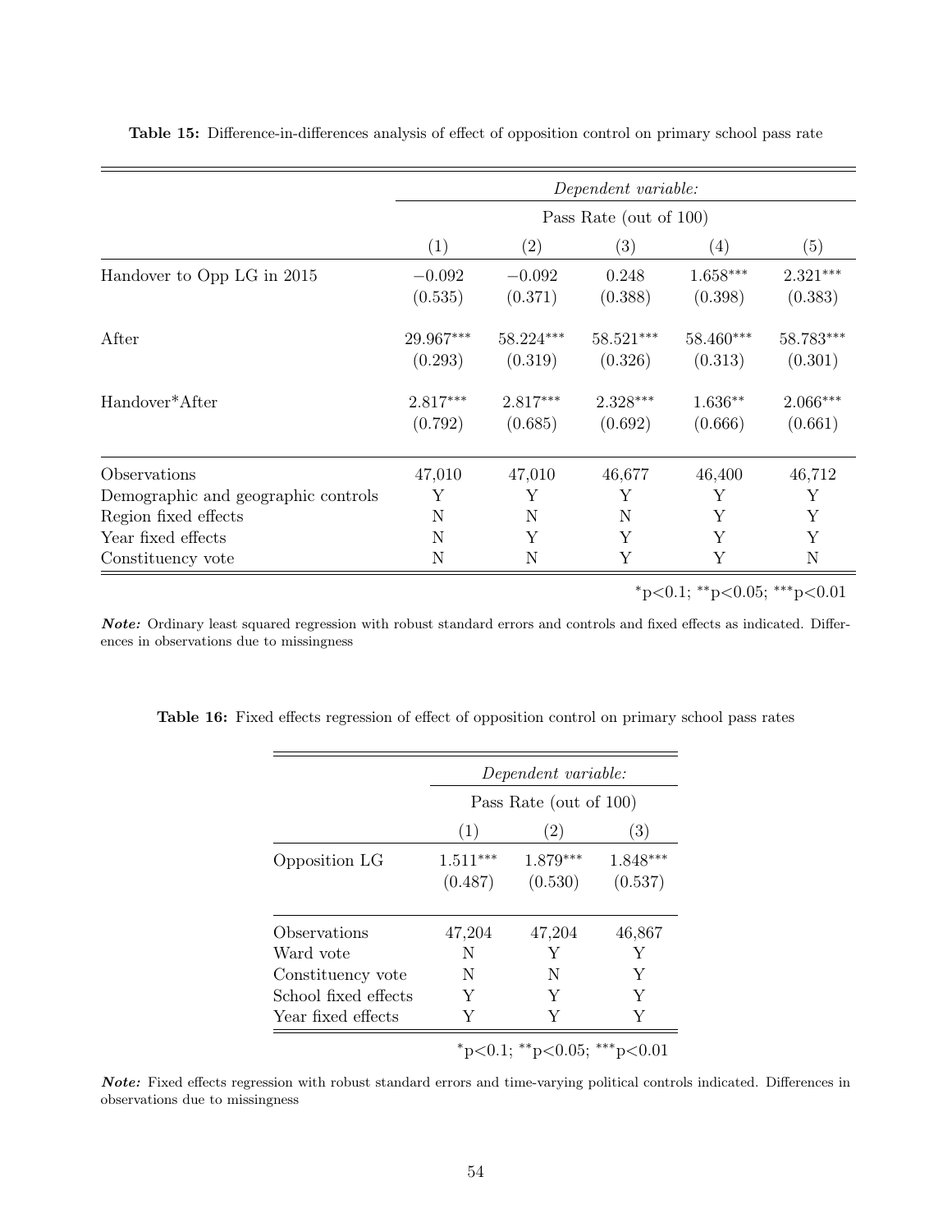**Table 15:** Difference-in-differences analysis of effect of opposition control on primary school pass rate

| | *Dependent variable:* | | | | |
|---|---|---|---|---|---|
| | Pass Rate (out of 100) | | | | |
| | (1) | (2) | (3) | (4) | (5) |
| Handover to Opp LG in 2015 | −0.092 | −0.092 | 0.248 | 1.658*** | 2.321*** |
| | (0.535) | (0.371) | (0.388) | (0.398) | (0.383) |
| After | 29.967*** | 58.224*** | 58.521*** | 58.460*** | 58.783*** |
| | (0.293) | (0.319) | (0.326) | (0.313) | (0.301) |
| Handover*After | 2.817*** | 2.817*** | 2.328*** | 1.636** | 2.066*** |
| | (0.792) | (0.685) | (0.692) | (0.666) | (0.661) |
| Observations | 47,010 | 47,010 | 46,677 | 46,400 | 46,712 |
| Demographic and geographic controls | Y | Y | Y | Y | Y |
| Region fixed effects | N | N | N | Y | Y |
| Year fixed effects | N | Y | Y | Y | Y |
| Constituency vote | N | N | Y | Y | N |

*p<0.1; **p<0.05; ***p<0.01

***Note:*** Ordinary least squared regression with robust standard errors and controls and fixed effects as indicated. Differences in observations due to missingness

**Table 16:** Fixed effects regression of effect of opposition control on primary school pass rates

| | *Dependent variable:* | | |
|---|---|---|---|
| | Pass Rate (out of 100) | | |
| | (1) | (2) | (3) |
| Opposition LG | 1.511*** | 1.879*** | 1.848*** |
| | (0.487) | (0.530) | (0.537) |
| Observations | 47,204 | 47,204 | 46,867 |
| Ward vote | N | Y | Y |
| Constituency vote | N | N | Y |
| School fixed effects | Y | Y | Y |
| Year fixed effects | Y | Y | Y |

*p<0.1; **p<0.05; ***p<0.01

***Note:*** Fixed effects regression with robust standard errors and time-varying political controls indicated. Differences in observations due to missingness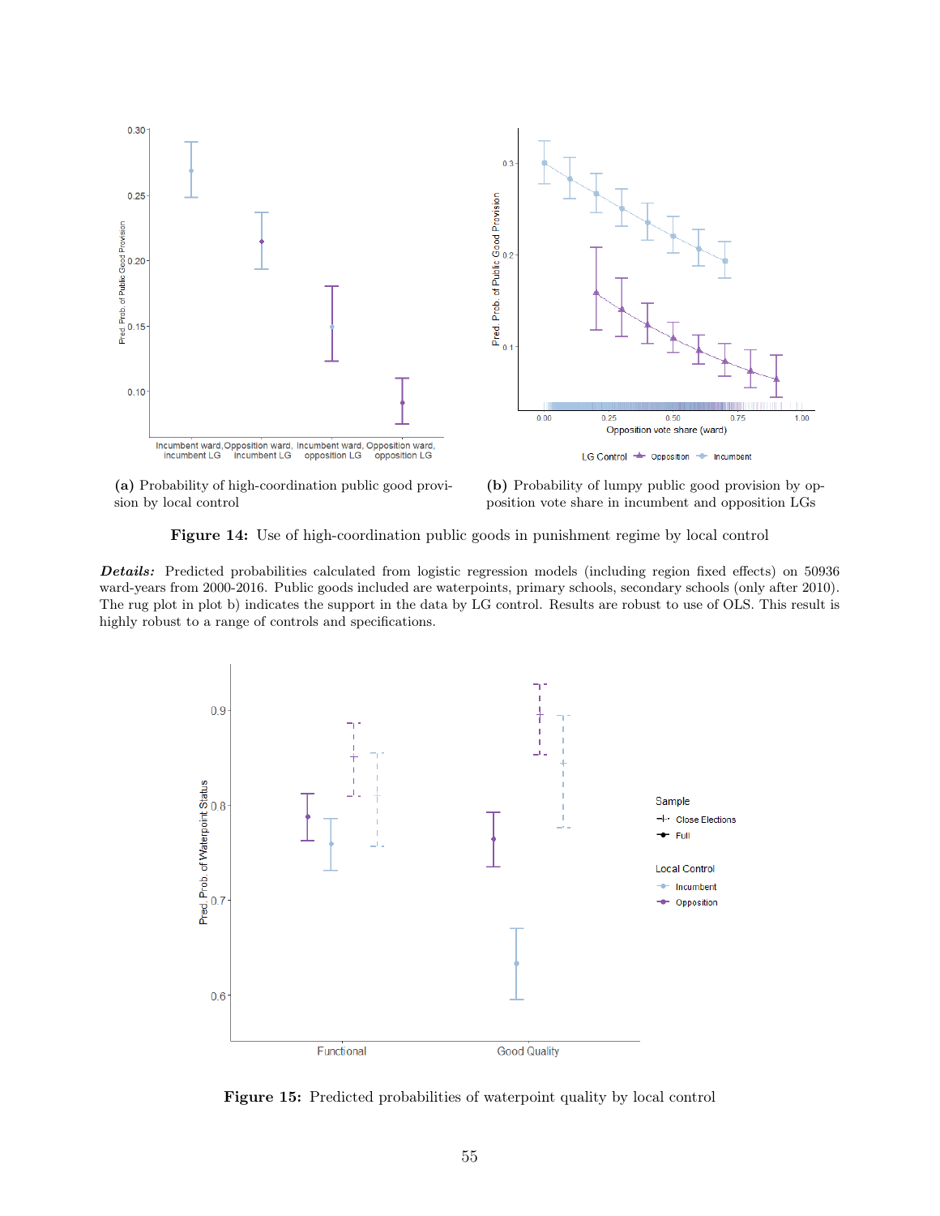**(a)** Probability of high-coordination public good provision by local control

**(b)** Probability of lumpy public good provision by opposition vote share in incumbent and opposition LGs

**Figure 14:** Use of high-coordination public goods in punishment regime by local control

***Details:*** Predicted probabilities calculated from logistic regression models (including region fixed effects) on 50936 ward-years from 2000-2016. Public goods included are waterpoints, primary schools, secondary schools (only after 2010). The rug plot in plot b) indicates the support in the data by LG control. Results are robust to use of OLS. This result is highly robust to a range of controls and specifications.

**Figure 15:** Predicted probabilities of waterpoint quality by local control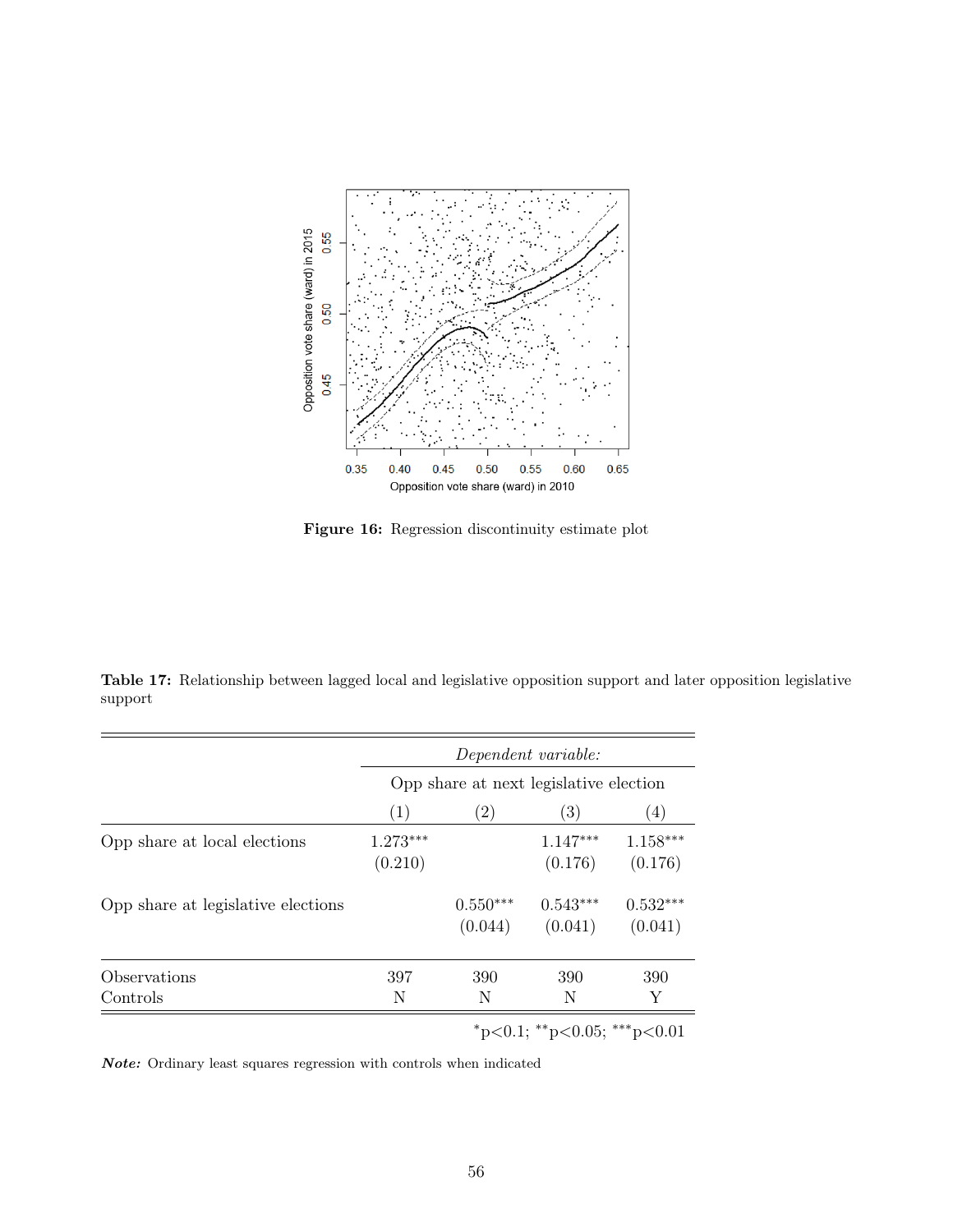Opposition vote share (ward) in 2015

0.45
0.50
0.55

0.35 0.40 0.45 0.50 0.55 0.60 0.65

Opposition vote share (ward) in 2010

**Figure 16:** Regression discontinuity estimate plot

**Table 17:** Relationship between lagged local and legislative opposition support and later opposition legislative support

| | *Dependent variable:* | | | |
|---|---|---|---|---|
| | Opp share at next legislative election | | | |
| | (1) | (2) | (3) | (4) |
| Opp share at local elections | 1.273*** | | 1.147*** | 1.158*** |
| | (0.210) | | (0.176) | (0.176) |
| Opp share at legislative elections | | 0.550*** | 0.543*** | 0.532*** |
| | | (0.044) | (0.041) | (0.041) |
| Observations | 397 | 390 | 390 | 390 |
| Controls | N | N | N | Y |

*p<0.1; **p<0.05; ***p<0.01

***Note:*** Ordinary least squares regression with controls when indicated